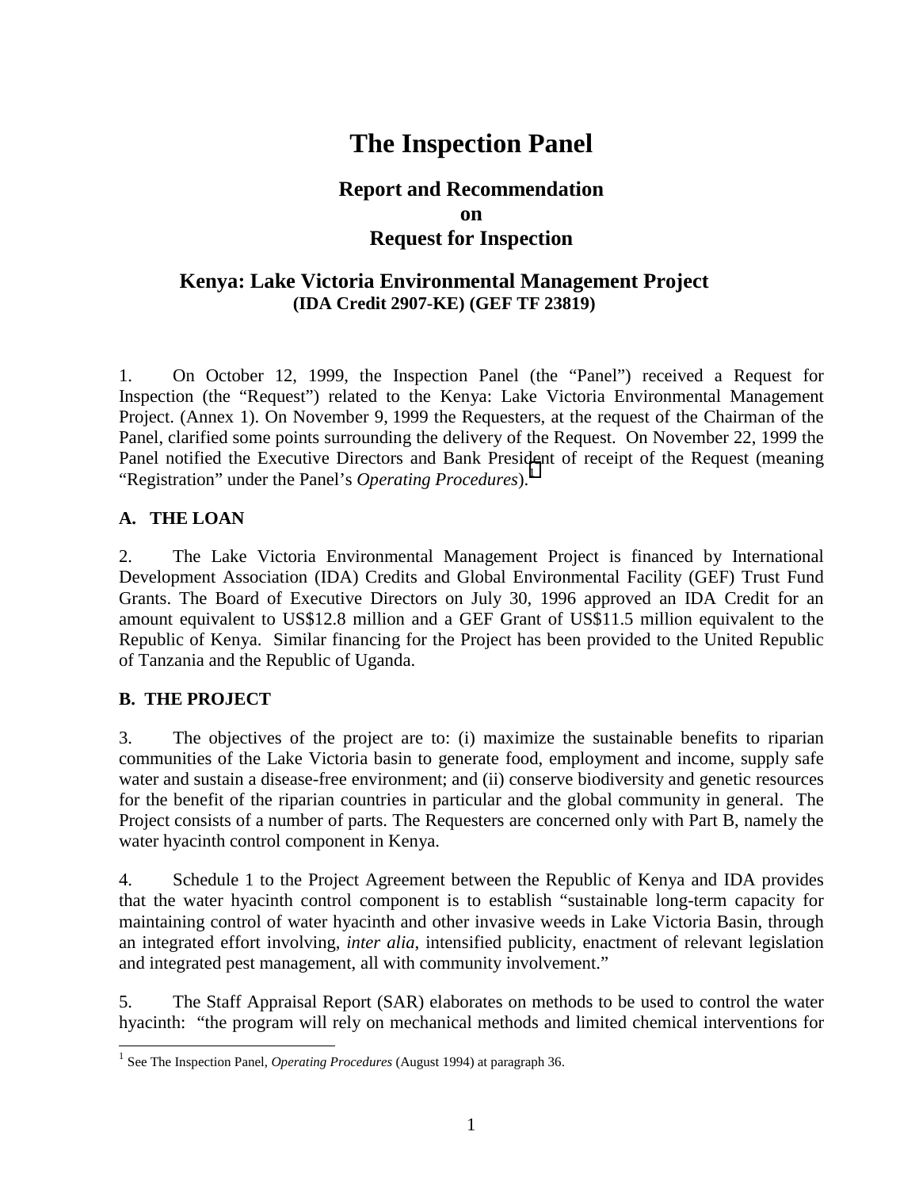# The Inspection Panel

## Report and Recommendation on Request for Inspection

### Kenya: Lake Victoria Environmental Management Project
**(IDA Credit 2907-KE) (GEF TF 23819)**

1. On October 12, 1999, the Inspection Panel (the "Panel") received a Request for Inspection (the "Request") related to the Kenya: Lake Victoria Environmental Management Project. (Annex 1). On November 9, 1999 the Requesters, at the request of the Chairman of the Panel, clarified some points surrounding the delivery of the Request. On November 22, 1999 the Panel notified the Executive Directors and Bank President of receipt of the Request (meaning "Registration" under the Panel's *Operating Procedures*).[1]

**A. THE LOAN**

2. The Lake Victoria Environmental Management Project is financed by International Development Association (IDA) Credits and Global Environmental Facility (GEF) Trust Fund Grants. The Board of Executive Directors on July 30, 1996 approved an IDA Credit for an amount equivalent to US$12.8 million and a GEF Grant of US$11.5 million equivalent to the Republic of Kenya. Similar financing for the Project has been provided to the United Republic of Tanzania and the Republic of Uganda.

**B. THE PROJECT**

3. The objectives of the project are to: (i) maximize the sustainable benefits to riparian communities of the Lake Victoria basin to generate food, employment and income, supply safe water and sustain a disease-free environment; and (ii) conserve biodiversity and genetic resources for the benefit of the riparian countries in particular and the global community in general. The Project consists of a number of parts. The Requesters are concerned only with Part B, namely the water hyacinth control component in Kenya.

4. Schedule 1 to the Project Agreement between the Republic of Kenya and IDA provides that the water hyacinth control component is to establish "sustainable long-term capacity for maintaining control of water hyacinth and other invasive weeds in Lake Victoria Basin, through an integrated effort involving, *inter alia*, intensified publicity, enactment of relevant legislation and integrated pest management, all with community involvement."

5. The Staff Appraisal Report (SAR) elaborates on methods to be used to control the water hyacinth: "the program will rely on mechanical methods and limited chemical interventions for

[1] See The Inspection Panel, *Operating Procedures* (August 1994) at paragraph 36.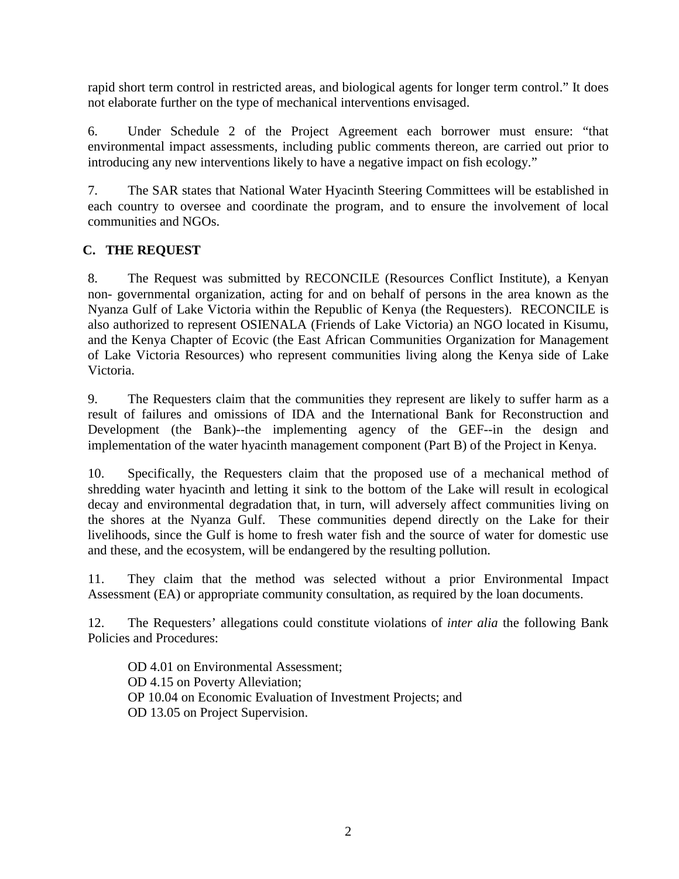rapid short term control in restricted areas, and biological agents for longer term control." It does not elaborate further on the type of mechanical interventions envisaged.

6. Under Schedule 2 of the Project Agreement each borrower must ensure: "that environmental impact assessments, including public comments thereon, are carried out prior to introducing any new interventions likely to have a negative impact on fish ecology."

7. The SAR states that National Water Hyacinth Steering Committees will be established in each country to oversee and coordinate the program, and to ensure the involvement of local communities and NGOs.

## C. THE REQUEST

8. The Request was submitted by RECONCILE (Resources Conflict Institute), a Kenyan non- governmental organization, acting for and on behalf of persons in the area known as the Nyanza Gulf of Lake Victoria within the Republic of Kenya (the Requesters). RECONCILE is also authorized to represent OSIENALA (Friends of Lake Victoria) an NGO located in Kisumu, and the Kenya Chapter of Ecovic (the East African Communities Organization for Management of Lake Victoria Resources) who represent communities living along the Kenya side of Lake Victoria.

9. The Requesters claim that the communities they represent are likely to suffer harm as a result of failures and omissions of IDA and the International Bank for Reconstruction and Development (the Bank)--the implementing agency of the GEF--in the design and implementation of the water hyacinth management component (Part B) of the Project in Kenya.

10. Specifically, the Requesters claim that the proposed use of a mechanical method of shredding water hyacinth and letting it sink to the bottom of the Lake will result in ecological decay and environmental degradation that, in turn, will adversely affect communities living on the shores at the Nyanza Gulf. These communities depend directly on the Lake for their livelihoods, since the Gulf is home to fresh water fish and the source of water for domestic use and these, and the ecosystem, will be endangered by the resulting pollution.

11. They claim that the method was selected without a prior Environmental Impact Assessment (EA) or appropriate community consultation, as required by the loan documents.

12. The Requesters' allegations could constitute violations of *inter alia* the following Bank Policies and Procedures:

OD 4.01 on Environmental Assessment;
OD 4.15 on Poverty Alleviation;
OP 10.04 on Economic Evaluation of Investment Projects; and
OD 13.05 on Project Supervision.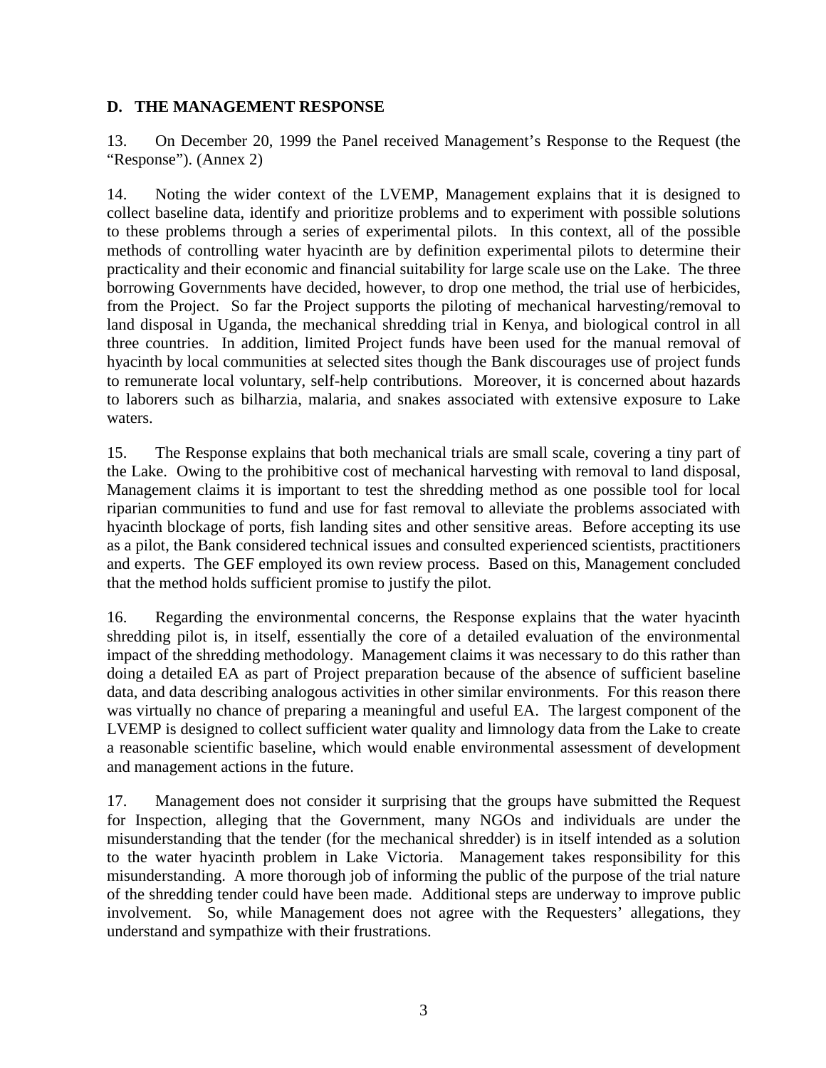## D. THE MANAGEMENT RESPONSE

13. On December 20, 1999 the Panel received Management's Response to the Request (the "Response"). (Annex 2)

14. Noting the wider context of the LVEMP, Management explains that it is designed to collect baseline data, identify and prioritize problems and to experiment with possible solutions to these problems through a series of experimental pilots. In this context, all of the possible methods of controlling water hyacinth are by definition experimental pilots to determine their practicality and their economic and financial suitability for large scale use on the Lake. The three borrowing Governments have decided, however, to drop one method, the trial use of herbicides, from the Project. So far the Project supports the piloting of mechanical harvesting/removal to land disposal in Uganda, the mechanical shredding trial in Kenya, and biological control in all three countries. In addition, limited Project funds have been used for the manual removal of hyacinth by local communities at selected sites though the Bank discourages use of project funds to remunerate local voluntary, self-help contributions. Moreover, it is concerned about hazards to laborers such as bilharzia, malaria, and snakes associated with extensive exposure to Lake waters.

15. The Response explains that both mechanical trials are small scale, covering a tiny part of the Lake. Owing to the prohibitive cost of mechanical harvesting with removal to land disposal, Management claims it is important to test the shredding method as one possible tool for local riparian communities to fund and use for fast removal to alleviate the problems associated with hyacinth blockage of ports, fish landing sites and other sensitive areas. Before accepting its use as a pilot, the Bank considered technical issues and consulted experienced scientists, practitioners and experts. The GEF employed its own review process. Based on this, Management concluded that the method holds sufficient promise to justify the pilot.

16. Regarding the environmental concerns, the Response explains that the water hyacinth shredding pilot is, in itself, essentially the core of a detailed evaluation of the environmental impact of the shredding methodology. Management claims it was necessary to do this rather than doing a detailed EA as part of Project preparation because of the absence of sufficient baseline data, and data describing analogous activities in other similar environments. For this reason there was virtually no chance of preparing a meaningful and useful EA. The largest component of the LVEMP is designed to collect sufficient water quality and limnology data from the Lake to create a reasonable scientific baseline, which would enable environmental assessment of development and management actions in the future.

17. Management does not consider it surprising that the groups have submitted the Request for Inspection, alleging that the Government, many NGOs and individuals are under the misunderstanding that the tender (for the mechanical shredder) is in itself intended as a solution to the water hyacinth problem in Lake Victoria. Management takes responsibility for this misunderstanding. A more thorough job of informing the public of the purpose of the trial nature of the shredding tender could have been made. Additional steps are underway to improve public involvement. So, while Management does not agree with the Requesters' allegations, they understand and sympathize with their frustrations.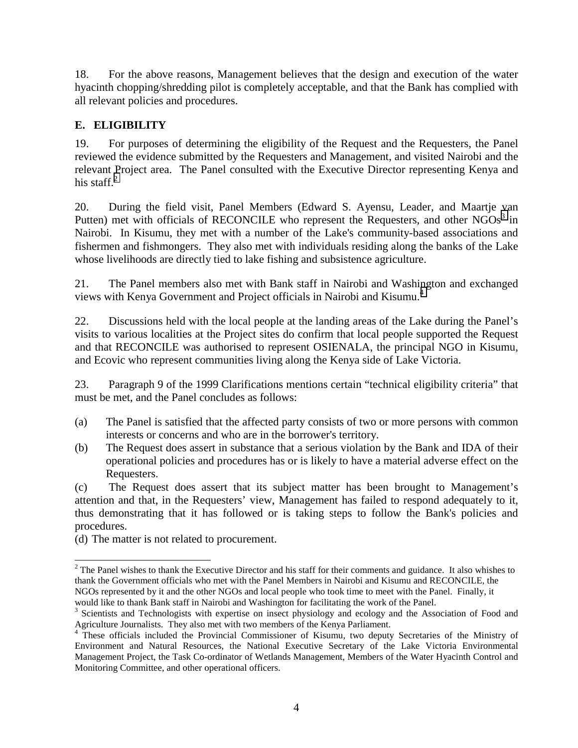18. For the above reasons, Management believes that the design and execution of the water hyacinth chopping/shredding pilot is completely acceptable, and that the Bank has complied with all relevant policies and procedures.

## E. ELIGIBILITY

19. For purposes of determining the eligibility of the Request and the Requesters, the Panel reviewed the evidence submitted by the Requesters and Management, and visited Nairobi and the relevant Project area. The Panel consulted with the Executive Director representing Kenya and his staff.[2]

20. During the field visit, Panel Members (Edward S. Ayensu, Leader, and Maartje van Putten) met with officials of RECONCILE who represent the Requesters, and other NGOs[3] in Nairobi. In Kisumu, they met with a number of the Lake's community-based associations and fishermen and fishmongers. They also met with individuals residing along the banks of the Lake whose livelihoods are directly tied to lake fishing and subsistence agriculture.

21. The Panel members also met with Bank staff in Nairobi and Washington and exchanged views with Kenya Government and Project officials in Nairobi and Kisumu.[4]

22. Discussions held with the local people at the landing areas of the Lake during the Panel's visits to various localities at the Project sites do confirm that local people supported the Request and that RECONCILE was authorised to represent OSIENALA, the principal NGO in Kisumu, and Ecovic who represent communities living along the Kenya side of Lake Victoria.

23. Paragraph 9 of the 1999 Clarifications mentions certain "technical eligibility criteria" that must be met, and the Panel concludes as follows:

(a) The Panel is satisfied that the affected party consists of two or more persons with common interests or concerns and who are in the borrower's territory.

(b) The Request does assert in substance that a serious violation by the Bank and IDA of their operational policies and procedures has or is likely to have a material adverse effect on the Requesters.

(c) The Request does assert that its subject matter has been brought to Management's attention and that, in the Requesters' view, Management has failed to respond adequately to it, thus demonstrating that it has followed or is taking steps to follow the Bank's policies and procedures.

(d) The matter is not related to procurement.

---

[2] The Panel wishes to thank the Executive Director and his staff for their comments and guidance. It also whishes to thank the Government officials who met with the Panel Members in Nairobi and Kisumu and RECONCILE, the NGOs represented by it and the other NGOs and local people who took time to meet with the Panel. Finally, it would like to thank Bank staff in Nairobi and Washington for facilitating the work of the Panel.

[3] Scientists and Technologists with expertise on insect physiology and ecology and the Association of Food and Agriculture Journalists. They also met with two members of the Kenya Parliament.

[4] These officials included the Provincial Commissioner of Kisumu, two deputy Secretaries of the Ministry of Environment and Natural Resources, the National Executive Secretary of the Lake Victoria Environmental Management Project, the Task Co-ordinator of Wetlands Management, Members of the Water Hyacinth Control and Monitoring Committee, and other operational officers.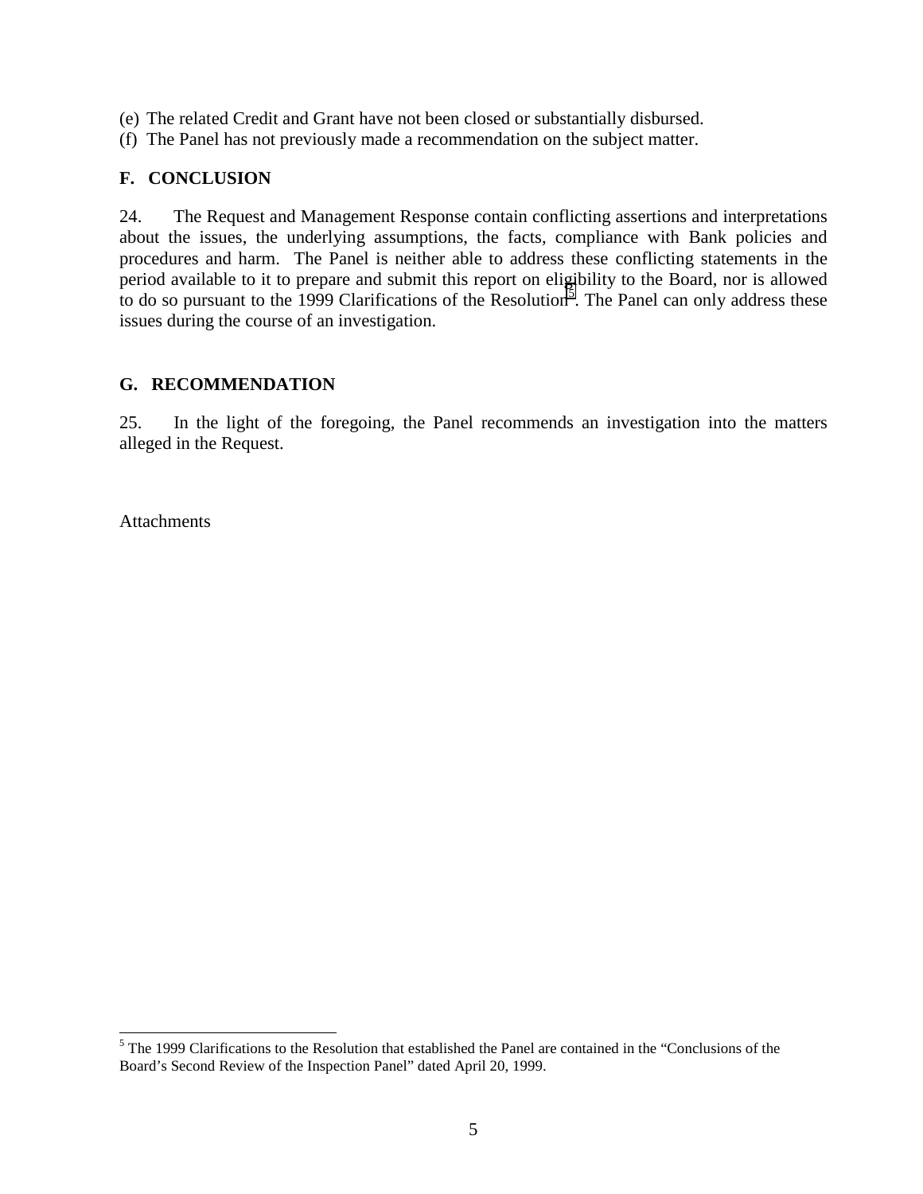(e) The related Credit and Grant have not been closed or substantially disbursed.
(f) The Panel has not previously made a recommendation on the subject matter.

## F. CONCLUSION

24. The Request and Management Response contain conflicting assertions and interpretations about the issues, the underlying assumptions, the facts, compliance with Bank policies and procedures and harm. The Panel is neither able to address these conflicting statements in the period available to it to prepare and submit this report on eligibility to the Board, nor is allowed to do so pursuant to the 1999 Clarifications of the Resolution[5]. The Panel can only address these issues during the course of an investigation.

## G. RECOMMENDATION

25. In the light of the foregoing, the Panel recommends an investigation into the matters alleged in the Request.

Attachments

---

[5] The 1999 Clarifications to the Resolution that established the Panel are contained in the "Conclusions of the Board's Second Review of the Inspection Panel" dated April 20, 1999.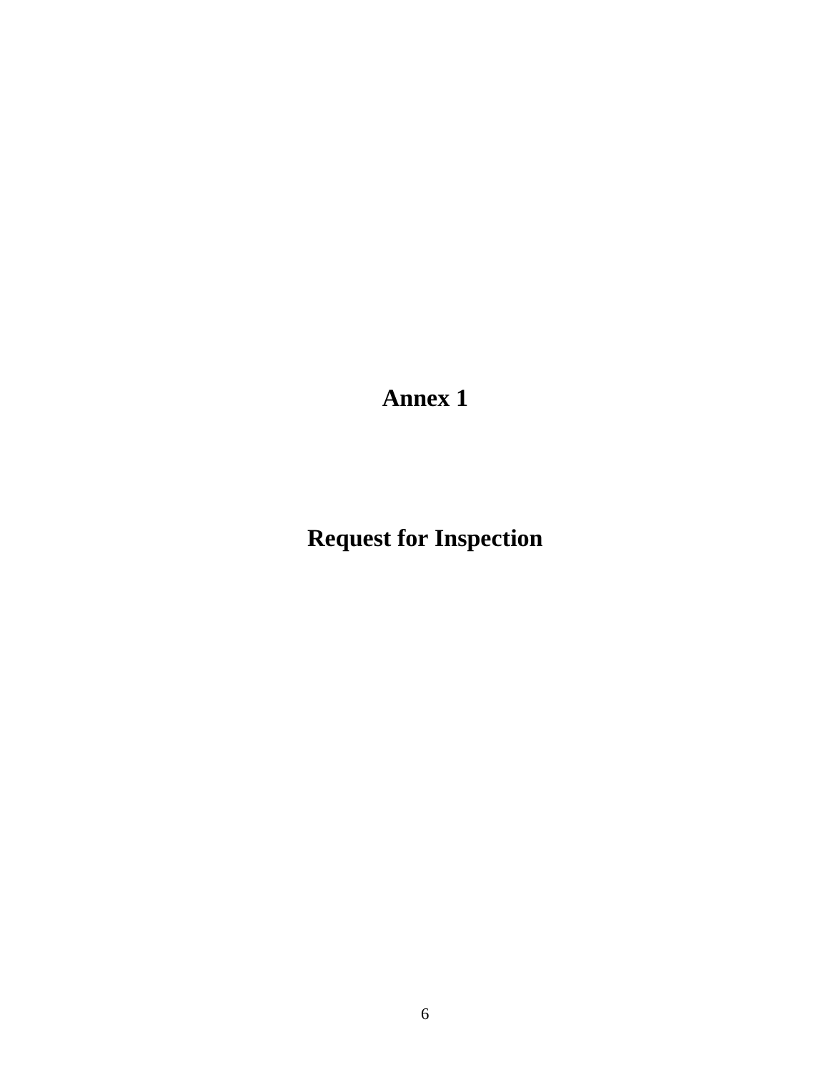# Annex 1

# Request for Inspection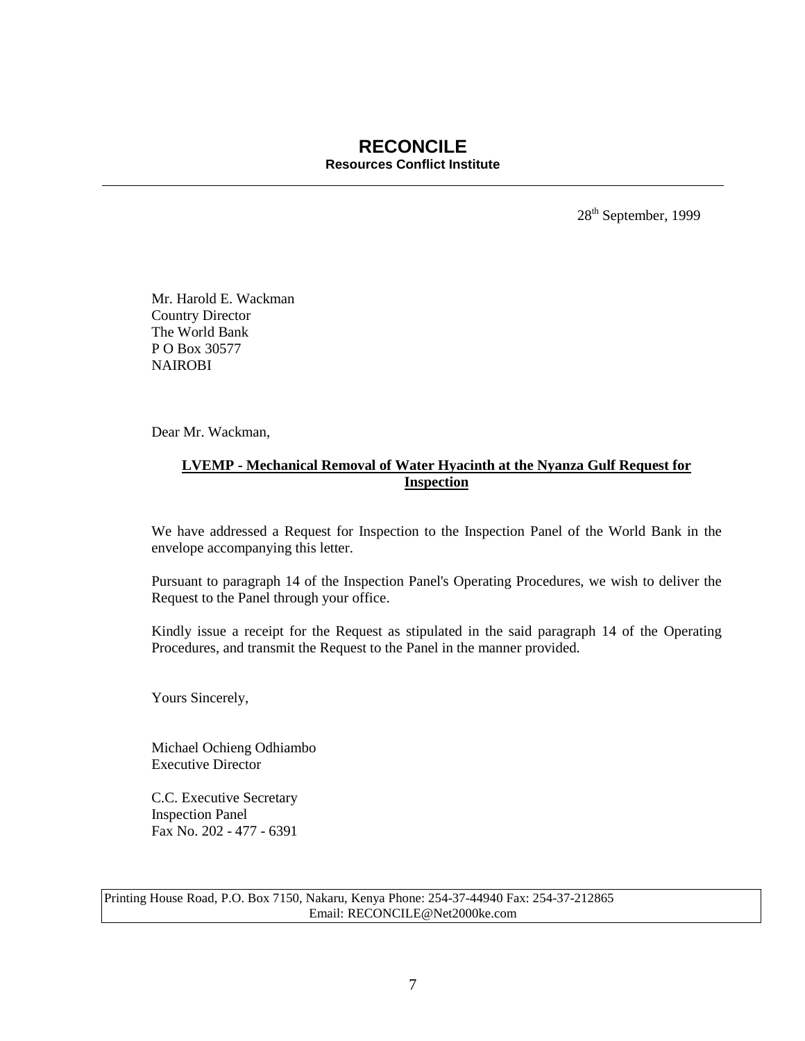# RECONCILE

**Resources Conflict Institute**

---

28th September, 1999

Mr. Harold E. Wackman
Country Director
The World Bank
P O Box 30577
NAIROBI

Dear Mr. Wackman,

**LVEMP - Mechanical Removal of Water Hyacinth at the Nyanza Gulf Request for Inspection**

We have addressed a Request for Inspection to the Inspection Panel of the World Bank in the envelope accompanying this letter.

Pursuant to paragraph 14 of the Inspection Panel's Operating Procedures, we wish to deliver the Request to the Panel through your office.

Kindly issue a receipt for the Request as stipulated in the said paragraph 14 of the Operating Procedures, and transmit the Request to the Panel in the manner provided.

Yours Sincerely,

Michael Ochieng Odhiambo
Executive Director

C.C. Executive Secretary
Inspection Panel
Fax No. 202 - 477 - 6391

Printing House Road, P.O. Box 7150, Nakaru, Kenya Phone: 254-37-44940 Fax: 254-37-212865
Email: RECONCILE@Net2000ke.com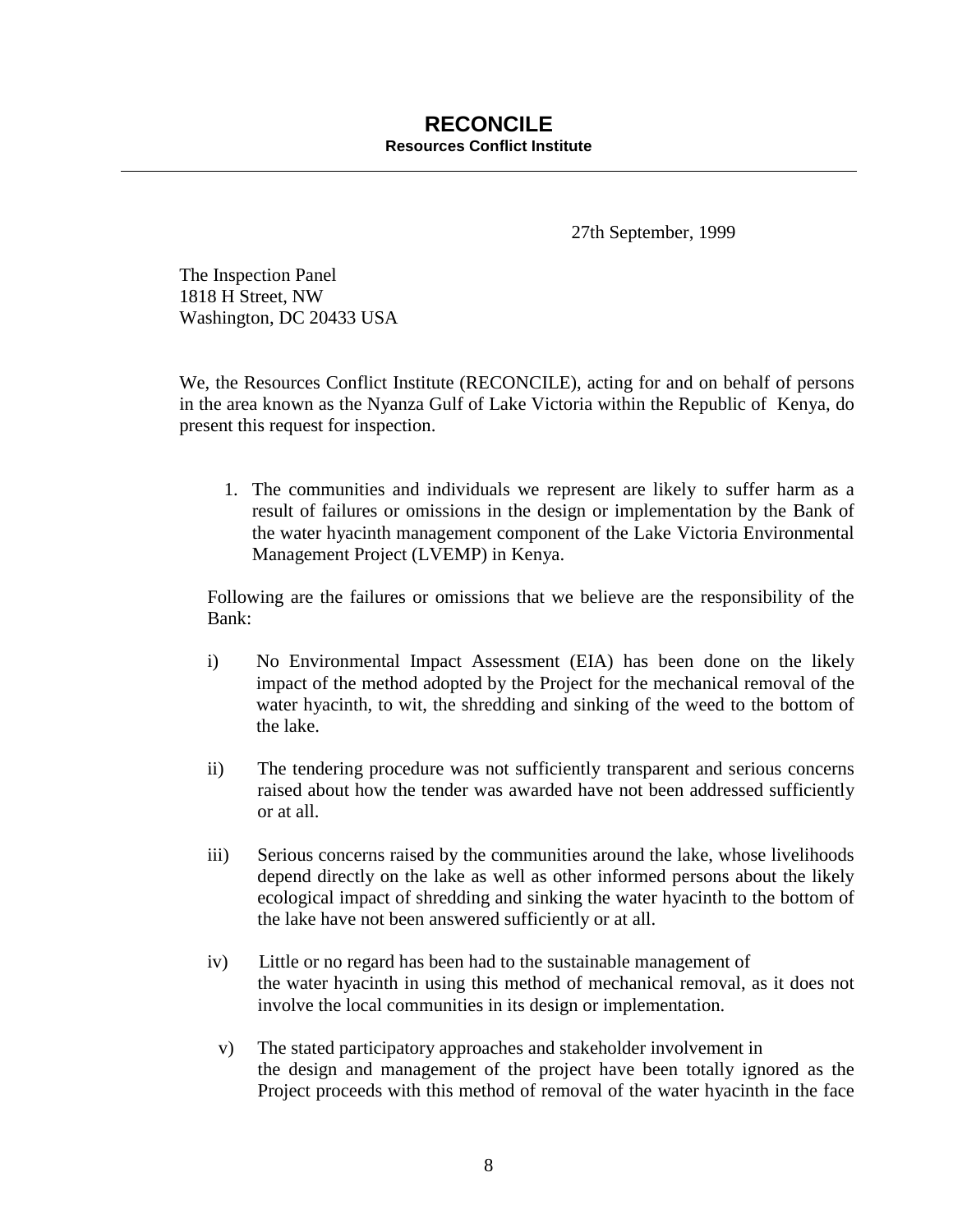# RECONCILE

**Resources Conflict Institute**

---

27th September, 1999

The Inspection Panel
1818 H Street, NW
Washington, DC 20433 USA

We, the Resources Conflict Institute (RECONCILE), acting for and on behalf of persons in the area known as the Nyanza Gulf of Lake Victoria within the Republic of Kenya, do present this request for inspection.

1. The communities and individuals we represent are likely to suffer harm as a result of failures or omissions in the design or implementation by the Bank of the water hyacinth management component of the Lake Victoria Environmental Management Project (LVEMP) in Kenya.

Following are the failures or omissions that we believe are the responsibility of the Bank:

i) No Environmental Impact Assessment (EIA) has been done on the likely impact of the method adopted by the Project for the mechanical removal of the water hyacinth, to wit, the shredding and sinking of the weed to the bottom of the lake.

ii) The tendering procedure was not sufficiently transparent and serious concerns raised about how the tender was awarded have not been addressed sufficiently or at all.

iii) Serious concerns raised by the communities around the lake, whose livelihoods depend directly on the lake as well as other informed persons about the likely ecological impact of shredding and sinking the water hyacinth to the bottom of the lake have not been answered sufficiently or at all.

iv) Little or no regard has been had to the sustainable management of the water hyacinth in using this method of mechanical removal, as it does not involve the local communities in its design or implementation.

v) The stated participatory approaches and stakeholder involvement in the design and management of the project have been totally ignored as the Project proceeds with this method of removal of the water hyacinth in the face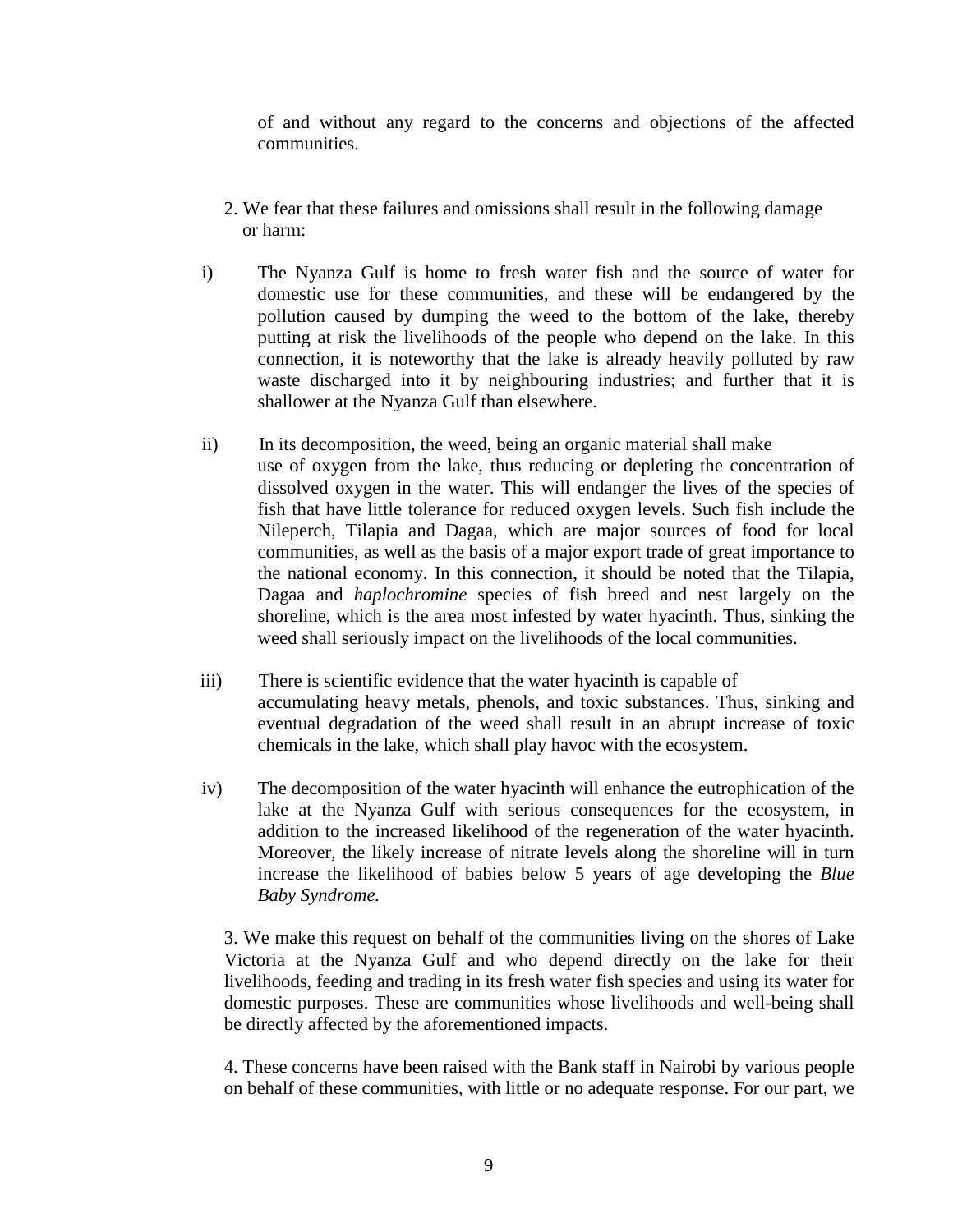of and without any regard to the concerns and objections of the affected communities.

2. We fear that these failures and omissions shall result in the following damage or harm:

i) The Nyanza Gulf is home to fresh water fish and the source of water for domestic use for these communities, and these will be endangered by the pollution caused by dumping the weed to the bottom of the lake, thereby putting at risk the livelihoods of the people who depend on the lake. In this connection, it is noteworthy that the lake is already heavily polluted by raw waste discharged into it by neighbouring industries; and further that it is shallower at the Nyanza Gulf than elsewhere.

ii) In its decomposition, the weed, being an organic material shall make use of oxygen from the lake, thus reducing or depleting the concentration of dissolved oxygen in the water. This will endanger the lives of the species of fish that have little tolerance for reduced oxygen levels. Such fish include the Nileperch, Tilapia and Dagaa, which are major sources of food for local communities, as well as the basis of a major export trade of great importance to the national economy. In this connection, it should be noted that the Tilapia, Dagaa and *haplochromine* species of fish breed and nest largely on the shoreline, which is the area most infested by water hyacinth. Thus, sinking the weed shall seriously impact on the livelihoods of the local communities.

iii) There is scientific evidence that the water hyacinth is capable of accumulating heavy metals, phenols, and toxic substances. Thus, sinking and eventual degradation of the weed shall result in an abrupt increase of toxic chemicals in the lake, which shall play havoc with the ecosystem.

iv) The decomposition of the water hyacinth will enhance the eutrophication of the lake at the Nyanza Gulf with serious consequences for the ecosystem, in addition to the increased likelihood of the regeneration of the water hyacinth. Moreover, the likely increase of nitrate levels along the shoreline will in turn increase the likelihood of babies below 5 years of age developing the *Blue Baby Syndrome.*

3. We make this request on behalf of the communities living on the shores of Lake Victoria at the Nyanza Gulf and who depend directly on the lake for their livelihoods, feeding and trading in its fresh water fish species and using its water for domestic purposes. These are communities whose livelihoods and well-being shall be directly affected by the aforementioned impacts.

4. These concerns have been raised with the Bank staff in Nairobi by various people on behalf of these communities, with little or no adequate response. For our part, we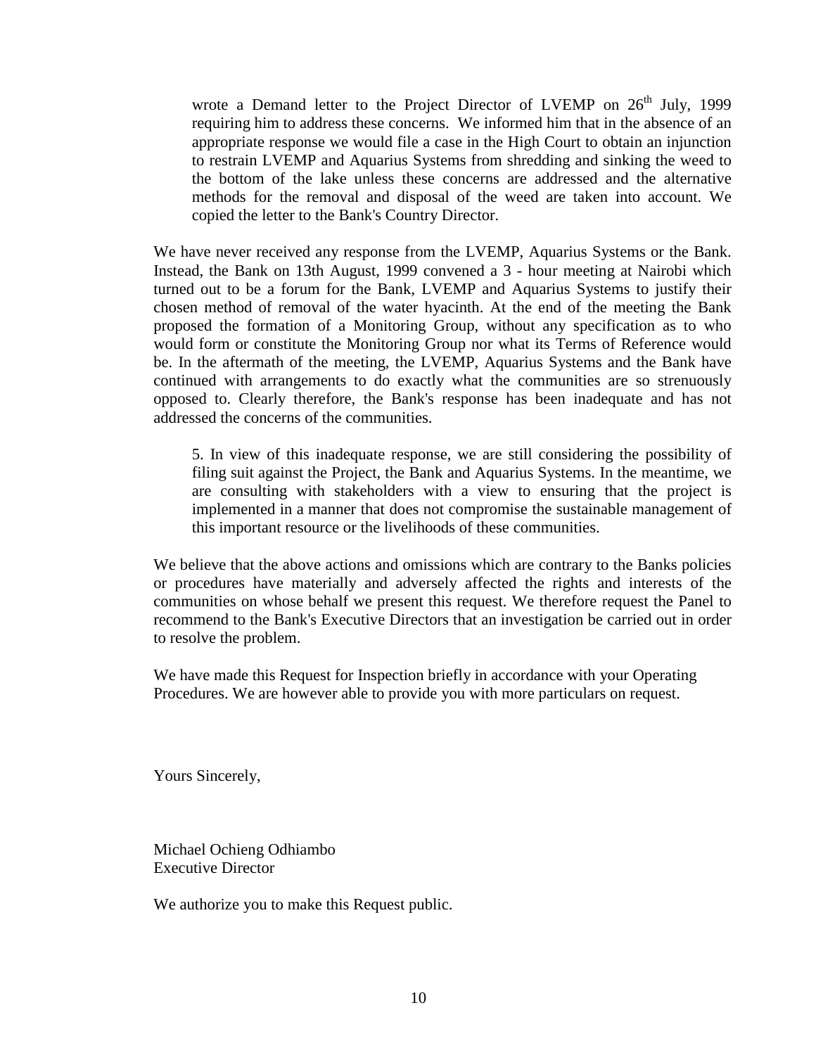wrote a Demand letter to the Project Director of LVEMP on 26th July, 1999 requiring him to address these concerns. We informed him that in the absence of an appropriate response we would file a case in the High Court to obtain an injunction to restrain LVEMP and Aquarius Systems from shredding and sinking the weed to the bottom of the lake unless these concerns are addressed and the alternative methods for the removal and disposal of the weed are taken into account. We copied the letter to the Bank's Country Director.

We have never received any response from the LVEMP, Aquarius Systems or the Bank. Instead, the Bank on 13th August, 1999 convened a 3 - hour meeting at Nairobi which turned out to be a forum for the Bank, LVEMP and Aquarius Systems to justify their chosen method of removal of the water hyacinth. At the end of the meeting the Bank proposed the formation of a Monitoring Group, without any specification as to who would form or constitute the Monitoring Group nor what its Terms of Reference would be. In the aftermath of the meeting, the LVEMP, Aquarius Systems and the Bank have continued with arrangements to do exactly what the communities are so strenuously opposed to. Clearly therefore, the Bank's response has been inadequate and has not addressed the concerns of the communities.

5. In view of this inadequate response, we are still considering the possibility of filing suit against the Project, the Bank and Aquarius Systems. In the meantime, we are consulting with stakeholders with a view to ensuring that the project is implemented in a manner that does not compromise the sustainable management of this important resource or the livelihoods of these communities.

We believe that the above actions and omissions which are contrary to the Banks policies or procedures have materially and adversely affected the rights and interests of the communities on whose behalf we present this request. We therefore request the Panel to recommend to the Bank's Executive Directors that an investigation be carried out in order to resolve the problem.

We have made this Request for Inspection briefly in accordance with your Operating Procedures. We are however able to provide you with more particulars on request.

Yours Sincerely,

Michael Ochieng Odhiambo
Executive Director

We authorize you to make this Request public.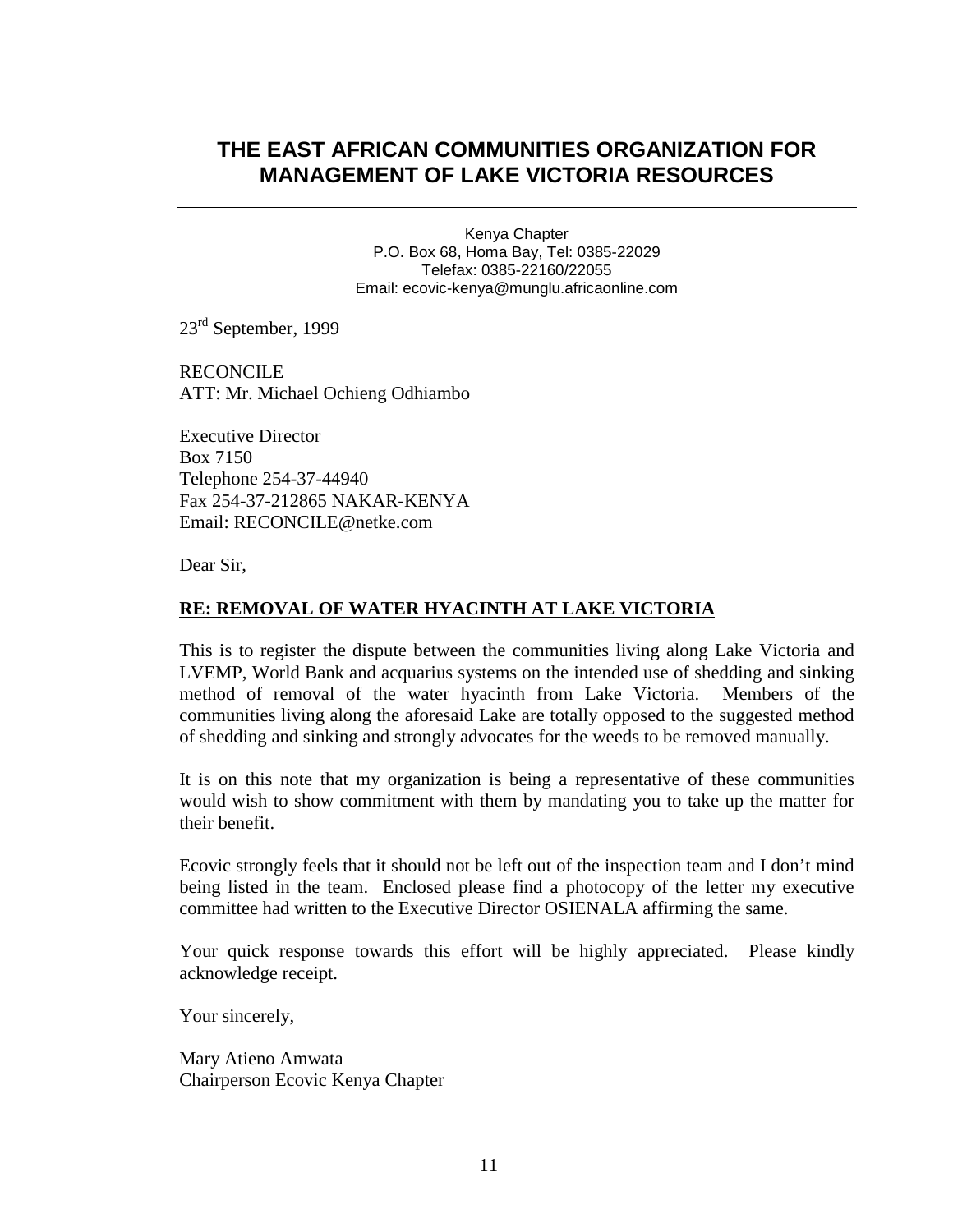# THE EAST AFRICAN COMMUNITIES ORGANIZATION FOR MANAGEMENT OF LAKE VICTORIA RESOURCES

Kenya Chapter
P.O. Box 68, Homa Bay, Tel: 0385-22029
Telefax: 0385-22160/22055
Email: ecovic-kenya@munglu.africaonline.com

23rd September, 1999

RECONCILE
ATT: Mr. Michael Ochieng Odhiambo

Executive Director
Box 7150
Telephone 254-37-44940
Fax 254-37-212865 NAKAR-KENYA
Email: RECONCILE@netke.com

Dear Sir,

**RE: REMOVAL OF WATER HYACINTH AT LAKE VICTORIA**

This is to register the dispute between the communities living along Lake Victoria and LVEMP, World Bank and acquarius systems on the intended use of shedding and sinking method of removal of the water hyacinth from Lake Victoria. Members of the communities living along the aforesaid Lake are totally opposed to the suggested method of shedding and sinking and strongly advocates for the weeds to be removed manually.

It is on this note that my organization is being a representative of these communities would wish to show commitment with them by mandating you to take up the matter for their benefit.

Ecovic strongly feels that it should not be left out of the inspection team and I don't mind being listed in the team. Enclosed please find a photocopy of the letter my executive committee had written to the Executive Director OSIENALA affirming the same.

Your quick response towards this effort will be highly appreciated. Please kindly acknowledge receipt.

Your sincerely,

Mary Atieno Amwata
Chairperson Ecovic Kenya Chapter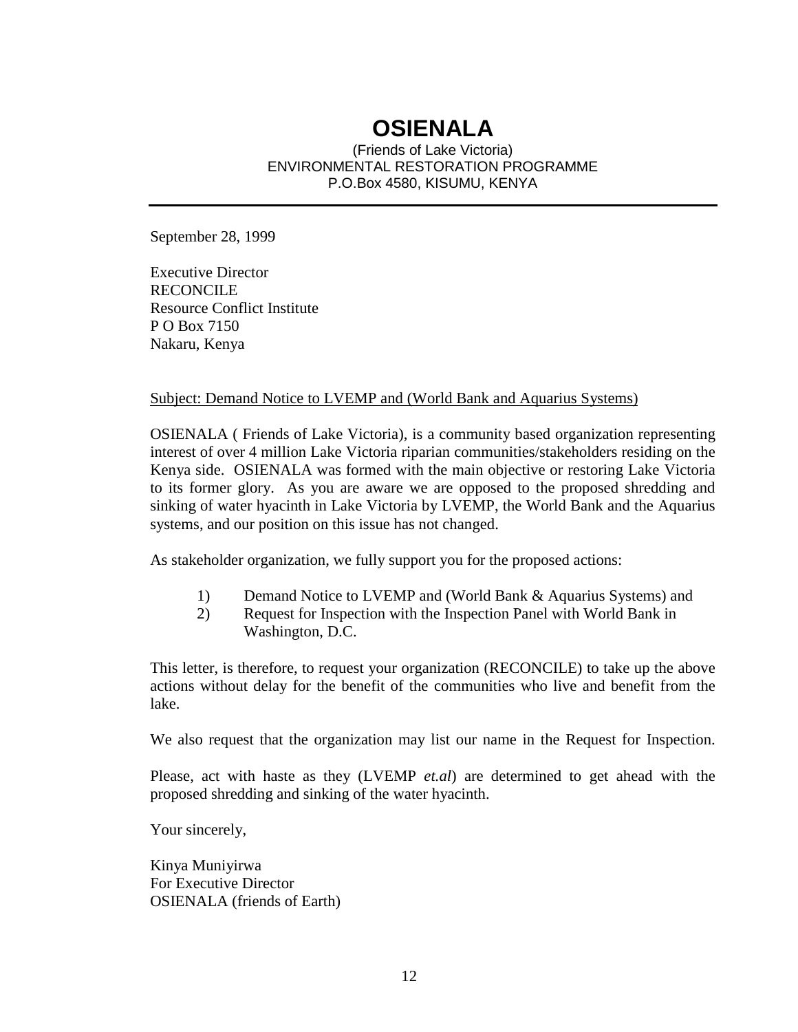# OSIENALA

(Friends of Lake Victoria)
ENVIRONMENTAL RESTORATION PROGRAMME
P.O.Box 4580, KISUMU, KENYA

---

September 28, 1999

Executive Director
RECONCILE
Resource Conflict Institute
P O Box 7150
Nakaru, Kenya

Subject: Demand Notice to LVEMP and (World Bank and Aquarius Systems)

OSIENALA ( Friends of Lake Victoria), is a community based organization representing interest of over 4 million Lake Victoria riparian communities/stakeholders residing on the Kenya side. OSIENALA was formed with the main objective or restoring Lake Victoria to its former glory. As you are aware we are opposed to the proposed shredding and sinking of water hyacinth in Lake Victoria by LVEMP, the World Bank and the Aquarius systems, and our position on this issue has not changed.

As stakeholder organization, we fully support you for the proposed actions:

1) Demand Notice to LVEMP and (World Bank & Aquarius Systems) and
2) Request for Inspection with the Inspection Panel with World Bank in Washington, D.C.

This letter, is therefore, to request your organization (RECONCILE) to take up the above actions without delay for the benefit of the communities who live and benefit from the lake.

We also request that the organization may list our name in the Request for Inspection.

Please, act with haste as they (LVEMP *et.al*) are determined to get ahead with the proposed shredding and sinking of the water hyacinth.

Your sincerely,

Kinya Muniyirwa
For Executive Director
OSIENALA (friends of Earth)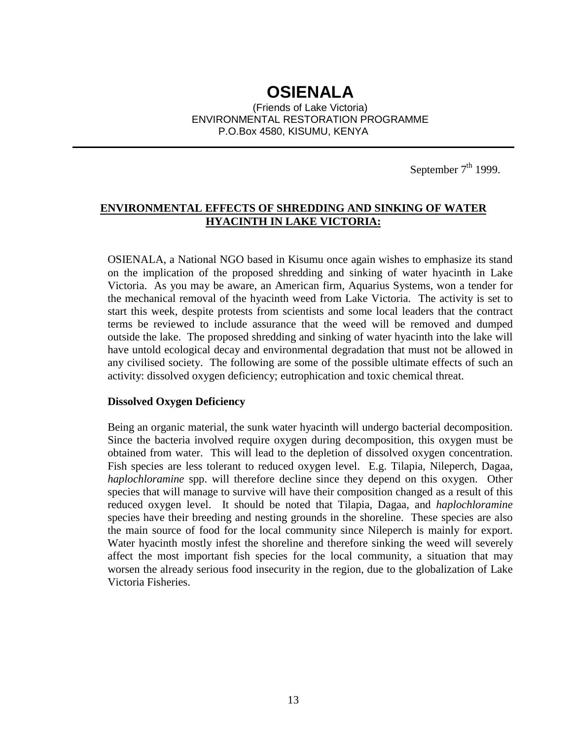# OSIENALA

(Friends of Lake Victoria)
ENVIRONMENTAL RESTORATION PROGRAMME
P.O.Box 4580, KISUMU, KENYA

---

September 7th 1999.

## ENVIRONMENTAL EFFECTS OF SHREDDING AND SINKING OF WATER HYACINTH IN LAKE VICTORIA:

OSIENALA, a National NGO based in Kisumu once again wishes to emphasize its stand on the implication of the proposed shredding and sinking of water hyacinth in Lake Victoria. As you may be aware, an American firm, Aquarius Systems, won a tender for the mechanical removal of the hyacinth weed from Lake Victoria. The activity is set to start this week, despite protests from scientists and some local leaders that the contract terms be reviewed to include assurance that the weed will be removed and dumped outside the lake. The proposed shredding and sinking of water hyacinth into the lake will have untold ecological decay and environmental degradation that must not be allowed in any civilised society. The following are some of the possible ultimate effects of such an activity: dissolved oxygen deficiency; eutrophication and toxic chemical threat.

**Dissolved Oxygen Deficiency**

Being an organic material, the sunk water hyacinth will undergo bacterial decomposition. Since the bacteria involved require oxygen during decomposition, this oxygen must be obtained from water. This will lead to the depletion of dissolved oxygen concentration. Fish species are less tolerant to reduced oxygen level. E.g. Tilapia, Nileperch, Dagaa, *haplochloramine* spp. will therefore decline since they depend on this oxygen. Other species that will manage to survive will have their composition changed as a result of this reduced oxygen level. It should be noted that Tilapia, Dagaa, and *haplochloramine* species have their breeding and nesting grounds in the shoreline. These species are also the main source of food for the local community since Nileperch is mainly for export. Water hyacinth mostly infest the shoreline and therefore sinking the weed will severely affect the most important fish species for the local community, a situation that may worsen the already serious food insecurity in the region, due to the globalization of Lake Victoria Fisheries.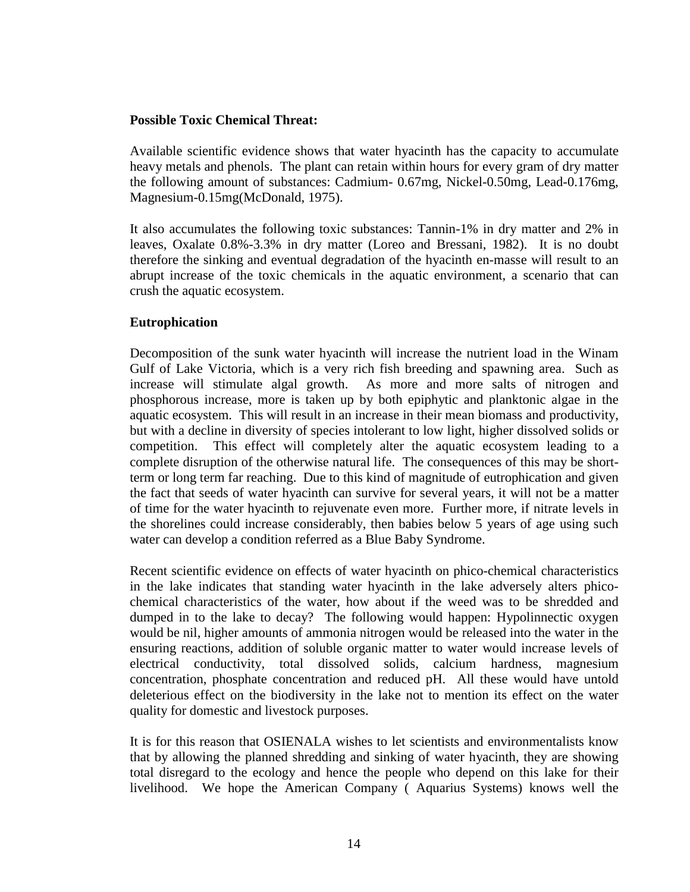**Possible Toxic Chemical Threat:**

Available scientific evidence shows that water hyacinth has the capacity to accumulate heavy metals and phenols. The plant can retain within hours for every gram of dry matter the following amount of substances: Cadmium- 0.67mg, Nickel-0.50mg, Lead-0.176mg, Magnesium-0.15mg(McDonald, 1975).

It also accumulates the following toxic substances: Tannin-1% in dry matter and 2% in leaves, Oxalate 0.8%-3.3% in dry matter (Loreo and Bressani, 1982). It is no doubt therefore the sinking and eventual degradation of the hyacinth en-masse will result to an abrupt increase of the toxic chemicals in the aquatic environment, a scenario that can crush the aquatic ecosystem.

**Eutrophication**

Decomposition of the sunk water hyacinth will increase the nutrient load in the Winam Gulf of Lake Victoria, which is a very rich fish breeding and spawning area. Such as increase will stimulate algal growth. As more and more salts of nitrogen and phosphorous increase, more is taken up by both epiphytic and planktonic algae in the aquatic ecosystem. This will result in an increase in their mean biomass and productivity, but with a decline in diversity of species intolerant to low light, higher dissolved solids or competition. This effect will completely alter the aquatic ecosystem leading to a complete disruption of the otherwise natural life. The consequences of this may be short-term or long term far reaching. Due to this kind of magnitude of eutrophication and given the fact that seeds of water hyacinth can survive for several years, it will not be a matter of time for the water hyacinth to rejuvenate even more. Further more, if nitrate levels in the shorelines could increase considerably, then babies below 5 years of age using such water can develop a condition referred as a Blue Baby Syndrome.

Recent scientific evidence on effects of water hyacinth on phico-chemical characteristics in the lake indicates that standing water hyacinth in the lake adversely alters phico-chemical characteristics of the water, how about if the weed was to be shredded and dumped in to the lake to decay? The following would happen: Hypolinnectic oxygen would be nil, higher amounts of ammonia nitrogen would be released into the water in the ensuring reactions, addition of soluble organic matter to water would increase levels of electrical conductivity, total dissolved solids, calcium hardness, magnesium concentration, phosphate concentration and reduced pH. All these would have untold deleterious effect on the biodiversity in the lake not to mention its effect on the water quality for domestic and livestock purposes.

It is for this reason that OSIENALA wishes to let scientists and environmentalists know that by allowing the planned shredding and sinking of water hyacinth, they are showing total disregard to the ecology and hence the people who depend on this lake for their livelihood. We hope the American Company ( Aquarius Systems) knows well the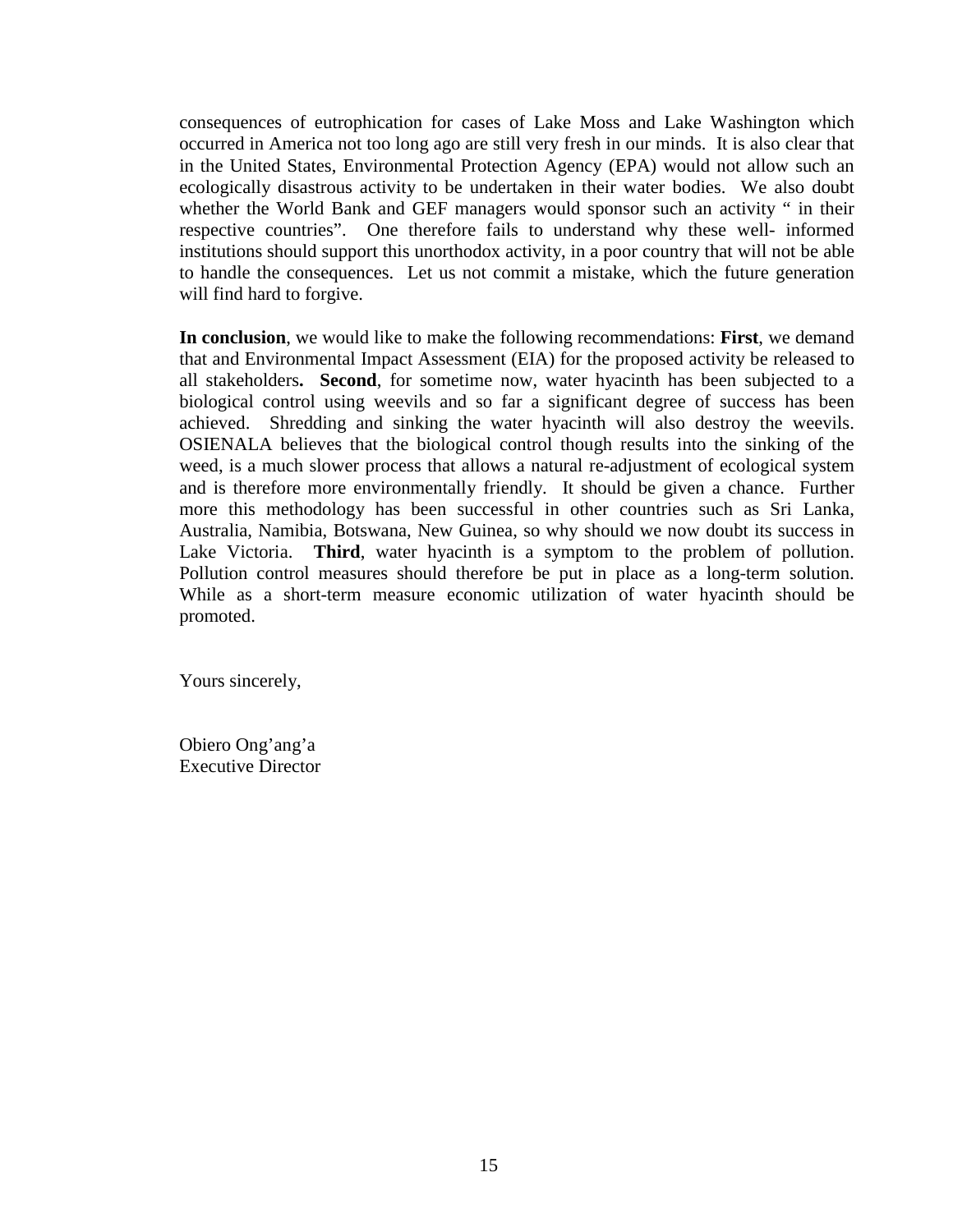consequences of eutrophication for cases of Lake Moss and Lake Washington which occurred in America not too long ago are still very fresh in our minds. It is also clear that in the United States, Environmental Protection Agency (EPA) would not allow such an ecologically disastrous activity to be undertaken in their water bodies. We also doubt whether the World Bank and GEF managers would sponsor such an activity " in their respective countries". One therefore fails to understand why these well- informed institutions should support this unorthodox activity, in a poor country that will not be able to handle the consequences. Let us not commit a mistake, which the future generation will find hard to forgive.

**In conclusion**, we would like to make the following recommendations: **First**, we demand that and Environmental Impact Assessment (EIA) for the proposed activity be released to all stakeholders**.** **Second**, for sometime now, water hyacinth has been subjected to a biological control using weevils and so far a significant degree of success has been achieved. Shredding and sinking the water hyacinth will also destroy the weevils. OSIENALA believes that the biological control though results into the sinking of the weed, is a much slower process that allows a natural re-adjustment of ecological system and is therefore more environmentally friendly. It should be given a chance. Further more this methodology has been successful in other countries such as Sri Lanka, Australia, Namibia, Botswana, New Guinea, so why should we now doubt its success in Lake Victoria. **Third**, water hyacinth is a symptom to the problem of pollution. Pollution control measures should therefore be put in place as a long-term solution. While as a short-term measure economic utilization of water hyacinth should be promoted.

Yours sincerely,

Obiero Ong'ang'a
Executive Director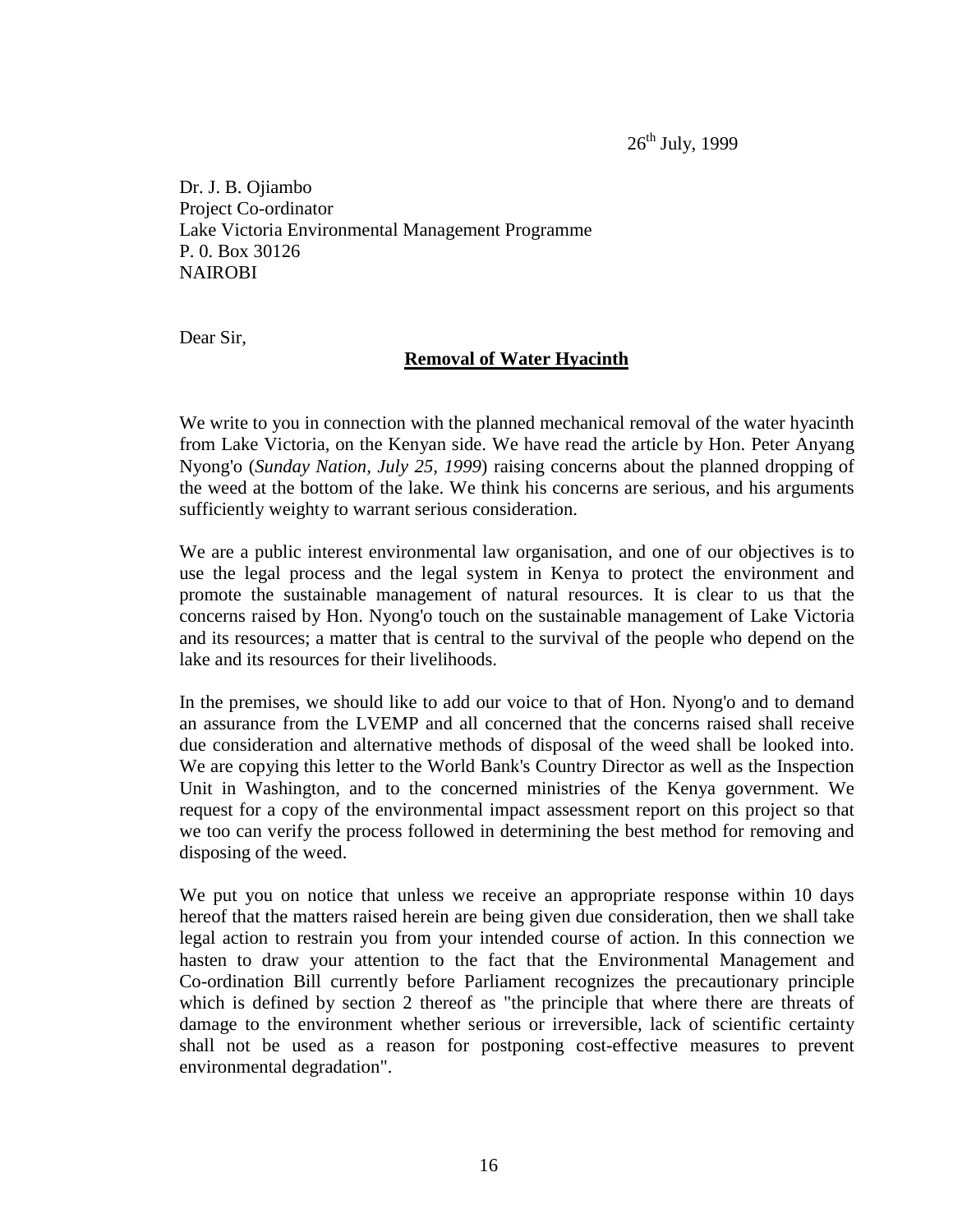26th July, 1999

Dr. J. B. Ojiambo
Project Co-ordinator
Lake Victoria Environmental Management Programme
P. 0. Box 30126
NAIROBI

Dear Sir,

**Removal of Water Hyacinth**

We write to you in connection with the planned mechanical removal of the water hyacinth from Lake Victoria, on the Kenyan side. We have read the article by Hon. Peter Anyang Nyong'o (*Sunday Nation, July 25, 1999*) raising concerns about the planned dropping of the weed at the bottom of the lake. We think his concerns are serious, and his arguments sufficiently weighty to warrant serious consideration.

We are a public interest environmental law organisation, and one of our objectives is to use the legal process and the legal system in Kenya to protect the environment and promote the sustainable management of natural resources. It is clear to us that the concerns raised by Hon. Nyong'o touch on the sustainable management of Lake Victoria and its resources; a matter that is central to the survival of the people who depend on the lake and its resources for their livelihoods.

In the premises, we should like to add our voice to that of Hon. Nyong'o and to demand an assurance from the LVEMP and all concerned that the concerns raised shall receive due consideration and alternative methods of disposal of the weed shall be looked into. We are copying this letter to the World Bank's Country Director as well as the Inspection Unit in Washington, and to the concerned ministries of the Kenya government. We request for a copy of the environmental impact assessment report on this project so that we too can verify the process followed in determining the best method for removing and disposing of the weed.

We put you on notice that unless we receive an appropriate response within 10 days hereof that the matters raised herein are being given due consideration, then we shall take legal action to restrain you from your intended course of action. In this connection we hasten to draw your attention to the fact that the Environmental Management and Co-ordination Bill currently before Parliament recognizes the precautionary principle which is defined by section 2 thereof as "the principle that where there are threats of damage to the environment whether serious or irreversible, lack of scientific certainty shall not be used as a reason for postponing cost-effective measures to prevent environmental degradation".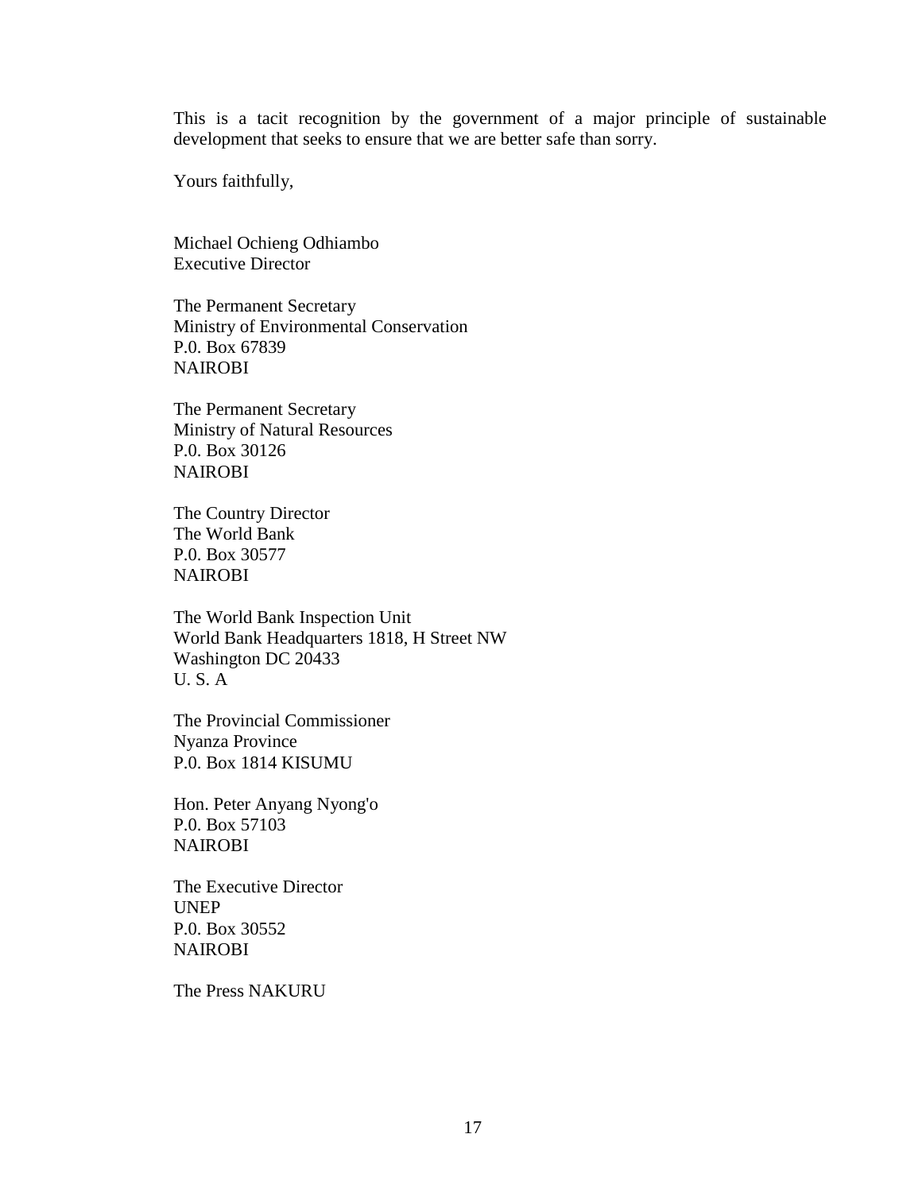This is a tacit recognition by the government of a major principle of sustainable development that seeks to ensure that we are better safe than sorry.

Yours faithfully,

Michael Ochieng Odhiambo
Executive Director

The Permanent Secretary
Ministry of Environmental Conservation
P.0. Box 67839
NAIROBI

The Permanent Secretary
Ministry of Natural Resources
P.0. Box 30126
NAIROBI

The Country Director
The World Bank
P.0. Box 30577
NAIROBI

The World Bank Inspection Unit
World Bank Headquarters 1818, H Street NW
Washington DC 20433
U. S. A

The Provincial Commissioner
Nyanza Province
P.0. Box 1814 KISUMU

Hon. Peter Anyang Nyong'o
P.0. Box 57103
NAIROBI

The Executive Director
UNEP
P.0. Box 30552
NAIROBI

The Press NAKURU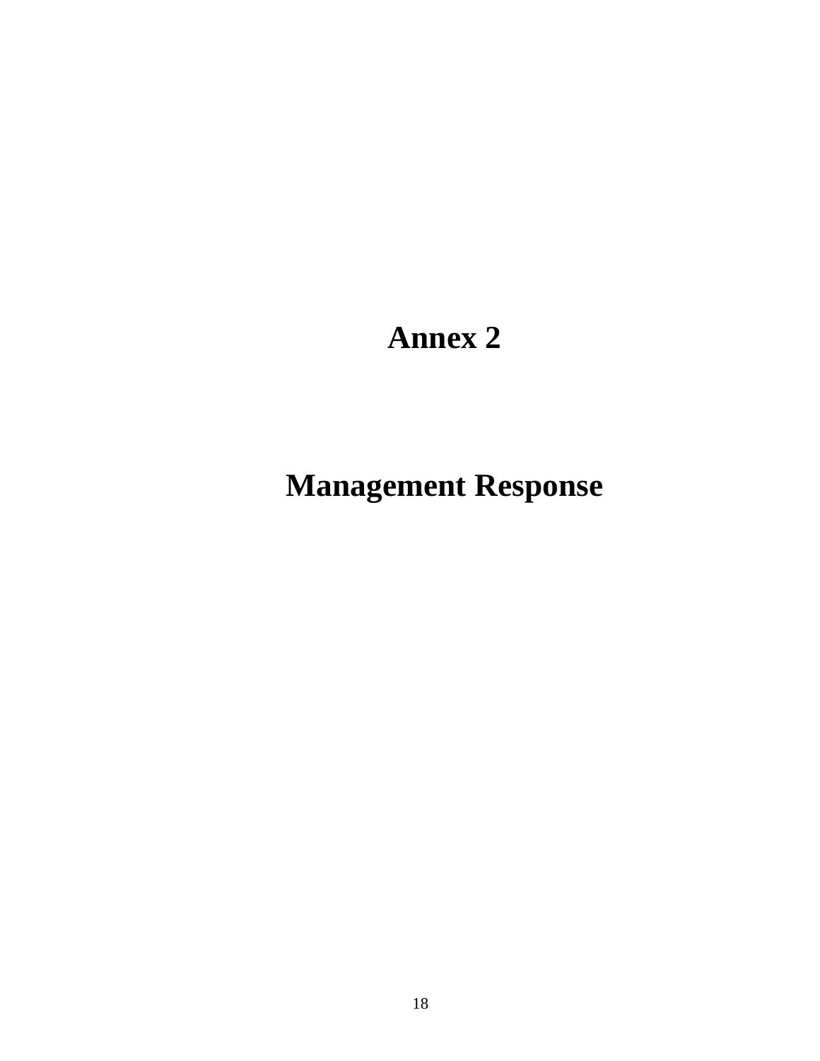# Annex 2

# Management Response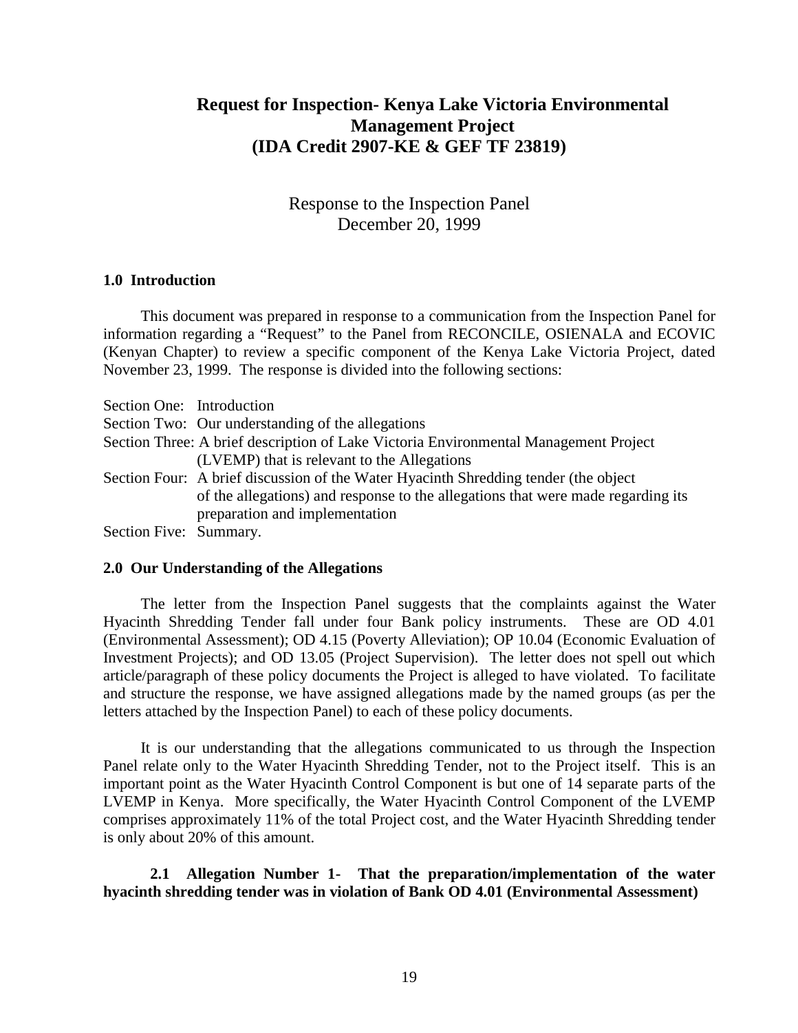# Request for Inspection- Kenya Lake Victoria Environmental Management Project (IDA Credit 2907-KE & GEF TF 23819)

Response to the Inspection Panel
December 20, 1999

### 1.0 Introduction

This document was prepared in response to a communication from the Inspection Panel for information regarding a "Request" to the Panel from RECONCILE, OSIENALA and ECOVIC (Kenyan Chapter) to review a specific component of the Kenya Lake Victoria Project, dated November 23, 1999. The response is divided into the following sections:

Section One: Introduction
Section Two: Our understanding of the allegations
Section Three: A brief description of Lake Victoria Environmental Management Project (LVEMP) that is relevant to the Allegations
Section Four: A brief discussion of the Water Hyacinth Shredding tender (the object of the allegations) and response to the allegations that were made regarding its preparation and implementation
Section Five: Summary.

### 2.0 Our Understanding of the Allegations

The letter from the Inspection Panel suggests that the complaints against the Water Hyacinth Shredding Tender fall under four Bank policy instruments. These are OD 4.01 (Environmental Assessment); OD 4.15 (Poverty Alleviation); OP 10.04 (Economic Evaluation of Investment Projects); and OD 13.05 (Project Supervision). The letter does not spell out which article/paragraph of these policy documents the Project is alleged to have violated. To facilitate and structure the response, we have assigned allegations made by the named groups (as per the letters attached by the Inspection Panel) to each of these policy documents.

It is our understanding that the allegations communicated to us through the Inspection Panel relate only to the Water Hyacinth Shredding Tender, not to the Project itself. This is an important point as the Water Hyacinth Control Component is but one of 14 separate parts of the LVEMP in Kenya. More specifically, the Water Hyacinth Control Component of the LVEMP comprises approximately 11% of the total Project cost, and the Water Hyacinth Shredding tender is only about 20% of this amount.

#### 2.1 Allegation Number 1- That the preparation/implementation of the water hyacinth shredding tender was in violation of Bank OD 4.01 (Environmental Assessment)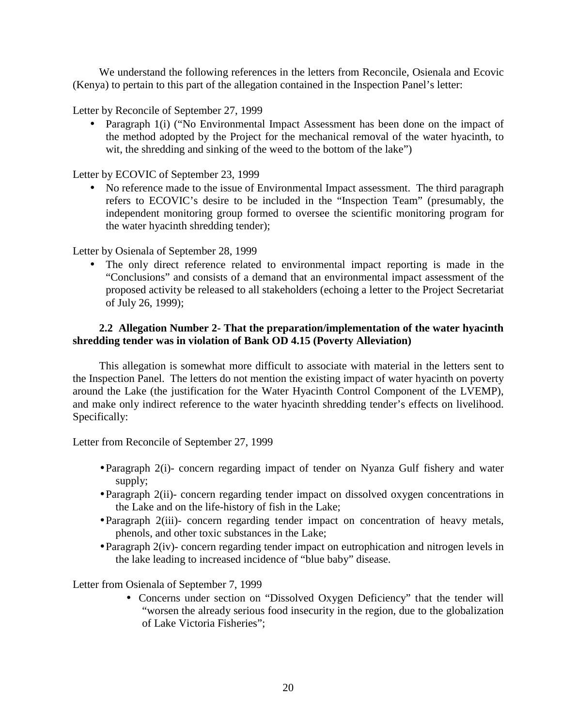We understand the following references in the letters from Reconcile, Osienala and Ecovic (Kenya) to pertain to this part of the allegation contained in the Inspection Panel's letter:

Letter by Reconcile of September 27, 1999

- Paragraph 1(i) ("No Environmental Impact Assessment has been done on the impact of the method adopted by the Project for the mechanical removal of the water hyacinth, to wit, the shredding and sinking of the weed to the bottom of the lake")

Letter by ECOVIC of September 23, 1999

- No reference made to the issue of Environmental Impact assessment. The third paragraph refers to ECOVIC's desire to be included in the "Inspection Team" (presumably, the independent monitoring group formed to oversee the scientific monitoring program for the water hyacinth shredding tender);

Letter by Osienala of September 28, 1999

- The only direct reference related to environmental impact reporting is made in the "Conclusions" and consists of a demand that an environmental impact assessment of the proposed activity be released to all stakeholders (echoing a letter to the Project Secretariat of July 26, 1999);

### 2.2 Allegation Number 2- That the preparation/implementation of the water hyacinth shredding tender was in violation of Bank OD 4.15 (Poverty Alleviation)

This allegation is somewhat more difficult to associate with material in the letters sent to the Inspection Panel. The letters do not mention the existing impact of water hyacinth on poverty around the Lake (the justification for the Water Hyacinth Control Component of the LVEMP), and make only indirect reference to the water hyacinth shredding tender's effects on livelihood. Specifically:

Letter from Reconcile of September 27, 1999

- Paragraph 2(i)- concern regarding impact of tender on Nyanza Gulf fishery and water supply;
- Paragraph 2(ii)- concern regarding tender impact on dissolved oxygen concentrations in the Lake and on the life-history of fish in the Lake;
- Paragraph 2(iii)- concern regarding tender impact on concentration of heavy metals, phenols, and other toxic substances in the Lake;
- Paragraph 2(iv)- concern regarding tender impact on eutrophication and nitrogen levels in the lake leading to increased incidence of "blue baby" disease.

Letter from Osienala of September 7, 1999

- Concerns under section on "Dissolved Oxygen Deficiency" that the tender will "worsen the already serious food insecurity in the region, due to the globalization of Lake Victoria Fisheries";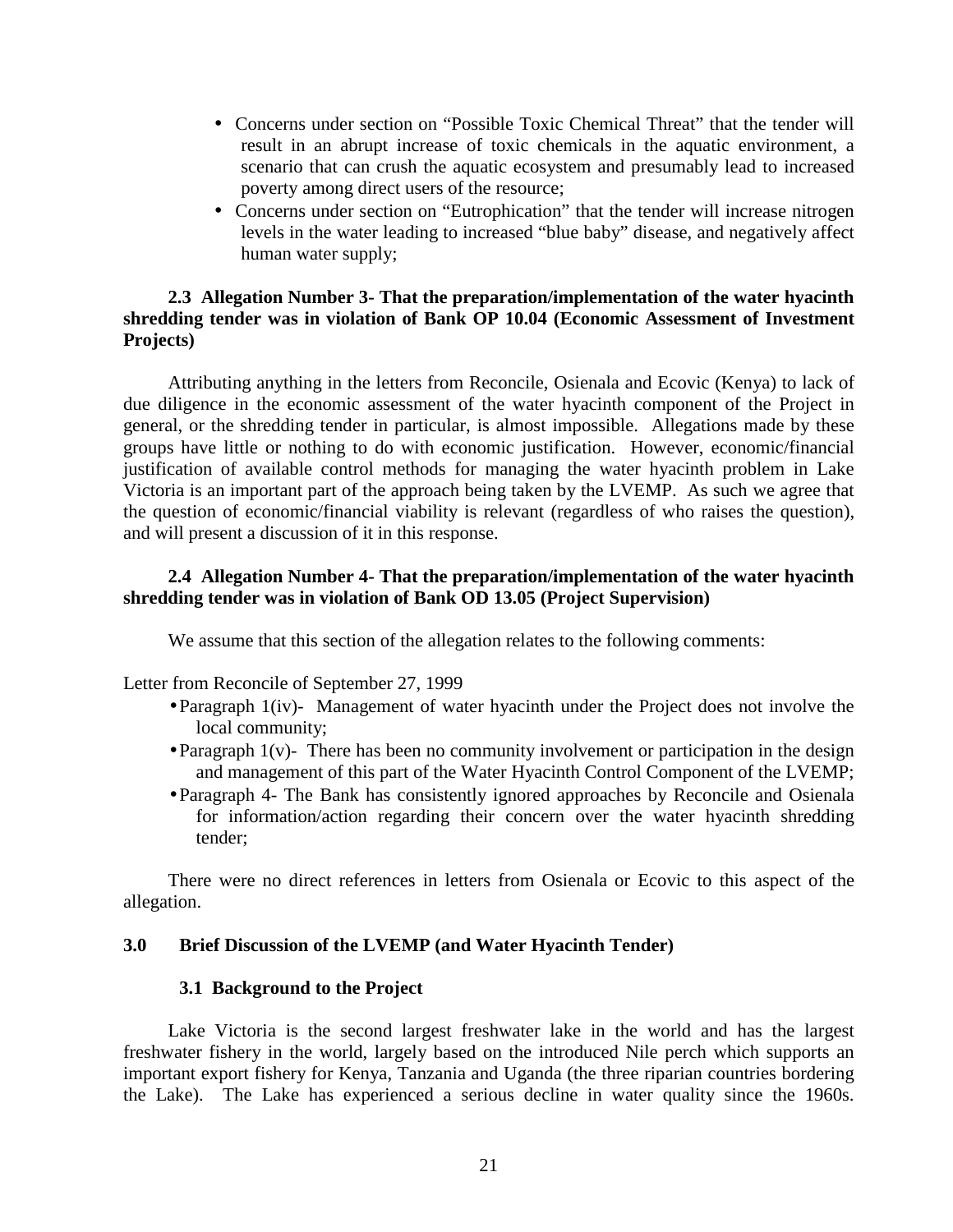- Concerns under section on "Possible Toxic Chemical Threat" that the tender will result in an abrupt increase of toxic chemicals in the aquatic environment, a scenario that can crush the aquatic ecosystem and presumably lead to increased poverty among direct users of the resource;
- Concerns under section on "Eutrophication" that the tender will increase nitrogen levels in the water leading to increased "blue baby" disease, and negatively affect human water supply;

### 2.3 Allegation Number 3- That the preparation/implementation of the water hyacinth shredding tender was in violation of Bank OP 10.04 (Economic Assessment of Investment Projects)

Attributing anything in the letters from Reconcile, Osienala and Ecovic (Kenya) to lack of due diligence in the economic assessment of the water hyacinth component of the Project in general, or the shredding tender in particular, is almost impossible. Allegations made by these groups have little or nothing to do with economic justification. However, economic/financial justification of available control methods for managing the water hyacinth problem in Lake Victoria is an important part of the approach being taken by the LVEMP. As such we agree that the question of economic/financial viability is relevant (regardless of who raises the question), and will present a discussion of it in this response.

### 2.4 Allegation Number 4- That the preparation/implementation of the water hyacinth shredding tender was in violation of Bank OD 13.05 (Project Supervision)

We assume that this section of the allegation relates to the following comments:

Letter from Reconcile of September 27, 1999

- Paragraph 1(iv)- Management of water hyacinth under the Project does not involve the local community;
- Paragraph 1(v)- There has been no community involvement or participation in the design and management of this part of the Water Hyacinth Control Component of the LVEMP;
- Paragraph 4- The Bank has consistently ignored approaches by Reconcile and Osienala for information/action regarding their concern over the water hyacinth shredding tender;

There were no direct references in letters from Osienala or Ecovic to this aspect of the allegation.

## 3.0 Brief Discussion of the LVEMP (and Water Hyacinth Tender)

### 3.1 Background to the Project

Lake Victoria is the second largest freshwater lake in the world and has the largest freshwater fishery in the world, largely based on the introduced Nile perch which supports an important export fishery for Kenya, Tanzania and Uganda (the three riparian countries bordering the Lake). The Lake has experienced a serious decline in water quality since the 1960s.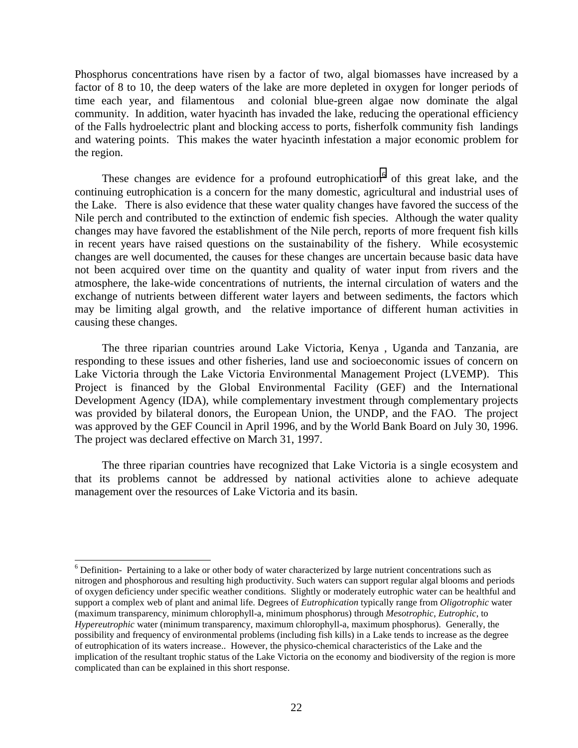Phosphorus concentrations have risen by a factor of two, algal biomasses have increased by a factor of 8 to 10, the deep waters of the lake are more depleted in oxygen for longer periods of time each year, and filamentous and colonial blue-green algae now dominate the algal community. In addition, water hyacinth has invaded the lake, reducing the operational efficiency of the Falls hydroelectric plant and blocking access to ports, fisherfolk community fish landings and watering points. This makes the water hyacinth infestation a major economic problem for the region.

These changes are evidence for a profound eutrophication[6] of this great lake, and the continuing eutrophication is a concern for the many domestic, agricultural and industrial uses of the Lake. There is also evidence that these water quality changes have favored the success of the Nile perch and contributed to the extinction of endemic fish species. Although the water quality changes may have favored the establishment of the Nile perch, reports of more frequent fish kills in recent years have raised questions on the sustainability of the fishery. While ecosystemic changes are well documented, the causes for these changes are uncertain because basic data have not been acquired over time on the quantity and quality of water input from rivers and the atmosphere, the lake-wide concentrations of nutrients, the internal circulation of waters and the exchange of nutrients between different water layers and between sediments, the factors which may be limiting algal growth, and the relative importance of different human activities in causing these changes.

The three riparian countries around Lake Victoria, Kenya , Uganda and Tanzania, are responding to these issues and other fisheries, land use and socioeconomic issues of concern on Lake Victoria through the Lake Victoria Environmental Management Project (LVEMP). This Project is financed by the Global Environmental Facility (GEF) and the International Development Agency (IDA), while complementary investment through complementary projects was provided by bilateral donors, the European Union, the UNDP, and the FAO. The project was approved by the GEF Council in April 1996, and by the World Bank Board on July 30, 1996. The project was declared effective on March 31, 1997.

The three riparian countries have recognized that Lake Victoria is a single ecosystem and that its problems cannot be addressed by national activities alone to achieve adequate management over the resources of Lake Victoria and its basin.

---

[6] Definition- Pertaining to a lake or other body of water characterized by large nutrient concentrations such as nitrogen and phosphorous and resulting high productivity. Such waters can support regular algal blooms and periods of oxygen deficiency under specific weather conditions. Slightly or moderately eutrophic water can be healthful and support a complex web of plant and animal life. Degrees of *Eutrophication* typically range from *Oligotrophic* water (maximum transparency, minimum chlorophyll-a, minimum phosphorus) through *Mesotrophic*, *Eutrophic*, to *Hypereutrophic* water (minimum transparency, maximum chlorophyll-a, maximum phosphorus). Generally, the possibility and frequency of environmental problems (including fish kills) in a Lake tends to increase as the degree of eutrophication of its waters increase.. However, the physico-chemical characteristics of the Lake and the implication of the resultant trophic status of the Lake Victoria on the economy and biodiversity of the region is more complicated than can be explained in this short response.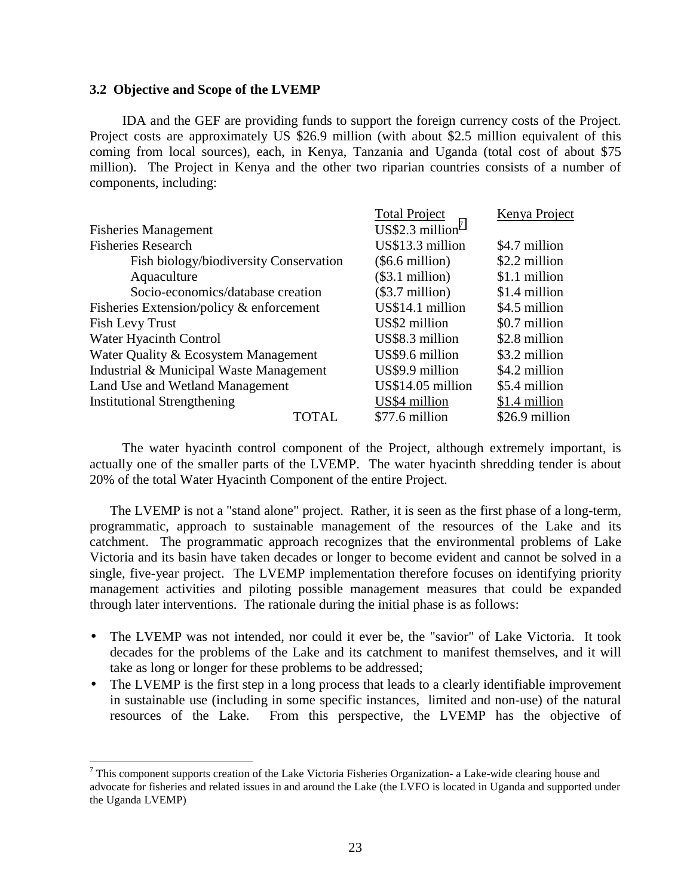### 3.2 Objective and Scope of the LVEMP

IDA and the GEF are providing funds to support the foreign currency costs of the Project. Project costs are approximately US $26.9 million (with about $2.5 million equivalent of this coming from local sources), each, in Kenya, Tanzania and Uganda (total cost of about $75 million). The Project in Kenya and the other two riparian countries consists of a number of components, including:

| | Total Project | Kenya Project |
|---|---|---|
| Fisheries Management | US$2.3 million[7] | |
| Fisheries Research | US$13.3 million | $4.7 million |
| Fish biology/biodiversity Conservation | ($6.6 million) | $2.2 million |
| Aquaculture | ($3.1 million) | $1.1 million |
| Socio-economics/database creation | ($3.7 million) | $1.4 million |
| Fisheries Extension/policy & enforcement | US$14.1 million | $4.5 million |
| Fish Levy Trust | US$2 million | $0.7 million |
| Water Hyacinth Control | US$8.3 million | $2.8 million |
| Water Quality & Ecosystem Management | US$9.6 million | $3.2 million |
| Industrial & Municipal Waste Management | US$9.9 million | $4.2 million |
| Land Use and Wetland Management | US$14.05 million | $5.4 million |
| Institutional Strengthening | US$4 million | $1.4 million |
| TOTAL | $77.6 million | $26.9 million |

The water hyacinth control component of the Project, although extremely important, is actually one of the smaller parts of the LVEMP. The water hyacinth shredding tender is about 20% of the total Water Hyacinth Component of the entire Project.

The LVEMP is not a "stand alone" project. Rather, it is seen as the first phase of a long-term, programmatic, approach to sustainable management of the resources of the Lake and its catchment. The programmatic approach recognizes that the environmental problems of Lake Victoria and its basin have taken decades or longer to become evident and cannot be solved in a single, five-year project. The LVEMP implementation therefore focuses on identifying priority management activities and piloting possible management measures that could be expanded through later interventions. The rationale during the initial phase is as follows:

- The LVEMP was not intended, nor could it ever be, the "savior" of Lake Victoria. It took decades for the problems of the Lake and its catchment to manifest themselves, and it will take as long or longer for these problems to be addressed;
- The LVEMP is the first step in a long process that leads to a clearly identifiable improvement in sustainable use (including in some specific instances, limited and non-use) of the natural resources of the Lake. From this perspective, the LVEMP has the objective of

[7] This component supports creation of the Lake Victoria Fisheries Organization- a Lake-wide clearing house and advocate for fisheries and related issues in and around the Lake (the LVFO is located in Uganda and supported under the Uganda LVEMP)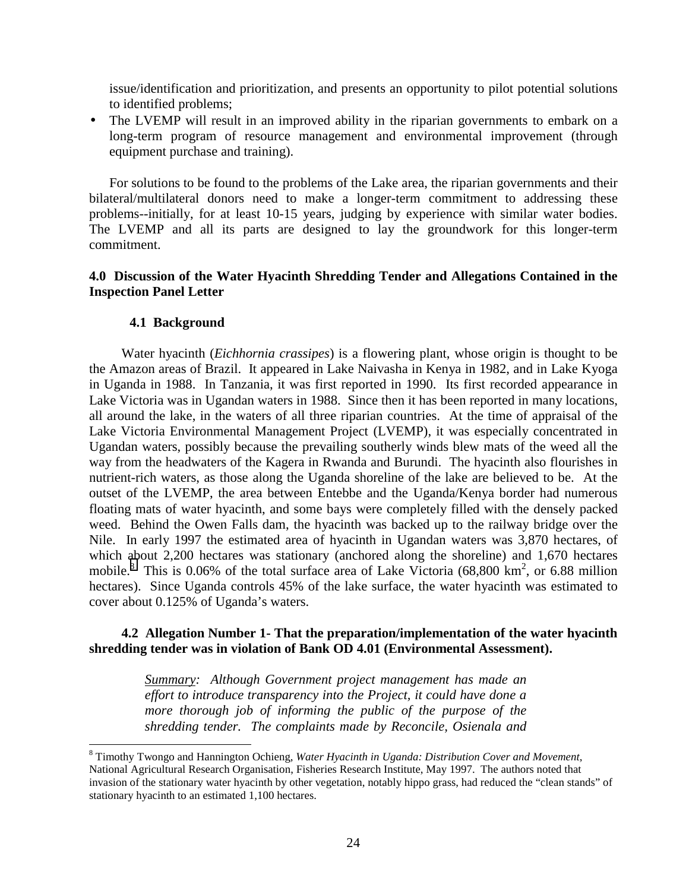issue/identification and prioritization, and presents an opportunity to pilot potential solutions to identified problems;

- The LVEMP will result in an improved ability in the riparian governments to embark on a long-term program of resource management and environmental improvement (through equipment purchase and training).

For solutions to be found to the problems of the Lake area, the riparian governments and their bilateral/multilateral donors need to make a longer-term commitment to addressing these problems--initially, for at least 10-15 years, judging by experience with similar water bodies. The LVEMP and all its parts are designed to lay the groundwork for this longer-term commitment.

### 4.0 Discussion of the Water Hyacinth Shredding Tender and Allegations Contained in the Inspection Panel Letter

#### 4.1 Background

Water hyacinth (*Eichhornia crassipes*) is a flowering plant, whose origin is thought to be the Amazon areas of Brazil. It appeared in Lake Naivasha in Kenya in 1982, and in Lake Kyoga in Uganda in 1988. In Tanzania, it was first reported in 1990. Its first recorded appearance in Lake Victoria was in Ugandan waters in 1988. Since then it has been reported in many locations, all around the lake, in the waters of all three riparian countries. At the time of appraisal of the Lake Victoria Environmental Management Project (LVEMP), it was especially concentrated in Ugandan waters, possibly because the prevailing southerly winds blew mats of the weed all the way from the headwaters of the Kagera in Rwanda and Burundi. The hyacinth also flourishes in nutrient-rich waters, as those along the Uganda shoreline of the lake are believed to be. At the outset of the LVEMP, the area between Entebbe and the Uganda/Kenya border had numerous floating mats of water hyacinth, and some bays were completely filled with the densely packed weed. Behind the Owen Falls dam, the hyacinth was backed up to the railway bridge over the Nile. In early 1997 the estimated area of hyacinth in Ugandan waters was 3,870 hectares, of which about 2,200 hectares was stationary (anchored along the shoreline) and 1,670 hectares mobile.[8] This is 0.06% of the total surface area of Lake Victoria (68,800 km$^2$, or 6.88 million hectares). Since Uganda controls 45% of the lake surface, the water hyacinth was estimated to cover about 0.125% of Uganda's waters.

#### 4.2 Allegation Number 1- That the preparation/implementation of the water hyacinth shredding tender was in violation of Bank OD 4.01 (Environmental Assessment).

> *Summary: Although Government project management has made an effort to introduce transparency into the Project, it could have done a more thorough job of informing the public of the purpose of the shredding tender. The complaints made by Reconcile, Osienala and*

[8] Timothy Twongo and Hannington Ochieng, *Water Hyacinth in Uganda: Distribution Cover and Movement*, National Agricultural Research Organisation, Fisheries Research Institute, May 1997. The authors noted that invasion of the stationary water hyacinth by other vegetation, notably hippo grass, had reduced the "clean stands" of stationary hyacinth to an estimated 1,100 hectares.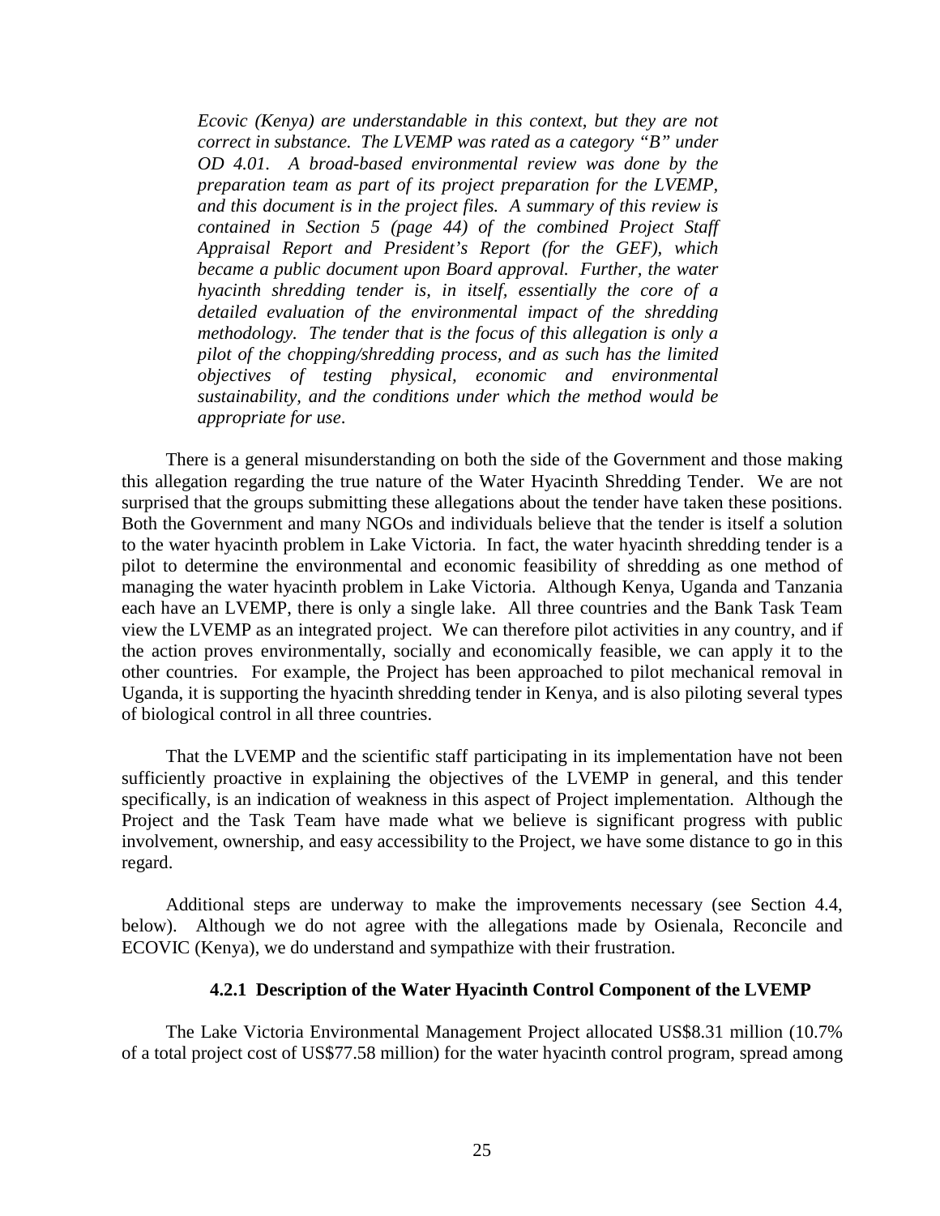*Ecovic (Kenya) are understandable in this context, but they are not correct in substance. The LVEMP was rated as a category "B" under OD 4.01. A broad-based environmental review was done by the preparation team as part of its project preparation for the LVEMP, and this document is in the project files. A summary of this review is contained in Section 5 (page 44) of the combined Project Staff Appraisal Report and President's Report (for the GEF), which became a public document upon Board approval. Further, the water hyacinth shredding tender is, in itself, essentially the core of a detailed evaluation of the environmental impact of the shredding methodology. The tender that is the focus of this allegation is only a pilot of the chopping/shredding process, and as such has the limited objectives of testing physical, economic and environmental sustainability, and the conditions under which the method would be appropriate for use.*

There is a general misunderstanding on both the side of the Government and those making this allegation regarding the true nature of the Water Hyacinth Shredding Tender. We are not surprised that the groups submitting these allegations about the tender have taken these positions. Both the Government and many NGOs and individuals believe that the tender is itself a solution to the water hyacinth problem in Lake Victoria. In fact, the water hyacinth shredding tender is a pilot to determine the environmental and economic feasibility of shredding as one method of managing the water hyacinth problem in Lake Victoria. Although Kenya, Uganda and Tanzania each have an LVEMP, there is only a single lake. All three countries and the Bank Task Team view the LVEMP as an integrated project. We can therefore pilot activities in any country, and if the action proves environmentally, socially and economically feasible, we can apply it to the other countries. For example, the Project has been approached to pilot mechanical removal in Uganda, it is supporting the hyacinth shredding tender in Kenya, and is also piloting several types of biological control in all three countries.

That the LVEMP and the scientific staff participating in its implementation have not been sufficiently proactive in explaining the objectives of the LVEMP in general, and this tender specifically, is an indication of weakness in this aspect of Project implementation. Although the Project and the Task Team have made what we believe is significant progress with public involvement, ownership, and easy accessibility to the Project, we have some distance to go in this regard.

Additional steps are underway to make the improvements necessary (see Section 4.4, below). Although we do not agree with the allegations made by Osienala, Reconcile and ECOVIC (Kenya), we do understand and sympathize with their frustration.

#### 4.2.1 Description of the Water Hyacinth Control Component of the LVEMP

The Lake Victoria Environmental Management Project allocated US$8.31 million (10.7% of a total project cost of US$77.58 million) for the water hyacinth control program, spread among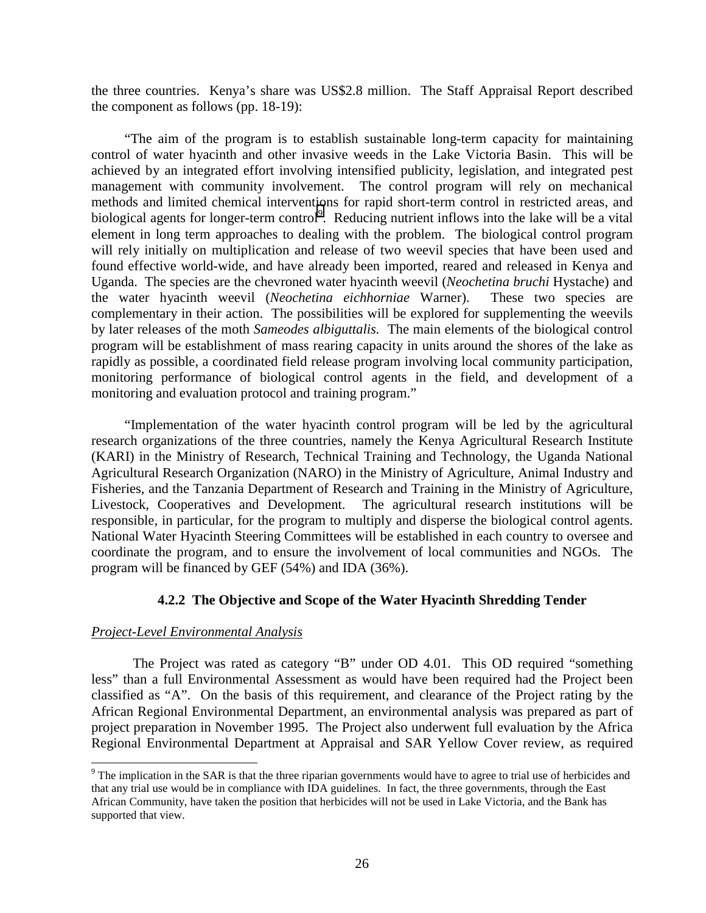the three countries. Kenya's share was US$2.8 million. The Staff Appraisal Report described the component as follows (pp. 18-19):

"The aim of the program is to establish sustainable long-term capacity for maintaining control of water hyacinth and other invasive weeds in the Lake Victoria Basin. This will be achieved by an integrated effort involving intensified publicity, legislation, and integrated pest management with community involvement. The control program will rely on mechanical methods and limited chemical interventions for rapid short-term control in restricted areas, and biological agents for longer-term control[9]. Reducing nutrient inflows into the lake will be a vital element in long term approaches to dealing with the problem. The biological control program will rely initially on multiplication and release of two weevil species that have been used and found effective world-wide, and have already been imported, reared and released in Kenya and Uganda. The species are the chevroned water hyacinth weevil (*Neochetina bruchi* Hystache) and the water hyacinth weevil (*Neochetina eichhorniae* Warner). These two species are complementary in their action. The possibilities will be explored for supplementing the weevils by later releases of the moth *Sameodes albiguttalis.* The main elements of the biological control program will be establishment of mass rearing capacity in units around the shores of the lake as rapidly as possible, a coordinated field release program involving local community participation, monitoring performance of biological control agents in the field, and development of a monitoring and evaluation protocol and training program."

"Implementation of the water hyacinth control program will be led by the agricultural research organizations of the three countries, namely the Kenya Agricultural Research Institute (KARI) in the Ministry of Research, Technical Training and Technology, the Uganda National Agricultural Research Organization (NARO) in the Ministry of Agriculture, Animal Industry and Fisheries, and the Tanzania Department of Research and Training in the Ministry of Agriculture, Livestock, Cooperatives and Development. The agricultural research institutions will be responsible, in particular, for the program to multiply and disperse the biological control agents. National Water Hyacinth Steering Committees will be established in each country to oversee and coordinate the program, and to ensure the involvement of local communities and NGOs. The program will be financed by GEF (54%) and IDA (36%).

### 4.2.2 The Objective and Scope of the Water Hyacinth Shredding Tender

*Project-Level Environmental Analysis*

The Project was rated as category "B" under OD 4.01. This OD required "something less" than a full Environmental Assessment as would have been required had the Project been classified as "A". On the basis of this requirement, and clearance of the Project rating by the African Regional Environmental Department, an environmental analysis was prepared as part of project preparation in November 1995. The Project also underwent full evaluation by the Africa Regional Environmental Department at Appraisal and SAR Yellow Cover review, as required

[9] The implication in the SAR is that the three riparian governments would have to agree to trial use of herbicides and that any trial use would be in compliance with IDA guidelines. In fact, the three governments, through the East African Community, have taken the position that herbicides will not be used in Lake Victoria, and the Bank has supported that view.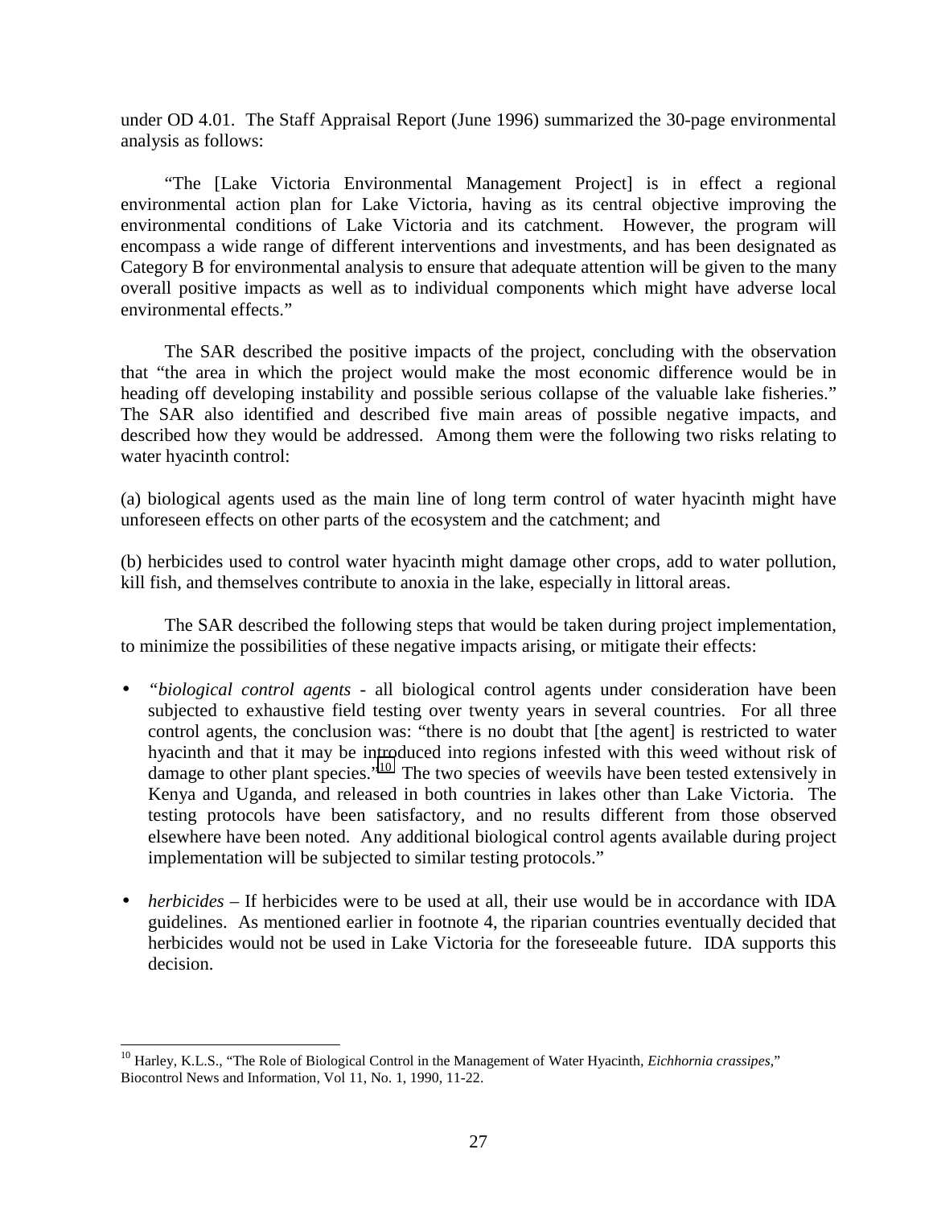under OD 4.01. The Staff Appraisal Report (June 1996) summarized the 30-page environmental analysis as follows:

"The [Lake Victoria Environmental Management Project] is in effect a regional environmental action plan for Lake Victoria, having as its central objective improving the environmental conditions of Lake Victoria and its catchment. However, the program will encompass a wide range of different interventions and investments, and has been designated as Category B for environmental analysis to ensure that adequate attention will be given to the many overall positive impacts as well as to individual components which might have adverse local environmental effects."

The SAR described the positive impacts of the project, concluding with the observation that "the area in which the project would make the most economic difference would be in heading off developing instability and possible serious collapse of the valuable lake fisheries." The SAR also identified and described five main areas of possible negative impacts, and described how they would be addressed. Among them were the following two risks relating to water hyacinth control:

(a) biological agents used as the main line of long term control of water hyacinth might have unforeseen effects on other parts of the ecosystem and the catchment; and

(b) herbicides used to control water hyacinth might damage other crops, add to water pollution, kill fish, and themselves contribute to anoxia in the lake, especially in littoral areas.

The SAR described the following steps that would be taken during project implementation, to minimize the possibilities of these negative impacts arising, or mitigate their effects:

- *"biological control agents* - all biological control agents under consideration have been subjected to exhaustive field testing over twenty years in several countries. For all three control agents, the conclusion was: "there is no doubt that [the agent] is restricted to water hyacinth and that it may be introduced into regions infested with this weed without risk of damage to other plant species."[10] The two species of weevils have been tested extensively in Kenya and Uganda, and released in both countries in lakes other than Lake Victoria. The testing protocols have been satisfactory, and no results different from those observed elsewhere have been noted. Any additional biological control agents available during project implementation will be subjected to similar testing protocols."

- *herbicides* – If herbicides were to be used at all, their use would be in accordance with IDA guidelines. As mentioned earlier in footnote 4, the riparian countries eventually decided that herbicides would not be used in Lake Victoria for the foreseeable future. IDA supports this decision.

[10] Harley, K.L.S., "The Role of Biological Control in the Management of Water Hyacinth, *Eichhornia crassipes*," Biocontrol News and Information, Vol 11, No. 1, 1990, 11-22.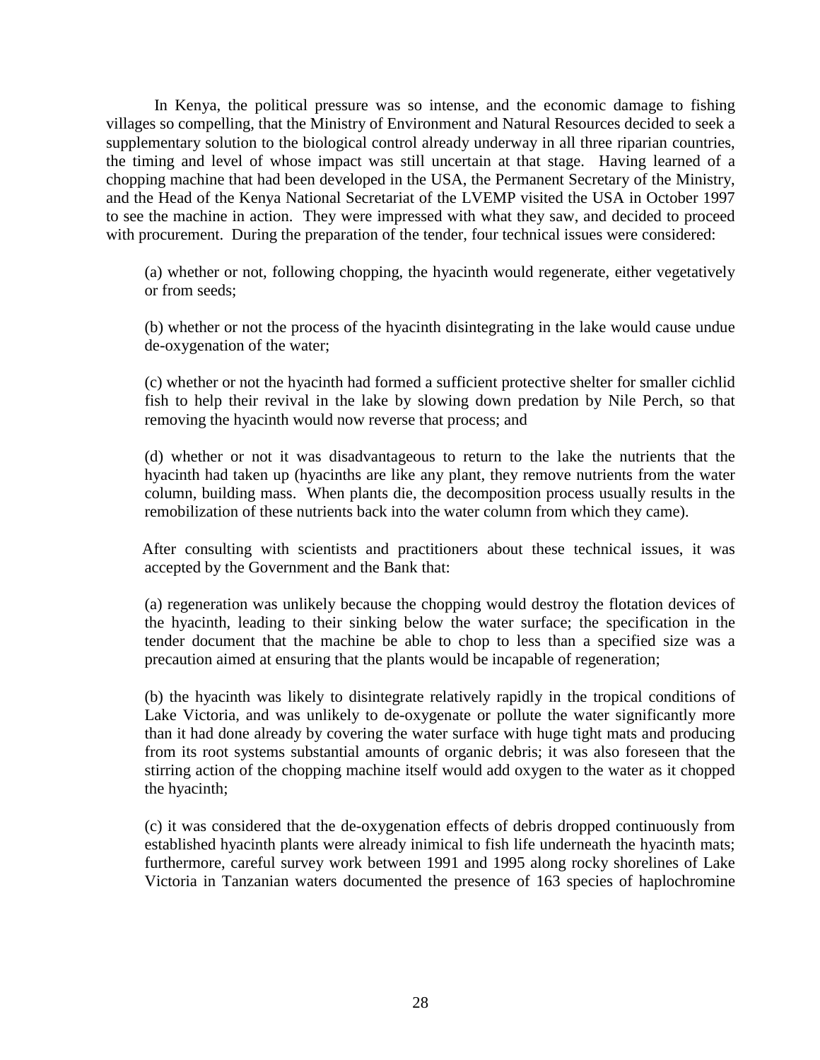In Kenya, the political pressure was so intense, and the economic damage to fishing villages so compelling, that the Ministry of Environment and Natural Resources decided to seek a supplementary solution to the biological control already underway in all three riparian countries, the timing and level of whose impact was still uncertain at that stage. Having learned of a chopping machine that had been developed in the USA, the Permanent Secretary of the Ministry, and the Head of the Kenya National Secretariat of the LVEMP visited the USA in October 1997 to see the machine in action. They were impressed with what they saw, and decided to proceed with procurement. During the preparation of the tender, four technical issues were considered:

(a) whether or not, following chopping, the hyacinth would regenerate, either vegetatively or from seeds;

(b) whether or not the process of the hyacinth disintegrating in the lake would cause undue de-oxygenation of the water;

(c) whether or not the hyacinth had formed a sufficient protective shelter for smaller cichlid fish to help their revival in the lake by slowing down predation by Nile Perch, so that removing the hyacinth would now reverse that process; and

(d) whether or not it was disadvantageous to return to the lake the nutrients that the hyacinth had taken up (hyacinths are like any plant, they remove nutrients from the water column, building mass. When plants die, the decomposition process usually results in the remobilization of these nutrients back into the water column from which they came).

After consulting with scientists and practitioners about these technical issues, it was accepted by the Government and the Bank that:

(a) regeneration was unlikely because the chopping would destroy the flotation devices of the hyacinth, leading to their sinking below the water surface; the specification in the tender document that the machine be able to chop to less than a specified size was a precaution aimed at ensuring that the plants would be incapable of regeneration;

(b) the hyacinth was likely to disintegrate relatively rapidly in the tropical conditions of Lake Victoria, and was unlikely to de-oxygenate or pollute the water significantly more than it had done already by covering the water surface with huge tight mats and producing from its root systems substantial amounts of organic debris; it was also foreseen that the stirring action of the chopping machine itself would add oxygen to the water as it chopped the hyacinth;

(c) it was considered that the de-oxygenation effects of debris dropped continuously from established hyacinth plants were already inimical to fish life underneath the hyacinth mats; furthermore, careful survey work between 1991 and 1995 along rocky shorelines of Lake Victoria in Tanzanian waters documented the presence of 163 species of haplochromine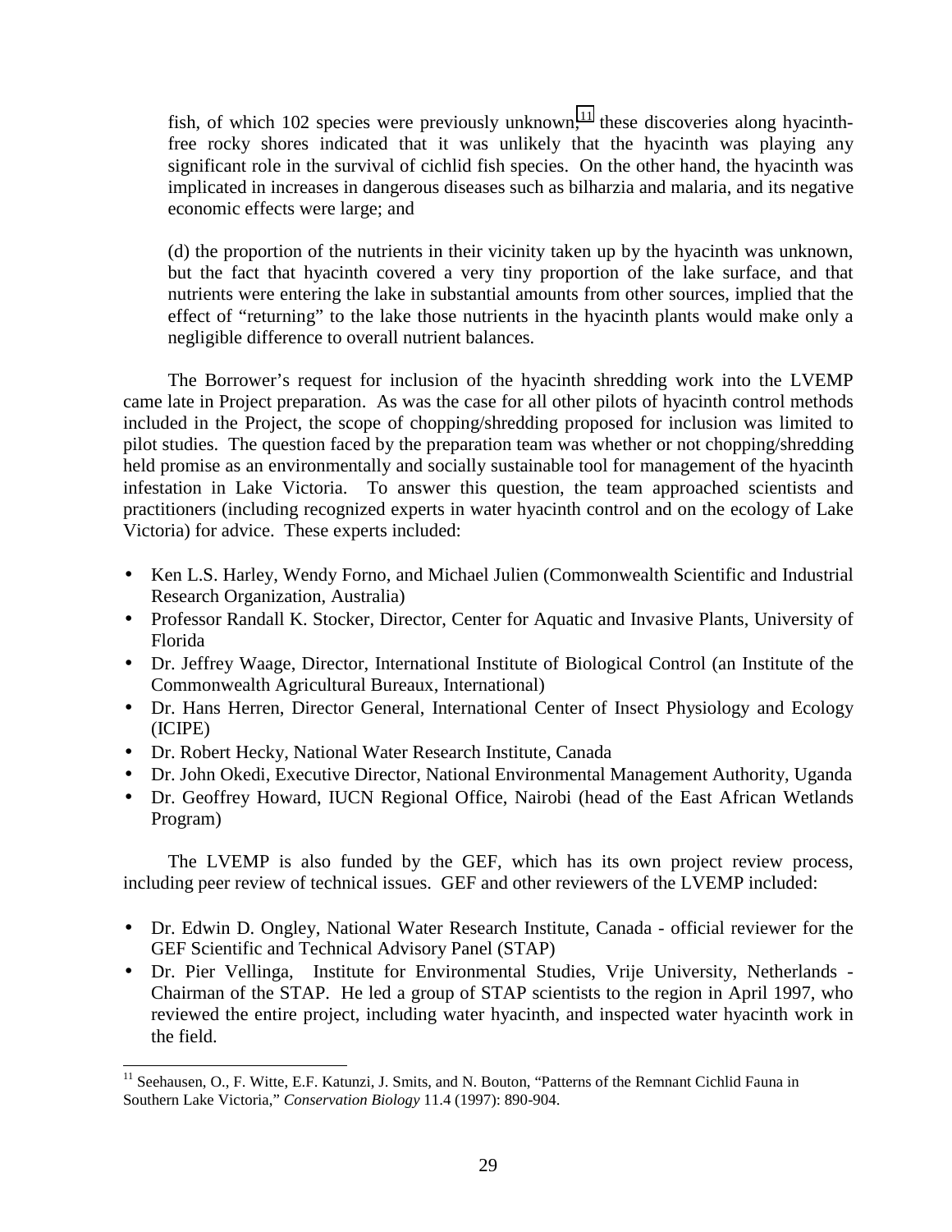fish, of which 102 species were previously unknown,[11] these discoveries along hyacinth-free rocky shores indicated that it was unlikely that the hyacinth was playing any significant role in the survival of cichlid fish species. On the other hand, the hyacinth was implicated in increases in dangerous diseases such as bilharzia and malaria, and its negative economic effects were large; and

(d) the proportion of the nutrients in their vicinity taken up by the hyacinth was unknown, but the fact that hyacinth covered a very tiny proportion of the lake surface, and that nutrients were entering the lake in substantial amounts from other sources, implied that the effect of "returning" to the lake those nutrients in the hyacinth plants would make only a negligible difference to overall nutrient balances.

The Borrower's request for inclusion of the hyacinth shredding work into the LVEMP came late in Project preparation. As was the case for all other pilots of hyacinth control methods included in the Project, the scope of chopping/shredding proposed for inclusion was limited to pilot studies. The question faced by the preparation team was whether or not chopping/shredding held promise as an environmentally and socially sustainable tool for management of the hyacinth infestation in Lake Victoria. To answer this question, the team approached scientists and practitioners (including recognized experts in water hyacinth control and on the ecology of Lake Victoria) for advice. These experts included:

- Ken L.S. Harley, Wendy Forno, and Michael Julien (Commonwealth Scientific and Industrial Research Organization, Australia)
- Professor Randall K. Stocker, Director, Center for Aquatic and Invasive Plants, University of Florida
- Dr. Jeffrey Waage, Director, International Institute of Biological Control (an Institute of the Commonwealth Agricultural Bureaux, International)
- Dr. Hans Herren, Director General, International Center of Insect Physiology and Ecology (ICIPE)
- Dr. Robert Hecky, National Water Research Institute, Canada
- Dr. John Okedi, Executive Director, National Environmental Management Authority, Uganda
- Dr. Geoffrey Howard, IUCN Regional Office, Nairobi (head of the East African Wetlands Program)

The LVEMP is also funded by the GEF, which has its own project review process, including peer review of technical issues. GEF and other reviewers of the LVEMP included:

- Dr. Edwin D. Ongley, National Water Research Institute, Canada - official reviewer for the GEF Scientific and Technical Advisory Panel (STAP)
- Dr. Pier Vellinga, Institute for Environmental Studies, Vrije University, Netherlands - Chairman of the STAP. He led a group of STAP scientists to the region in April 1997, who reviewed the entire project, including water hyacinth, and inspected water hyacinth work in the field.

[11] Seehausen, O., F. Witte, E.F. Katunzi, J. Smits, and N. Bouton, "Patterns of the Remnant Cichlid Fauna in Southern Lake Victoria," *Conservation Biology* 11.4 (1997): 890-904.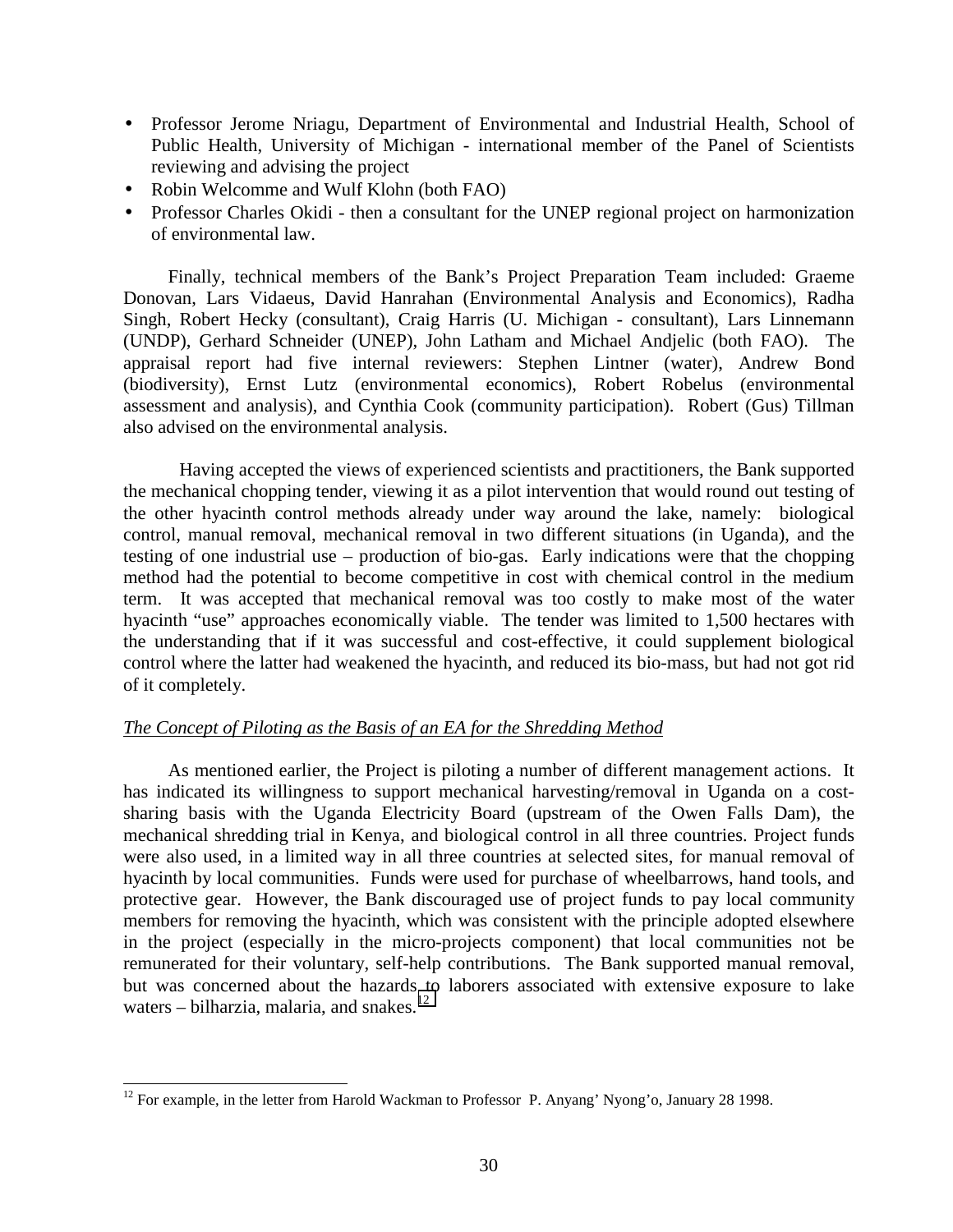- Professor Jerome Nriagu, Department of Environmental and Industrial Health, School of Public Health, University of Michigan - international member of the Panel of Scientists reviewing and advising the project
- Robin Welcomme and Wulf Klohn (both FAO)
- Professor Charles Okidi - then a consultant for the UNEP regional project on harmonization of environmental law.

Finally, technical members of the Bank's Project Preparation Team included: Graeme Donovan, Lars Vidaeus, David Hanrahan (Environmental Analysis and Economics), Radha Singh, Robert Hecky (consultant), Craig Harris (U. Michigan - consultant), Lars Linnemann (UNDP), Gerhard Schneider (UNEP), John Latham and Michael Andjelic (both FAO). The appraisal report had five internal reviewers: Stephen Lintner (water), Andrew Bond (biodiversity), Ernst Lutz (environmental economics), Robert Robelus (environmental assessment and analysis), and Cynthia Cook (community participation). Robert (Gus) Tillman also advised on the environmental analysis.

Having accepted the views of experienced scientists and practitioners, the Bank supported the mechanical chopping tender, viewing it as a pilot intervention that would round out testing of the other hyacinth control methods already under way around the lake, namely: biological control, manual removal, mechanical removal in two different situations (in Uganda), and the testing of one industrial use – production of bio-gas. Early indications were that the chopping method had the potential to become competitive in cost with chemical control in the medium term. It was accepted that mechanical removal was too costly to make most of the water hyacinth "use" approaches economically viable. The tender was limited to 1,500 hectares with the understanding that if it was successful and cost-effective, it could supplement biological control where the latter had weakened the hyacinth, and reduced its bio-mass, but had not got rid of it completely.

_The Concept of Piloting as the Basis of an EA for the Shredding Method_

As mentioned earlier, the Project is piloting a number of different management actions. It has indicated its willingness to support mechanical harvesting/removal in Uganda on a cost-sharing basis with the Uganda Electricity Board (upstream of the Owen Falls Dam), the mechanical shredding trial in Kenya, and biological control in all three countries. Project funds were also used, in a limited way in all three countries at selected sites, for manual removal of hyacinth by local communities. Funds were used for purchase of wheelbarrows, hand tools, and protective gear. However, the Bank discouraged use of project funds to pay local community members for removing the hyacinth, which was consistent with the principle adopted elsewhere in the project (especially in the micro-projects component) that local communities not be remunerated for their voluntary, self-help contributions. The Bank supported manual removal, but was concerned about the hazards to laborers associated with extensive exposure to lake waters – bilharzia, malaria, and snakes.[12]

[12] For example, in the letter from Harold Wackman to Professor P. Anyang' Nyong'o, January 28 1998.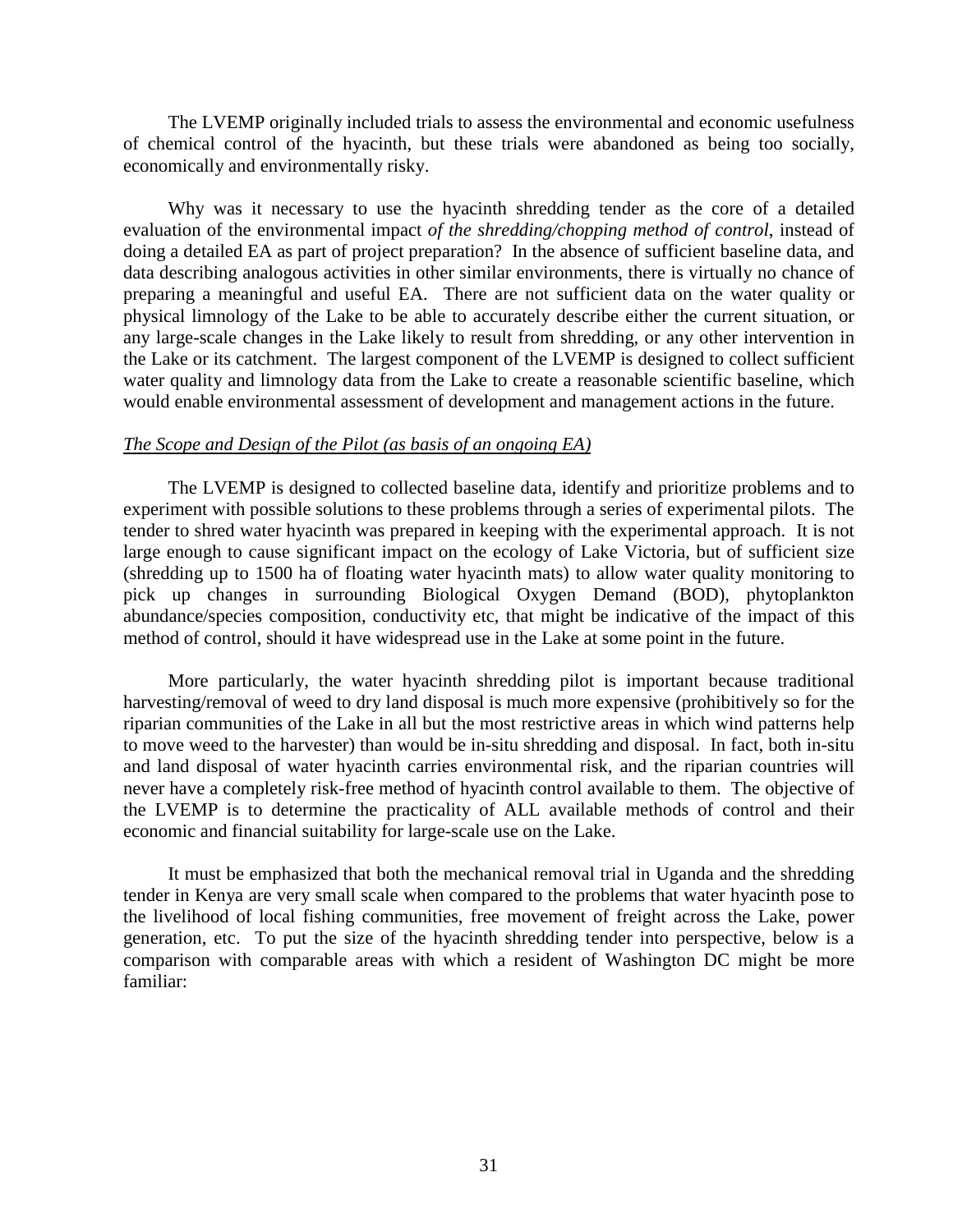The LVEMP originally included trials to assess the environmental and economic usefulness of chemical control of the hyacinth, but these trials were abandoned as being too socially, economically and environmentally risky.

Why was it necessary to use the hyacinth shredding tender as the core of a detailed evaluation of the environmental impact *of the shredding/chopping method of control*, instead of doing a detailed EA as part of project preparation? In the absence of sufficient baseline data, and data describing analogous activities in other similar environments, there is virtually no chance of preparing a meaningful and useful EA. There are not sufficient data on the water quality or physical limnology of the Lake to be able to accurately describe either the current situation, or any large-scale changes in the Lake likely to result from shredding, or any other intervention in the Lake or its catchment. The largest component of the LVEMP is designed to collect sufficient water quality and limnology data from the Lake to create a reasonable scientific baseline, which would enable environmental assessment of development and management actions in the future.

*The Scope and Design of the Pilot (as basis of an ongoing EA)*

The LVEMP is designed to collected baseline data, identify and prioritize problems and to experiment with possible solutions to these problems through a series of experimental pilots. The tender to shred water hyacinth was prepared in keeping with the experimental approach. It is not large enough to cause significant impact on the ecology of Lake Victoria, but of sufficient size (shredding up to 1500 ha of floating water hyacinth mats) to allow water quality monitoring to pick up changes in surrounding Biological Oxygen Demand (BOD), phytoplankton abundance/species composition, conductivity etc, that might be indicative of the impact of this method of control, should it have widespread use in the Lake at some point in the future.

More particularly, the water hyacinth shredding pilot is important because traditional harvesting/removal of weed to dry land disposal is much more expensive (prohibitively so for the riparian communities of the Lake in all but the most restrictive areas in which wind patterns help to move weed to the harvester) than would be in-situ shredding and disposal. In fact, both in-situ and land disposal of water hyacinth carries environmental risk, and the riparian countries will never have a completely risk-free method of hyacinth control available to them. The objective of the LVEMP is to determine the practicality of ALL available methods of control and their economic and financial suitability for large-scale use on the Lake.

It must be emphasized that both the mechanical removal trial in Uganda and the shredding tender in Kenya are very small scale when compared to the problems that water hyacinth pose to the livelihood of local fishing communities, free movement of freight across the Lake, power generation, etc. To put the size of the hyacinth shredding tender into perspective, below is a comparison with comparable areas with which a resident of Washington DC might be more familiar: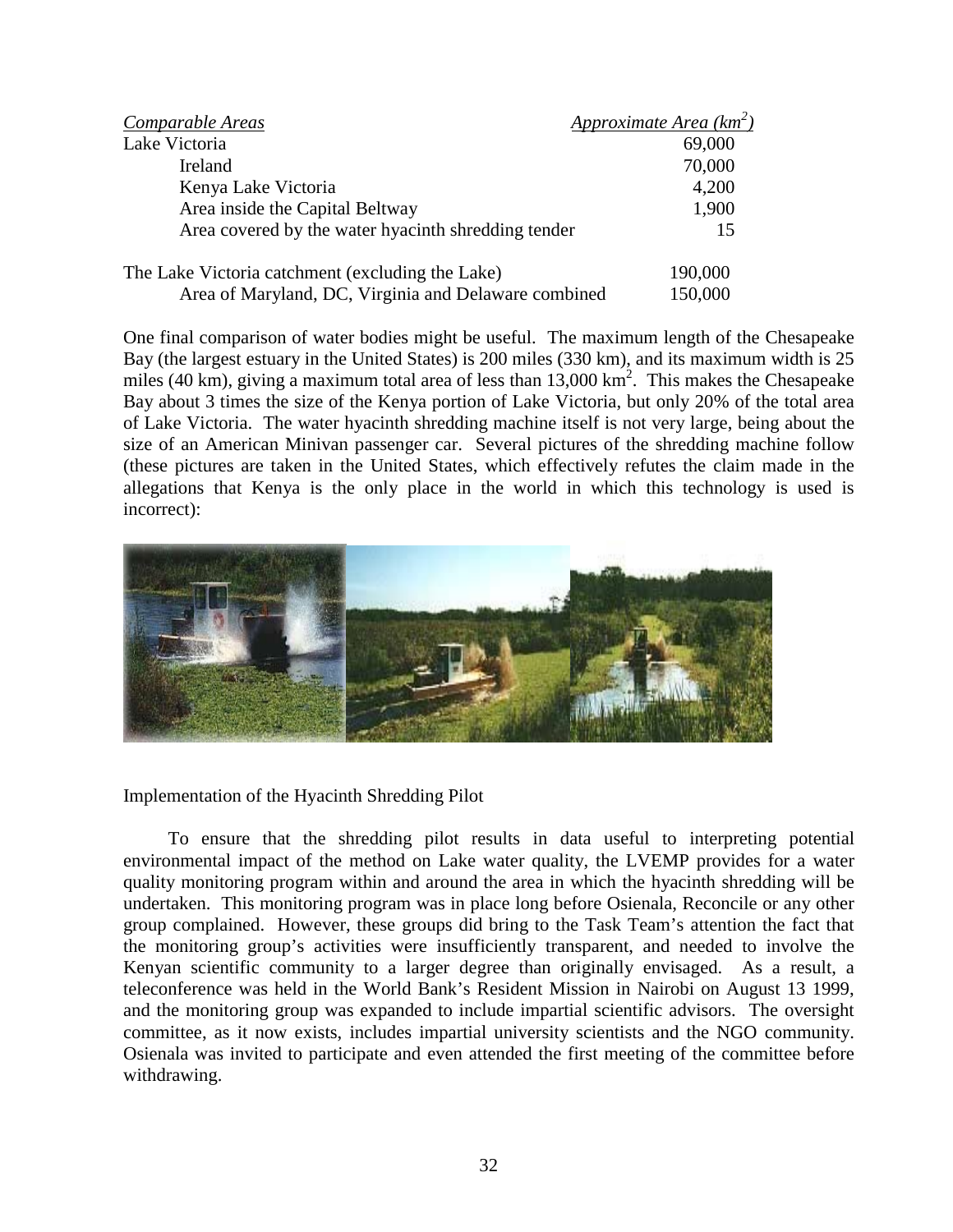| *Comparable Areas* | *Approximate Area ($km^2$)* |
|---|---|
| Lake Victoria | 69,000 |
| Ireland | 70,000 |
| Kenya Lake Victoria | 4,200 |
| Area inside the Capital Beltway | 1,900 |
| Area covered by the water hyacinth shredding tender | 15 |
| The Lake Victoria catchment (excluding the Lake) | 190,000 |
| Area of Maryland, DC, Virginia and Delaware combined | 150,000 |

One final comparison of water bodies might be useful. The maximum length of the Chesapeake Bay (the largest estuary in the United States) is 200 miles (330 km), and its maximum width is 25 miles (40 km), giving a maximum total area of less than 13,000 $km^2$. This makes the Chesapeake Bay about 3 times the size of the Kenya portion of Lake Victoria, but only 20% of the total area of Lake Victoria. The water hyacinth shredding machine itself is not very large, being about the size of an American Minivan passenger car. Several pictures of the shredding machine follow (these pictures are taken in the United States, which effectively refutes the claim made in the allegations that Kenya is the only place in the world in which this technology is used is incorrect):

Implementation of the Hyacinth Shredding Pilot

To ensure that the shredding pilot results in data useful to interpreting potential environmental impact of the method on Lake water quality, the LVEMP provides for a water quality monitoring program within and around the area in which the hyacinth shredding will be undertaken. This monitoring program was in place long before Osienala, Reconcile or any other group complained. However, these groups did bring to the Task Team's attention the fact that the monitoring group's activities were insufficiently transparent, and needed to involve the Kenyan scientific community to a larger degree than originally envisaged. As a result, a teleconference was held in the World Bank's Resident Mission in Nairobi on August 13 1999, and the monitoring group was expanded to include impartial scientific advisors. The oversight committee, as it now exists, includes impartial university scientists and the NGO community. Osienala was invited to participate and even attended the first meeting of the committee before withdrawing.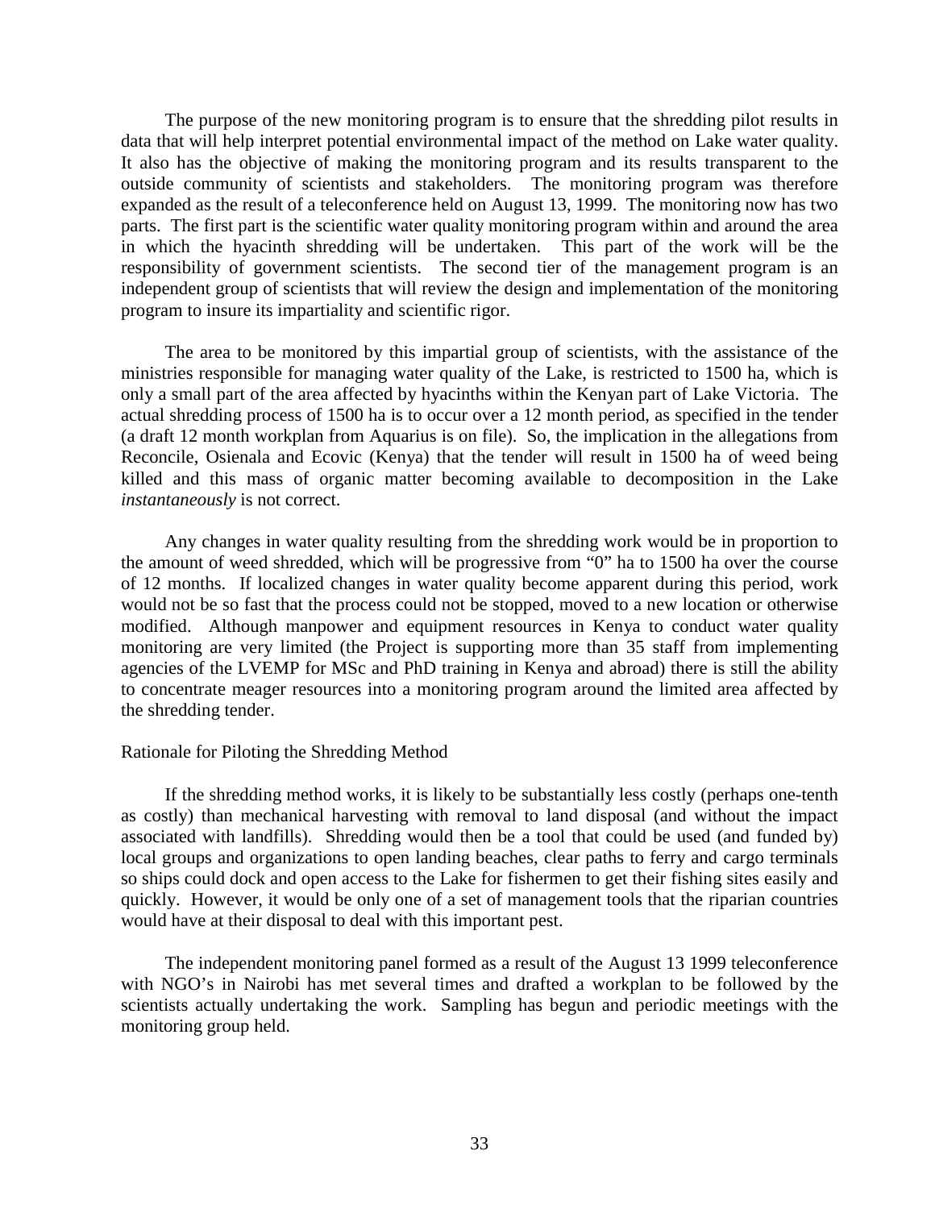The purpose of the new monitoring program is to ensure that the shredding pilot results in data that will help interpret potential environmental impact of the method on Lake water quality. It also has the objective of making the monitoring program and its results transparent to the outside community of scientists and stakeholders. The monitoring program was therefore expanded as the result of a teleconference held on August 13, 1999. The monitoring now has two parts. The first part is the scientific water quality monitoring program within and around the area in which the hyacinth shredding will be undertaken. This part of the work will be the responsibility of government scientists. The second tier of the management program is an independent group of scientists that will review the design and implementation of the monitoring program to insure its impartiality and scientific rigor.

The area to be monitored by this impartial group of scientists, with the assistance of the ministries responsible for managing water quality of the Lake, is restricted to 1500 ha, which is only a small part of the area affected by hyacinths within the Kenyan part of Lake Victoria. The actual shredding process of 1500 ha is to occur over a 12 month period, as specified in the tender (a draft 12 month workplan from Aquarius is on file). So, the implication in the allegations from Reconcile, Osienala and Ecovic (Kenya) that the tender will result in 1500 ha of weed being killed and this mass of organic matter becoming available to decomposition in the Lake *instantaneously* is not correct.

Any changes in water quality resulting from the shredding work would be in proportion to the amount of weed shredded, which will be progressive from "0" ha to 1500 ha over the course of 12 months. If localized changes in water quality become apparent during this period, work would not be so fast that the process could not be stopped, moved to a new location or otherwise modified. Although manpower and equipment resources in Kenya to conduct water quality monitoring are very limited (the Project is supporting more than 35 staff from implementing agencies of the LVEMP for MSc and PhD training in Kenya and abroad) there is still the ability to concentrate meager resources into a monitoring program around the limited area affected by the shredding tender.

Rationale for Piloting the Shredding Method

If the shredding method works, it is likely to be substantially less costly (perhaps one-tenth as costly) than mechanical harvesting with removal to land disposal (and without the impact associated with landfills). Shredding would then be a tool that could be used (and funded by) local groups and organizations to open landing beaches, clear paths to ferry and cargo terminals so ships could dock and open access to the Lake for fishermen to get their fishing sites easily and quickly. However, it would be only one of a set of management tools that the riparian countries would have at their disposal to deal with this important pest.

The independent monitoring panel formed as a result of the August 13 1999 teleconference with NGO's in Nairobi has met several times and drafted a workplan to be followed by the scientists actually undertaking the work. Sampling has begun and periodic meetings with the monitoring group held.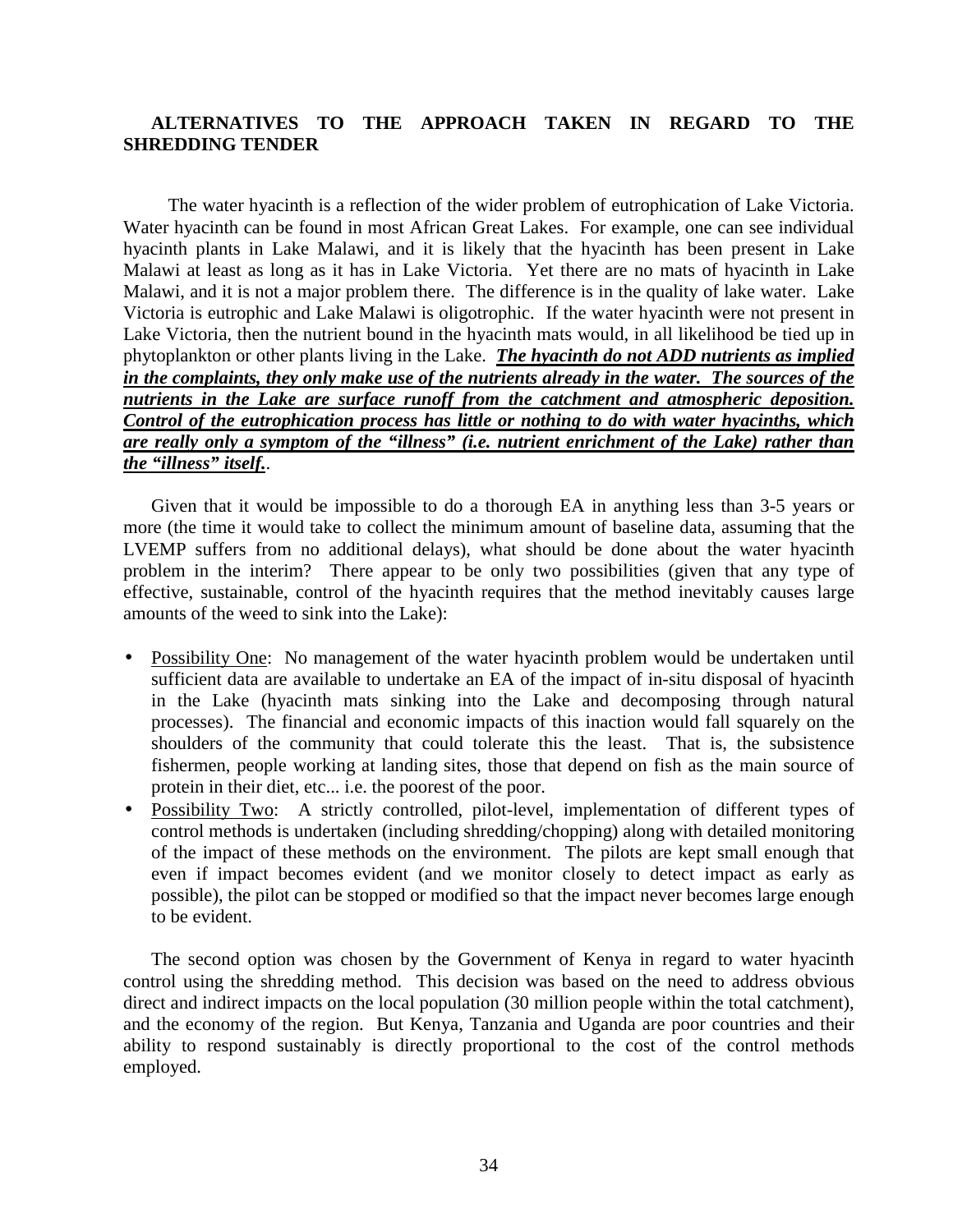## ALTERNATIVES TO THE APPROACH TAKEN IN REGARD TO THE SHREDDING TENDER

The water hyacinth is a reflection of the wider problem of eutrophication of Lake Victoria. Water hyacinth can be found in most African Great Lakes. For example, one can see individual hyacinth plants in Lake Malawi, and it is likely that the hyacinth has been present in Lake Malawi at least as long as it has in Lake Victoria. Yet there are no mats of hyacinth in Lake Malawi, and it is not a major problem there. The difference is in the quality of lake water. Lake Victoria is eutrophic and Lake Malawi is oligotrophic. If the water hyacinth were not present in Lake Victoria, then the nutrient bound in the hyacinth mats would, in all likelihood be tied up in phytoplankton or other plants living in the Lake. ***<u>The hyacinth do not ADD nutrients as implied in the complaints, they only make use of the nutrients already in the water. The sources of the nutrients in the Lake are surface runoff from the catchment and atmospheric deposition. Control of the eutrophication process has little or nothing to do with water hyacinths, which are really only a symptom of the "illness" (i.e. nutrient enrichment of the Lake) rather than the "illness" itself.</u>***.

Given that it would be impossible to do a thorough EA in anything less than 3-5 years or more (the time it would take to collect the minimum amount of baseline data, assuming that the LVEMP suffers from no additional delays), what should be done about the water hyacinth problem in the interim? There appear to be only two possibilities (given that any type of effective, sustainable, control of the hyacinth requires that the method inevitably causes large amounts of the weed to sink into the Lake):

- <u>Possibility One</u>: No management of the water hyacinth problem would be undertaken until sufficient data are available to undertake an EA of the impact of in-situ disposal of hyacinth in the Lake (hyacinth mats sinking into the Lake and decomposing through natural processes). The financial and economic impacts of this inaction would fall squarely on the shoulders of the community that could tolerate this the least. That is, the subsistence fishermen, people working at landing sites, those that depend on fish as the main source of protein in their diet, etc... i.e. the poorest of the poor.
- <u>Possibility Two</u>: A strictly controlled, pilot-level, implementation of different types of control methods is undertaken (including shredding/chopping) along with detailed monitoring of the impact of these methods on the environment. The pilots are kept small enough that even if impact becomes evident (and we monitor closely to detect impact as early as possible), the pilot can be stopped or modified so that the impact never becomes large enough to be evident.

The second option was chosen by the Government of Kenya in regard to water hyacinth control using the shredding method. This decision was based on the need to address obvious direct and indirect impacts on the local population (30 million people within the total catchment), and the economy of the region. But Kenya, Tanzania and Uganda are poor countries and their ability to respond sustainably is directly proportional to the cost of the control methods employed.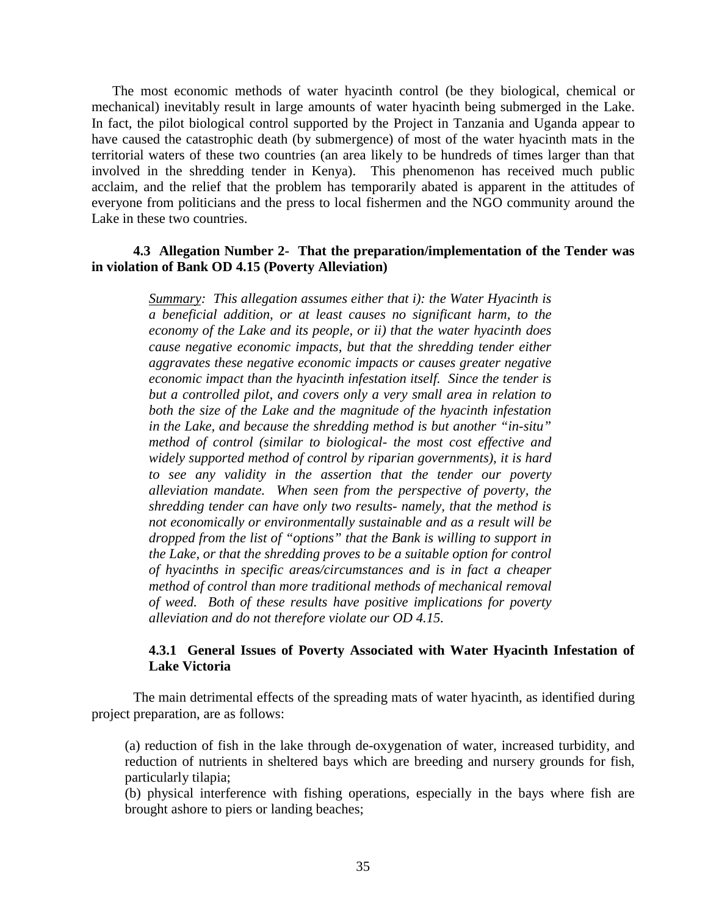The most economic methods of water hyacinth control (be they biological, chemical or mechanical) inevitably result in large amounts of water hyacinth being submerged in the Lake. In fact, the pilot biological control supported by the Project in Tanzania and Uganda appear to have caused the catastrophic death (by submergence) of most of the water hyacinth mats in the territorial waters of these two countries (an area likely to be hundreds of times larger than that involved in the shredding tender in Kenya). This phenomenon has received much public acclaim, and the relief that the problem has temporarily abated is apparent in the attitudes of everyone from politicians and the press to local fishermen and the NGO community around the Lake in these two countries.

### 4.3 Allegation Number 2- That the preparation/implementation of the Tender was in violation of Bank OD 4.15 (Poverty Alleviation)

> *Summary: This allegation assumes either that i): the Water Hyacinth is a beneficial addition, or at least causes no significant harm, to the economy of the Lake and its people, or ii) that the water hyacinth does cause negative economic impacts, but that the shredding tender either aggravates these negative economic impacts or causes greater negative economic impact than the hyacinth infestation itself. Since the tender is but a controlled pilot, and covers only a very small area in relation to both the size of the Lake and the magnitude of the hyacinth infestation in the Lake, and because the shredding method is but another "in-situ" method of control (similar to biological- the most cost effective and widely supported method of control by riparian governments), it is hard to see any validity in the assertion that the tender our poverty alleviation mandate. When seen from the perspective of poverty, the shredding tender can have only two results- namely, that the method is not economically or environmentally sustainable and as a result will be dropped from the list of "options" that the Bank is willing to support in the Lake, or that the shredding proves to be a suitable option for control of hyacinths in specific areas/circumstances and is in fact a cheaper method of control than more traditional methods of mechanical removal of weed. Both of these results have positive implications for poverty alleviation and do not therefore violate our OD 4.15.*

#### 4.3.1 General Issues of Poverty Associated with Water Hyacinth Infestation of Lake Victoria

The main detrimental effects of the spreading mats of water hyacinth, as identified during project preparation, are as follows:

(a) reduction of fish in the lake through de-oxygenation of water, increased turbidity, and reduction of nutrients in sheltered bays which are breeding and nursery grounds for fish, particularly tilapia;
(b) physical interference with fishing operations, especially in the bays where fish are brought ashore to piers or landing beaches;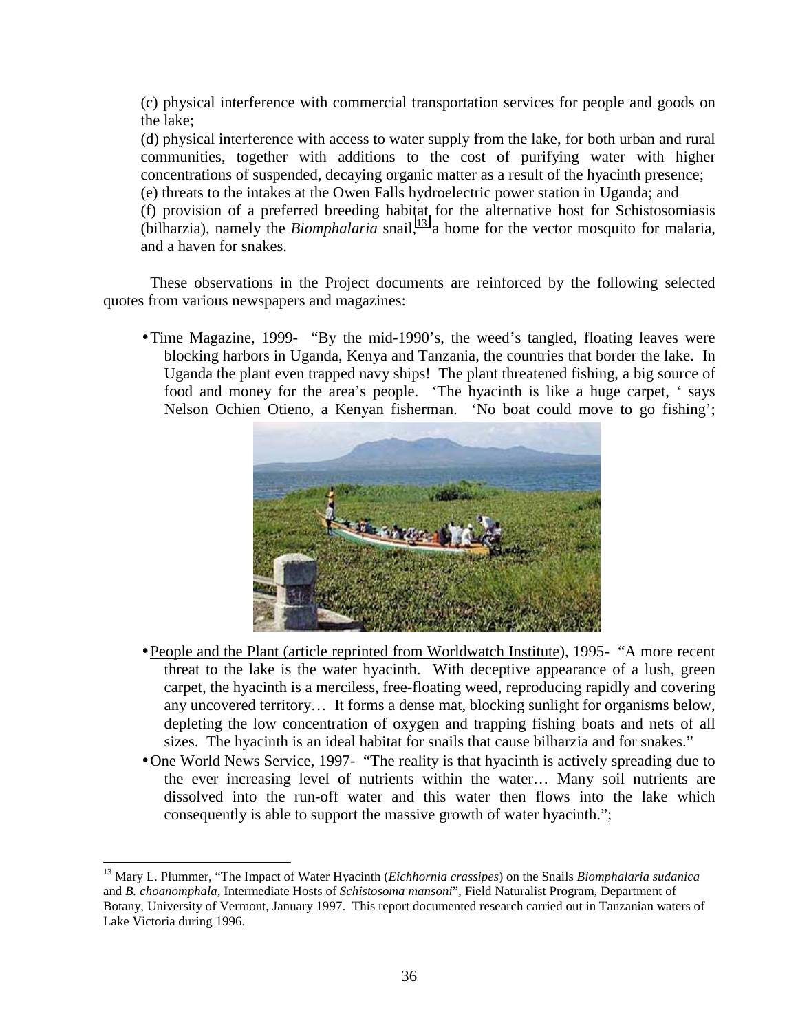(c) physical interference with commercial transportation services for people and goods on the lake;

(d) physical interference with access to water supply from the lake, for both urban and rural communities, together with additions to the cost of purifying water with higher concentrations of suspended, decaying organic matter as a result of the hyacinth presence;

(e) threats to the intakes at the Owen Falls hydroelectric power station in Uganda; and

(f) provision of a preferred breeding habitat for the alternative host for Schistosomiasis (bilharzia), namely the *Biomphalaria* snail,[13] a home for the vector mosquito for malaria, and a haven for snakes.

These observations in the Project documents are reinforced by the following selected quotes from various newspapers and magazines:

- Time Magazine, 1999- "By the mid-1990's, the weed's tangled, floating leaves were blocking harbors in Uganda, Kenya and Tanzania, the countries that border the lake. In Uganda the plant even trapped navy ships! The plant threatened fishing, a big source of food and money for the area's people. 'The hyacinth is like a huge carpet, ' says Nelson Ochien Otieno, a Kenyan fisherman. 'No boat could move to go fishing';
- People and the Plant (article reprinted from Worldwatch Institute), 1995- "A more recent threat to the lake is the water hyacinth. With deceptive appearance of a lush, green carpet, the hyacinth is a merciless, free-floating weed, reproducing rapidly and covering any uncovered territory… It forms a dense mat, blocking sunlight for organisms below, depleting the low concentration of oxygen and trapping fishing boats and nets of all sizes. The hyacinth is an ideal habitat for snails that cause bilharzia and for snakes."
- One World News Service, 1997- "The reality is that hyacinth is actively spreading due to the ever increasing level of nutrients within the water… Many soil nutrients are dissolved into the run-off water and this water then flows into the lake which consequently is able to support the massive growth of water hyacinth.";

[13] Mary L. Plummer, "The Impact of Water Hyacinth (*Eichhornia crassipes*) on the Snails *Biomphalaria sudanica* and *B. choanomphala*, Intermediate Hosts of *Schistosoma mansoni*", Field Naturalist Program, Department of Botany, University of Vermont, January 1997. This report documented research carried out in Tanzanian waters of Lake Victoria during 1996.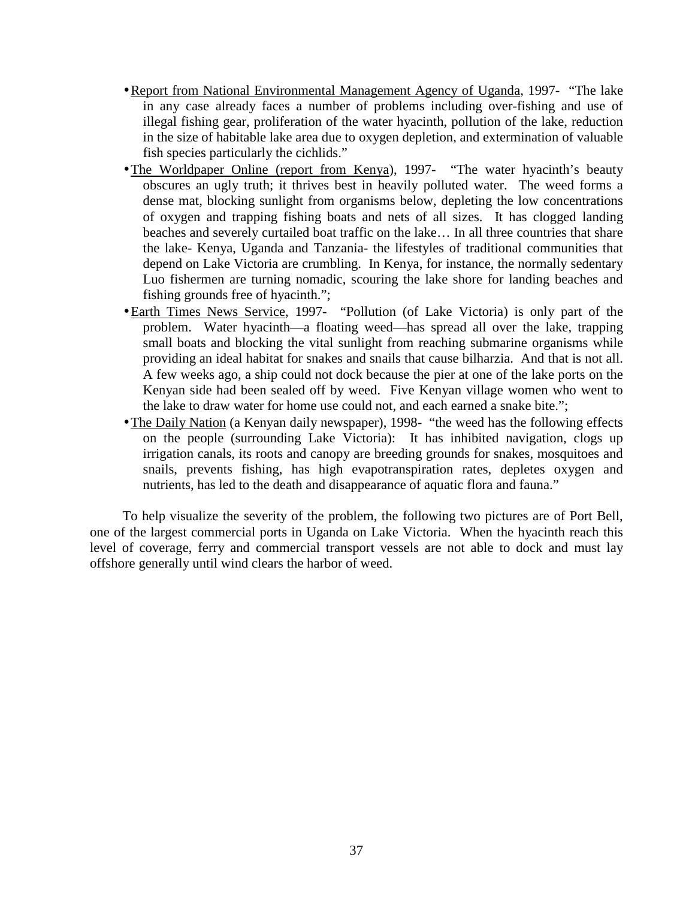- <u>Report from National Environmental Management Agency of Uganda</u>, 1997- "The lake in any case already faces a number of problems including over-fishing and use of illegal fishing gear, proliferation of the water hyacinth, pollution of the lake, reduction in the size of habitable lake area due to oxygen depletion, and extermination of valuable fish species particularly the cichlids."
- <u>The Worldpaper Online (report from Kenya)</u>, 1997- "The water hyacinth's beauty obscures an ugly truth; it thrives best in heavily polluted water. The weed forms a dense mat, blocking sunlight from organisms below, depleting the low concentrations of oxygen and trapping fishing boats and nets of all sizes. It has clogged landing beaches and severely curtailed boat traffic on the lake… In all three countries that share the lake- Kenya, Uganda and Tanzania- the lifestyles of traditional communities that depend on Lake Victoria are crumbling. In Kenya, for instance, the normally sedentary Luo fishermen are turning nomadic, scouring the lake shore for landing beaches and fishing grounds free of hyacinth.";
- <u>Earth Times News Service</u>, 1997- "Pollution (of Lake Victoria) is only part of the problem. Water hyacinth—a floating weed—has spread all over the lake, trapping small boats and blocking the vital sunlight from reaching submarine organisms while providing an ideal habitat for snakes and snails that cause bilharzia. And that is not all. A few weeks ago, a ship could not dock because the pier at one of the lake ports on the Kenyan side had been sealed off by weed. Five Kenyan village women who went to the lake to draw water for home use could not, and each earned a snake bite.";
- <u>The Daily Nation</u> (a Kenyan daily newspaper), 1998- "the weed has the following effects on the people (surrounding Lake Victoria): It has inhibited navigation, clogs up irrigation canals, its roots and canopy are breeding grounds for snakes, mosquitoes and snails, prevents fishing, has high evapotranspiration rates, depletes oxygen and nutrients, has led to the death and disappearance of aquatic flora and fauna."

To help visualize the severity of the problem, the following two pictures are of Port Bell, one of the largest commercial ports in Uganda on Lake Victoria. When the hyacinth reach this level of coverage, ferry and commercial transport vessels are not able to dock and must lay offshore generally until wind clears the harbor of weed.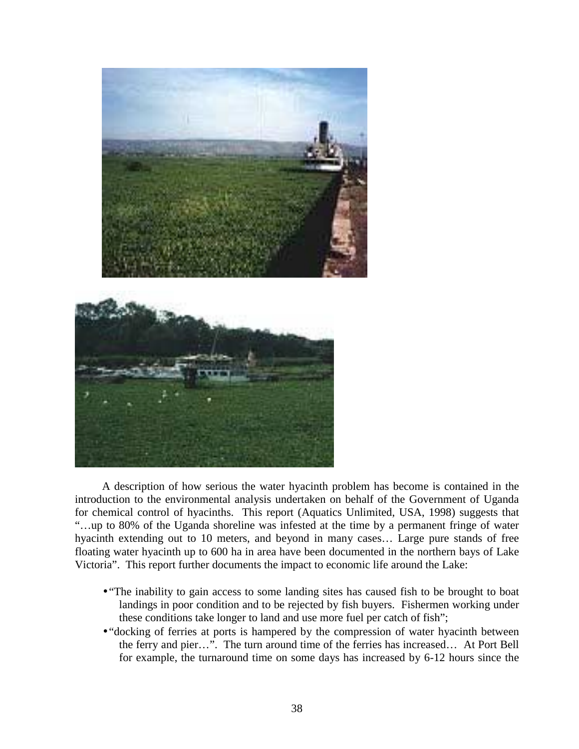A description of how serious the water hyacinth problem has become is contained in the introduction to the environmental analysis undertaken on behalf of the Government of Uganda for chemical control of hyacinths. This report (Aquatics Unlimited, USA, 1998) suggests that "…up to 80% of the Uganda shoreline was infested at the time by a permanent fringe of water hyacinth extending out to 10 meters, and beyond in many cases… Large pure stands of free floating water hyacinth up to 600 ha in area have been documented in the northern bays of Lake Victoria". This report further documents the impact to economic life around the Lake:

- "The inability to gain access to some landing sites has caused fish to be brought to boat landings in poor condition and to be rejected by fish buyers. Fishermen working under these conditions take longer to land and use more fuel per catch of fish";
- "docking of ferries at ports is hampered by the compression of water hyacinth between the ferry and pier…". The turn around time of the ferries has increased… At Port Bell for example, the turnaround time on some days has increased by 6-12 hours since the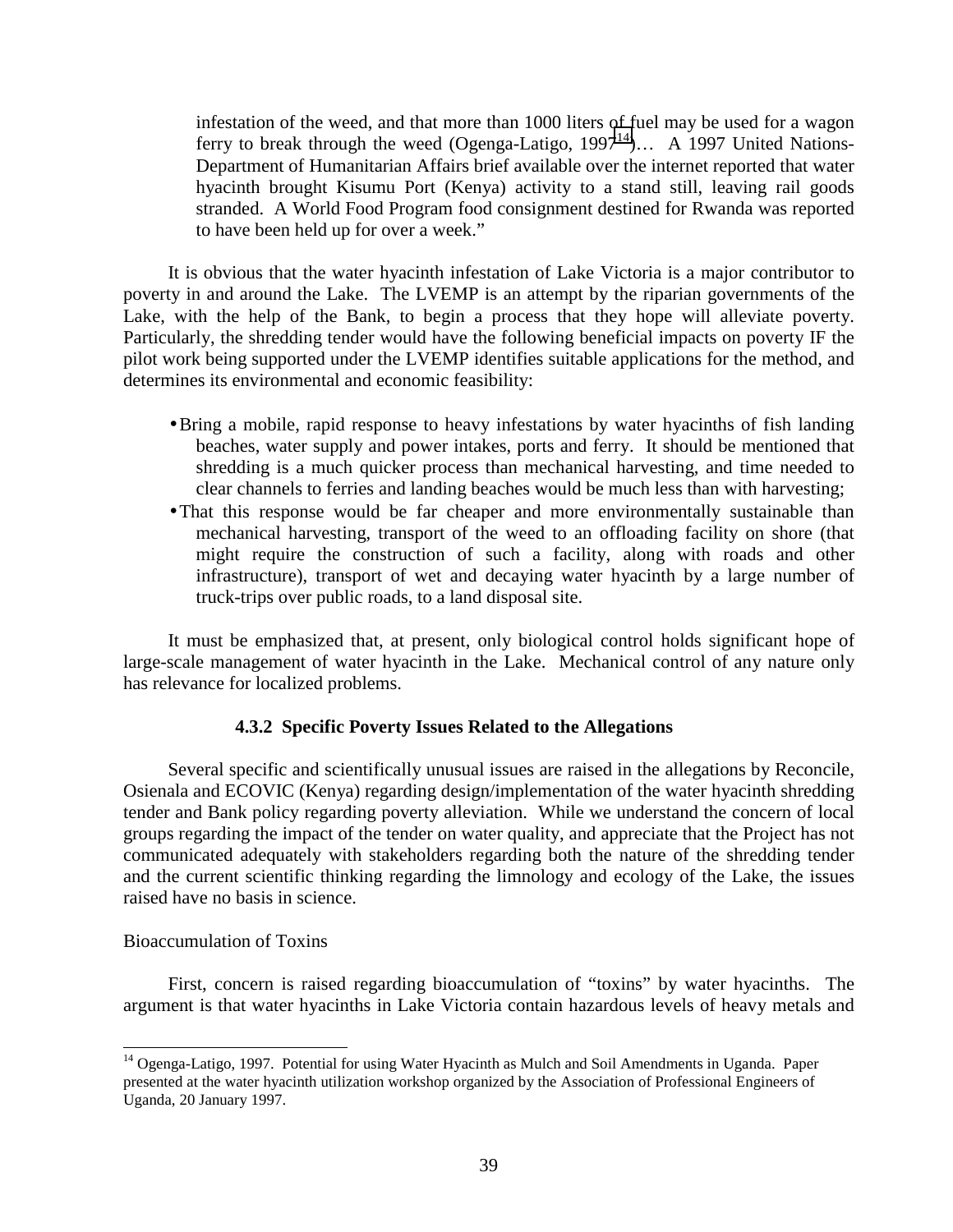infestation of the weed, and that more than 1000 liters of fuel may be used for a wagon ferry to break through the weed (Ogenga-Latigo, 1997[14])… A 1997 United Nations-Department of Humanitarian Affairs brief available over the internet reported that water hyacinth brought Kisumu Port (Kenya) activity to a stand still, leaving rail goods stranded. A World Food Program food consignment destined for Rwanda was reported to have been held up for over a week."

It is obvious that the water hyacinth infestation of Lake Victoria is a major contributor to poverty in and around the Lake. The LVEMP is an attempt by the riparian governments of the Lake, with the help of the Bank, to begin a process that they hope will alleviate poverty. Particularly, the shredding tender would have the following beneficial impacts on poverty IF the pilot work being supported under the LVEMP identifies suitable applications for the method, and determines its environmental and economic feasibility:

- Bring a mobile, rapid response to heavy infestations by water hyacinths of fish landing beaches, water supply and power intakes, ports and ferry. It should be mentioned that shredding is a much quicker process than mechanical harvesting, and time needed to clear channels to ferries and landing beaches would be much less than with harvesting;
- That this response would be far cheaper and more environmentally sustainable than mechanical harvesting, transport of the weed to an offloading facility on shore (that might require the construction of such a facility, along with roads and other infrastructure), transport of wet and decaying water hyacinth by a large number of truck-trips over public roads, to a land disposal site.

It must be emphasized that, at present, only biological control holds significant hope of large-scale management of water hyacinth in the Lake. Mechanical control of any nature only has relevance for localized problems.

#### 4.3.2 Specific Poverty Issues Related to the Allegations

Several specific and scientifically unusual issues are raised in the allegations by Reconcile, Osienala and ECOVIC (Kenya) regarding design/implementation of the water hyacinth shredding tender and Bank policy regarding poverty alleviation. While we understand the concern of local groups regarding the impact of the tender on water quality, and appreciate that the Project has not communicated adequately with stakeholders regarding both the nature of the shredding tender and the current scientific thinking regarding the limnology and ecology of the Lake, the issues raised have no basis in science.

Bioaccumulation of Toxins

First, concern is raised regarding bioaccumulation of "toxins" by water hyacinths. The argument is that water hyacinths in Lake Victoria contain hazardous levels of heavy metals and

[14] Ogenga-Latigo, 1997. Potential for using Water Hyacinth as Mulch and Soil Amendments in Uganda. Paper presented at the water hyacinth utilization workshop organized by the Association of Professional Engineers of Uganda, 20 January 1997.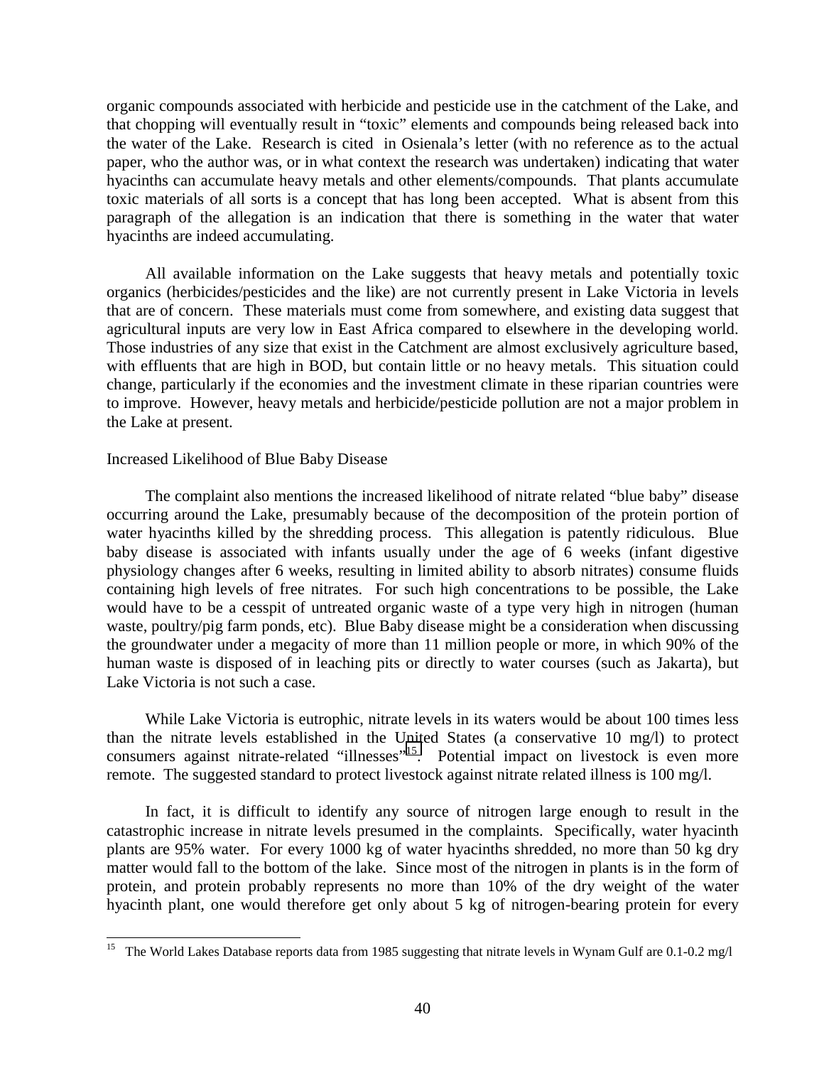organic compounds associated with herbicide and pesticide use in the catchment of the Lake, and that chopping will eventually result in "toxic" elements and compounds being released back into the water of the Lake. Research is cited in Osienala's letter (with no reference as to the actual paper, who the author was, or in what context the research was undertaken) indicating that water hyacinths can accumulate heavy metals and other elements/compounds. That plants accumulate toxic materials of all sorts is a concept that has long been accepted. What is absent from this paragraph of the allegation is an indication that there is something in the water that water hyacinths are indeed accumulating.

All available information on the Lake suggests that heavy metals and potentially toxic organics (herbicides/pesticides and the like) are not currently present in Lake Victoria in levels that are of concern. These materials must come from somewhere, and existing data suggest that agricultural inputs are very low in East Africa compared to elsewhere in the developing world. Those industries of any size that exist in the Catchment are almost exclusively agriculture based, with effluents that are high in BOD, but contain little or no heavy metals. This situation could change, particularly if the economies and the investment climate in these riparian countries were to improve. However, heavy metals and herbicide/pesticide pollution are not a major problem in the Lake at present.

Increased Likelihood of Blue Baby Disease

The complaint also mentions the increased likelihood of nitrate related "blue baby" disease occurring around the Lake, presumably because of the decomposition of the protein portion of water hyacinths killed by the shredding process. This allegation is patently ridiculous. Blue baby disease is associated with infants usually under the age of 6 weeks (infant digestive physiology changes after 6 weeks, resulting in limited ability to absorb nitrates) consume fluids containing high levels of free nitrates. For such high concentrations to be possible, the Lake would have to be a cesspit of untreated organic waste of a type very high in nitrogen (human waste, poultry/pig farm ponds, etc). Blue Baby disease might be a consideration when discussing the groundwater under a megacity of more than 11 million people or more, in which 90% of the human waste is disposed of in leaching pits or directly to water courses (such as Jakarta), but Lake Victoria is not such a case.

While Lake Victoria is eutrophic, nitrate levels in its waters would be about 100 times less than the nitrate levels established in the United States (a conservative 10 mg/l) to protect consumers against nitrate-related "illnesses"[15]. Potential impact on livestock is even more remote. The suggested standard to protect livestock against nitrate related illness is 100 mg/l.

In fact, it is difficult to identify any source of nitrogen large enough to result in the catastrophic increase in nitrate levels presumed in the complaints. Specifically, water hyacinth plants are 95% water. For every 1000 kg of water hyacinths shredded, no more than 50 kg dry matter would fall to the bottom of the lake. Since most of the nitrogen in plants is in the form of protein, and protein probably represents no more than 10% of the dry weight of the water hyacinth plant, one would therefore get only about 5 kg of nitrogen-bearing protein for every

[15] The World Lakes Database reports data from 1985 suggesting that nitrate levels in Wynam Gulf are 0.1-0.2 mg/l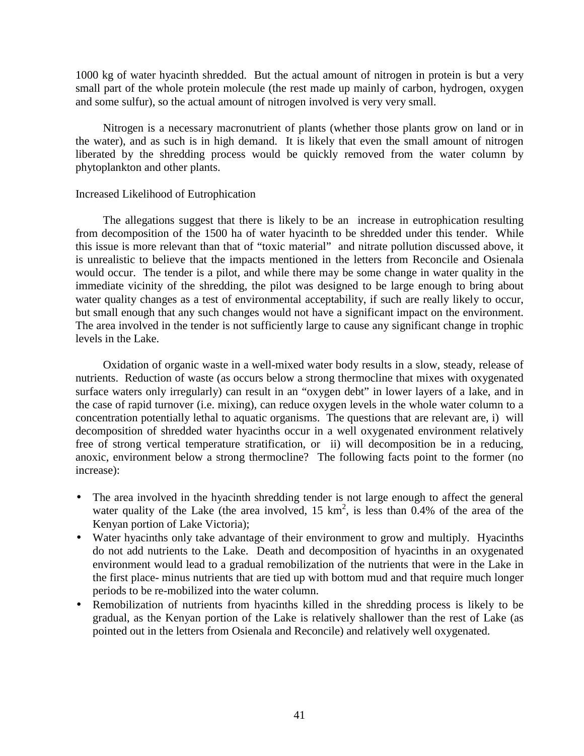1000 kg of water hyacinth shredded. But the actual amount of nitrogen in protein is but a very small part of the whole protein molecule (the rest made up mainly of carbon, hydrogen, oxygen and some sulfur), so the actual amount of nitrogen involved is very very small.

Nitrogen is a necessary macronutrient of plants (whether those plants grow on land or in the water), and as such is in high demand. It is likely that even the small amount of nitrogen liberated by the shredding process would be quickly removed from the water column by phytoplankton and other plants.

Increased Likelihood of Eutrophication

The allegations suggest that there is likely to be an increase in eutrophication resulting from decomposition of the 1500 ha of water hyacinth to be shredded under this tender. While this issue is more relevant than that of "toxic material" and nitrate pollution discussed above, it is unrealistic to believe that the impacts mentioned in the letters from Reconcile and Osienala would occur. The tender is a pilot, and while there may be some change in water quality in the immediate vicinity of the shredding, the pilot was designed to be large enough to bring about water quality changes as a test of environmental acceptability, if such are really likely to occur, but small enough that any such changes would not have a significant impact on the environment. The area involved in the tender is not sufficiently large to cause any significant change in trophic levels in the Lake.

Oxidation of organic waste in a well-mixed water body results in a slow, steady, release of nutrients. Reduction of waste (as occurs below a strong thermocline that mixes with oxygenated surface waters only irregularly) can result in an "oxygen debt" in lower layers of a lake, and in the case of rapid turnover (i.e. mixing), can reduce oxygen levels in the whole water column to a concentration potentially lethal to aquatic organisms. The questions that are relevant are, i) will decomposition of shredded water hyacinths occur in a well oxygenated environment relatively free of strong vertical temperature stratification, or ii) will decomposition be in a reducing, anoxic, environment below a strong thermocline? The following facts point to the former (no increase):

- The area involved in the hyacinth shredding tender is not large enough to affect the general water quality of the Lake (the area involved, 15 km$^2$, is less than 0.4% of the area of the Kenyan portion of Lake Victoria);
- Water hyacinths only take advantage of their environment to grow and multiply. Hyacinths do not add nutrients to the Lake. Death and decomposition of hyacinths in an oxygenated environment would lead to a gradual remobilization of the nutrients that were in the Lake in the first place- minus nutrients that are tied up with bottom mud and that require much longer periods to be re-mobilized into the water column.
- Remobilization of nutrients from hyacinths killed in the shredding process is likely to be gradual, as the Kenyan portion of the Lake is relatively shallower than the rest of Lake (as pointed out in the letters from Osienala and Reconcile) and relatively well oxygenated.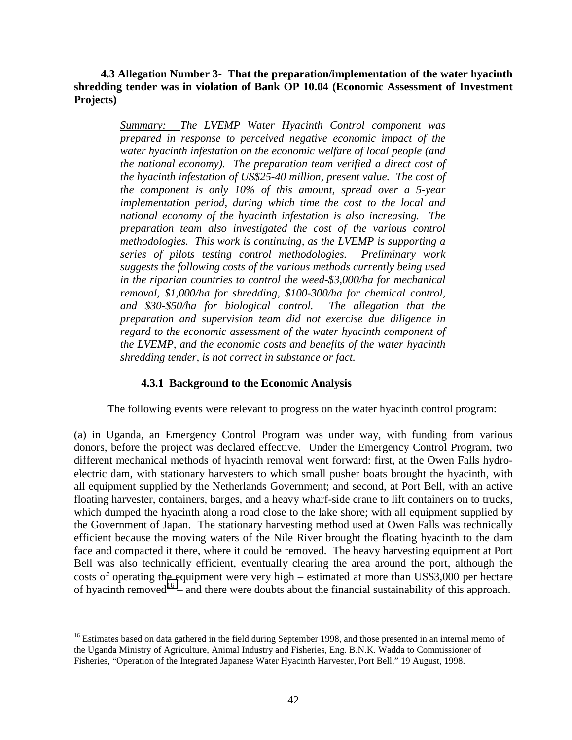### 4.3 Allegation Number 3- That the preparation/implementation of the water hyacinth shredding tender was in violation of Bank OP 10.04 (Economic Assessment of Investment Projects)

> *Summary: The LVEMP Water Hyacinth Control component was prepared in response to perceived negative economic impact of the water hyacinth infestation on the economic welfare of local people (and the national economy). The preparation team verified a direct cost of the hyacinth infestation of US$25-40 million, present value. The cost of the component is only 10% of this amount, spread over a 5-year implementation period, during which time the cost to the local and national economy of the hyacinth infestation is also increasing. The preparation team also investigated the cost of the various control methodologies. This work is continuing, as the LVEMP is supporting a series of pilots testing control methodologies. Preliminary work suggests the following costs of the various methods currently being used in the riparian countries to control the weed-$3,000/ha for mechanical removal, $1,000/ha for shredding, $100-300/ha for chemical control, and $30-$50/ha for biological control. The allegation that the preparation and supervision team did not exercise due diligence in regard to the economic assessment of the water hyacinth component of the LVEMP, and the economic costs and benefits of the water hyacinth shredding tender, is not correct in substance or fact.*

#### 4.3.1 Background to the Economic Analysis

The following events were relevant to progress on the water hyacinth control program:

(a) in Uganda, an Emergency Control Program was under way, with funding from various donors, before the project was declared effective. Under the Emergency Control Program, two different mechanical methods of hyacinth removal went forward: first, at the Owen Falls hydro-electric dam, with stationary harvesters to which small pusher boats brought the hyacinth, with all equipment supplied by the Netherlands Government; and second, at Port Bell, with an active floating harvester, containers, barges, and a heavy wharf-side crane to lift containers on to trucks, which dumped the hyacinth along a road close to the lake shore; with all equipment supplied by the Government of Japan. The stationary harvesting method used at Owen Falls was technically efficient because the moving waters of the Nile River brought the floating hyacinth to the dam face and compacted it there, where it could be removed. The heavy harvesting equipment at Port Bell was also technically efficient, eventually clearing the area around the port, although the costs of operating the equipment were very high – estimated at more than US$3,000 per hectare of hyacinth removed[16] – and there were doubts about the financial sustainability of this approach.

[16] Estimates based on data gathered in the field during September 1998, and those presented in an internal memo of the Uganda Ministry of Agriculture, Animal Industry and Fisheries, Eng. B.N.K. Wadda to Commissioner of Fisheries, "Operation of the Integrated Japanese Water Hyacinth Harvester, Port Bell," 19 August, 1998.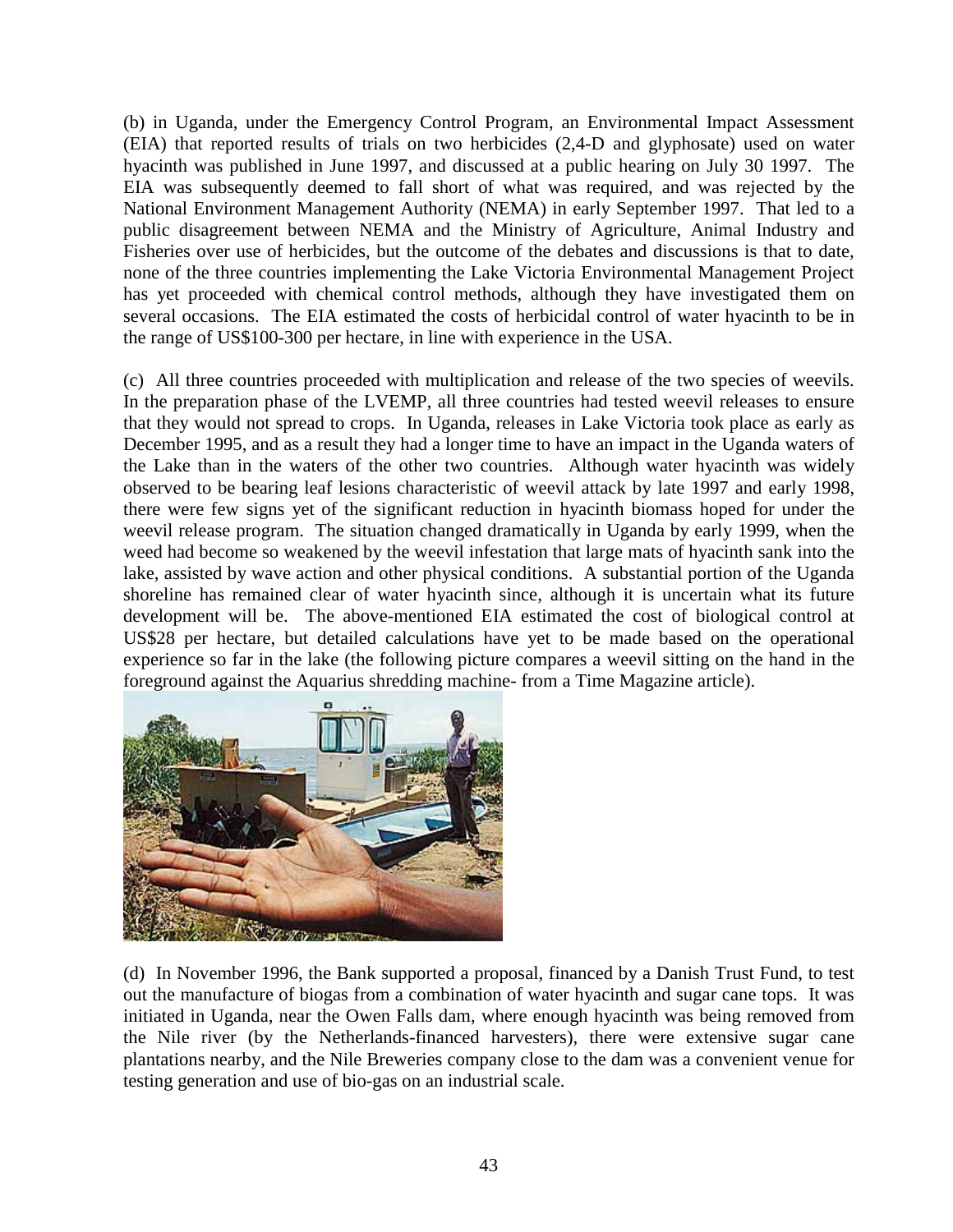(b) in Uganda, under the Emergency Control Program, an Environmental Impact Assessment (EIA) that reported results of trials on two herbicides (2,4-D and glyphosate) used on water hyacinth was published in June 1997, and discussed at a public hearing on July 30 1997. The EIA was subsequently deemed to fall short of what was required, and was rejected by the National Environment Management Authority (NEMA) in early September 1997. That led to a public disagreement between NEMA and the Ministry of Agriculture, Animal Industry and Fisheries over use of herbicides, but the outcome of the debates and discussions is that to date, none of the three countries implementing the Lake Victoria Environmental Management Project has yet proceeded with chemical control methods, although they have investigated them on several occasions. The EIA estimated the costs of herbicidal control of water hyacinth to be in the range of US$100-300 per hectare, in line with experience in the USA.

(c) All three countries proceeded with multiplication and release of the two species of weevils. In the preparation phase of the LVEMP, all three countries had tested weevil releases to ensure that they would not spread to crops. In Uganda, releases in Lake Victoria took place as early as December 1995, and as a result they had a longer time to have an impact in the Uganda waters of the Lake than in the waters of the other two countries. Although water hyacinth was widely observed to be bearing leaf lesions characteristic of weevil attack by late 1997 and early 1998, there were few signs yet of the significant reduction in hyacinth biomass hoped for under the weevil release program. The situation changed dramatically in Uganda by early 1999, when the weed had become so weakened by the weevil infestation that large mats of hyacinth sank into the lake, assisted by wave action and other physical conditions. A substantial portion of the Uganda shoreline has remained clear of water hyacinth since, although it is uncertain what its future development will be. The above-mentioned EIA estimated the cost of biological control at US$28 per hectare, but detailed calculations have yet to be made based on the operational experience so far in the lake (the following picture compares a weevil sitting on the hand in the foreground against the Aquarius shredding machine- from a Time Magazine article).

(d) In November 1996, the Bank supported a proposal, financed by a Danish Trust Fund, to test out the manufacture of biogas from a combination of water hyacinth and sugar cane tops. It was initiated in Uganda, near the Owen Falls dam, where enough hyacinth was being removed from the Nile river (by the Netherlands-financed harvesters), there were extensive sugar cane plantations nearby, and the Nile Breweries company close to the dam was a convenient venue for testing generation and use of bio-gas on an industrial scale.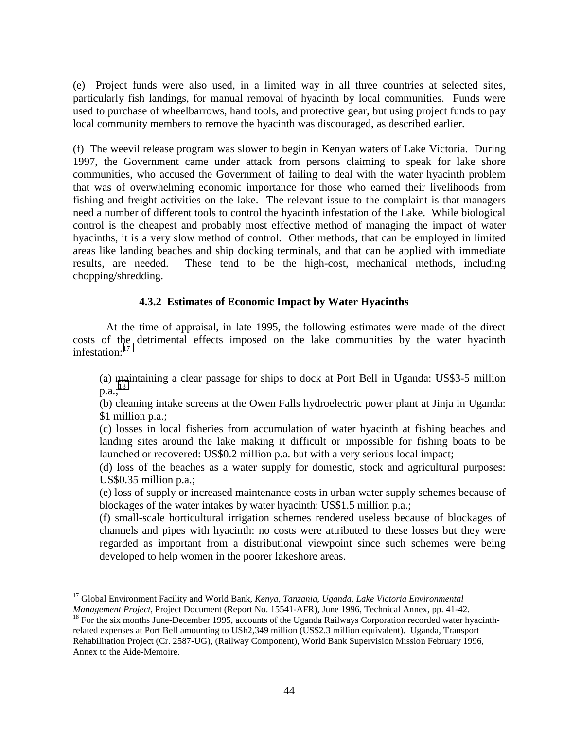(e) Project funds were also used, in a limited way in all three countries at selected sites, particularly fish landings, for manual removal of hyacinth by local communities. Funds were used to purchase of wheelbarrows, hand tools, and protective gear, but using project funds to pay local community members to remove the hyacinth was discouraged, as described earlier.

(f) The weevil release program was slower to begin in Kenyan waters of Lake Victoria. During 1997, the Government came under attack from persons claiming to speak for lake shore communities, who accused the Government of failing to deal with the water hyacinth problem that was of overwhelming economic importance for those who earned their livelihoods from fishing and freight activities on the lake. The relevant issue to the complaint is that managers need a number of different tools to control the hyacinth infestation of the Lake. While biological control is the cheapest and probably most effective method of managing the impact of water hyacinths, it is a very slow method of control. Other methods, that can be employed in limited areas like landing beaches and ship docking terminals, and that can be applied with immediate results, are needed. These tend to be the high-cost, mechanical methods, including chopping/shredding.

### 4.3.2 Estimates of Economic Impact by Water Hyacinths

At the time of appraisal, in late 1995, the following estimates were made of the direct costs of the detrimental effects imposed on the lake communities by the water hyacinth infestation:[17]

(a) maintaining a clear passage for ships to dock at Port Bell in Uganda: US$3-5 million p.a.;[18]
(b) cleaning intake screens at the Owen Falls hydroelectric power plant at Jinja in Uganda: $1 million p.a.;
(c) losses in local fisheries from accumulation of water hyacinth at fishing beaches and landing sites around the lake making it difficult or impossible for fishing boats to be launched or recovered: US$0.2 million p.a. but with a very serious local impact;
(d) loss of the beaches as a water supply for domestic, stock and agricultural purposes: US$0.35 million p.a.;
(e) loss of supply or increased maintenance costs in urban water supply schemes because of blockages of the water intakes by water hyacinth: US$1.5 million p.a.;
(f) small-scale horticultural irrigation schemes rendered useless because of blockages of channels and pipes with hyacinth: no costs were attributed to these losses but they were regarded as important from a distributional viewpoint since such schemes were being developed to help women in the poorer lakeshore areas.

---

[17] Global Environment Facility and World Bank, *Kenya, Tanzania, Uganda, Lake Victoria Environmental Management Project*, Project Document (Report No. 15541-AFR), June 1996, Technical Annex, pp. 41-42.

[18] For the six months June-December 1995, accounts of the Uganda Railways Corporation recorded water hyacinth-related expenses at Port Bell amounting to USh2,349 million (US$2.3 million equivalent). Uganda, Transport Rehabilitation Project (Cr. 2587-UG), (Railway Component), World Bank Supervision Mission February 1996, Annex to the Aide-Memoire.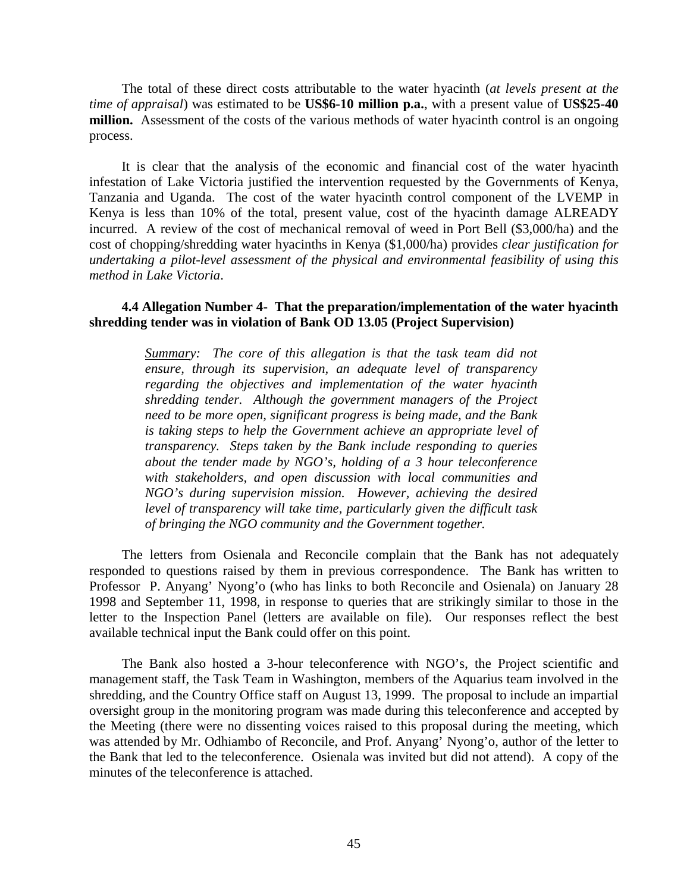The total of these direct costs attributable to the water hyacinth (*at levels present at the time of appraisal*) was estimated to be **US$6-10 million p.a.**, with a present value of **US$25-40 million.** Assessment of the costs of the various methods of water hyacinth control is an ongoing process.

It is clear that the analysis of the economic and financial cost of the water hyacinth infestation of Lake Victoria justified the intervention requested by the Governments of Kenya, Tanzania and Uganda. The cost of the water hyacinth control component of the LVEMP in Kenya is less than 10% of the total, present value, cost of the hyacinth damage ALREADY incurred. A review of the cost of mechanical removal of weed in Port Bell ($3,000/ha) and the cost of chopping/shredding water hyacinths in Kenya ($1,000/ha) provides *clear justification for undertaking a pilot-level assessment of the physical and environmental feasibility of using this method in Lake Victoria*.

### 4.4 Allegation Number 4- That the preparation/implementation of the water hyacinth shredding tender was in violation of Bank OD 13.05 (Project Supervision)

> *Summary: The core of this allegation is that the task team did not ensure, through its supervision, an adequate level of transparency regarding the objectives and implementation of the water hyacinth shredding tender. Although the government managers of the Project need to be more open, significant progress is being made, and the Bank is taking steps to help the Government achieve an appropriate level of transparency. Steps taken by the Bank include responding to queries about the tender made by NGO's, holding of a 3 hour teleconference with stakeholders, and open discussion with local communities and NGO's during supervision mission. However, achieving the desired level of transparency will take time, particularly given the difficult task of bringing the NGO community and the Government together.*

The letters from Osienala and Reconcile complain that the Bank has not adequately responded to questions raised by them in previous correspondence. The Bank has written to Professor P. Anyang' Nyong'o (who has links to both Reconcile and Osienala) on January 28 1998 and September 11, 1998, in response to queries that are strikingly similar to those in the letter to the Inspection Panel (letters are available on file). Our responses reflect the best available technical input the Bank could offer on this point.

The Bank also hosted a 3-hour teleconference with NGO's, the Project scientific and management staff, the Task Team in Washington, members of the Aquarius team involved in the shredding, and the Country Office staff on August 13, 1999. The proposal to include an impartial oversight group in the monitoring program was made during this teleconference and accepted by the Meeting (there were no dissenting voices raised to this proposal during the meeting, which was attended by Mr. Odhiambo of Reconcile, and Prof. Anyang' Nyong'o, author of the letter to the Bank that led to the teleconference. Osienala was invited but did not attend). A copy of the minutes of the teleconference is attached.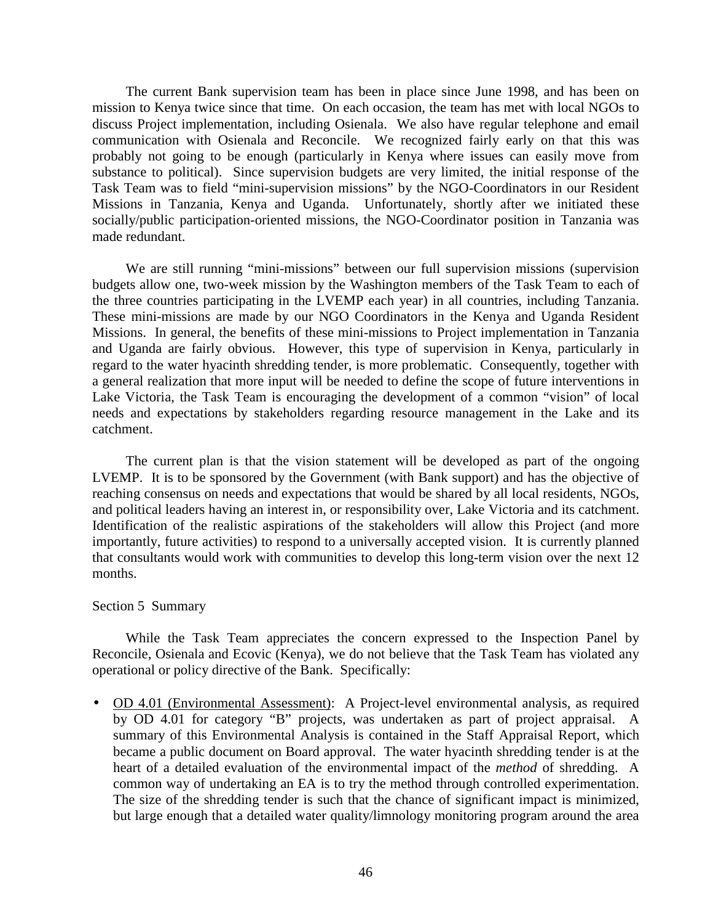The current Bank supervision team has been in place since June 1998, and has been on mission to Kenya twice since that time. On each occasion, the team has met with local NGOs to discuss Project implementation, including Osienala. We also have regular telephone and email communication with Osienala and Reconcile. We recognized fairly early on that this was probably not going to be enough (particularly in Kenya where issues can easily move from substance to political). Since supervision budgets are very limited, the initial response of the Task Team was to field "mini-supervision missions" by the NGO-Coordinators in our Resident Missions in Tanzania, Kenya and Uganda. Unfortunately, shortly after we initiated these socially/public participation-oriented missions, the NGO-Coordinator position in Tanzania was made redundant.

We are still running "mini-missions" between our full supervision missions (supervision budgets allow one, two-week mission by the Washington members of the Task Team to each of the three countries participating in the LVEMP each year) in all countries, including Tanzania. These mini-missions are made by our NGO Coordinators in the Kenya and Uganda Resident Missions. In general, the benefits of these mini-missions to Project implementation in Tanzania and Uganda are fairly obvious. However, this type of supervision in Kenya, particularly in regard to the water hyacinth shredding tender, is more problematic. Consequently, together with a general realization that more input will be needed to define the scope of future interventions in Lake Victoria, the Task Team is encouraging the development of a common "vision" of local needs and expectations by stakeholders regarding resource management in the Lake and its catchment.

The current plan is that the vision statement will be developed as part of the ongoing LVEMP. It is to be sponsored by the Government (with Bank support) and has the objective of reaching consensus on needs and expectations that would be shared by all local residents, NGOs, and political leaders having an interest in, or responsibility over, Lake Victoria and its catchment. Identification of the realistic aspirations of the stakeholders will allow this Project (and more importantly, future activities) to respond to a universally accepted vision. It is currently planned that consultants would work with communities to develop this long-term vision over the next 12 months.

Section 5 Summary

While the Task Team appreciates the concern expressed to the Inspection Panel by Reconcile, Osienala and Ecovic (Kenya), we do not believe that the Task Team has violated any operational or policy directive of the Bank. Specifically:

- OD 4.01 (Environmental Assessment): A Project-level environmental analysis, as required by OD 4.01 for category "B" projects, was undertaken as part of project appraisal. A summary of this Environmental Analysis is contained in the Staff Appraisal Report, which became a public document on Board approval. The water hyacinth shredding tender is at the heart of a detailed evaluation of the environmental impact of the *method* of shredding. A common way of undertaking an EA is to try the method through controlled experimentation. The size of the shredding tender is such that the chance of significant impact is minimized, but large enough that a detailed water quality/limnology monitoring program around the area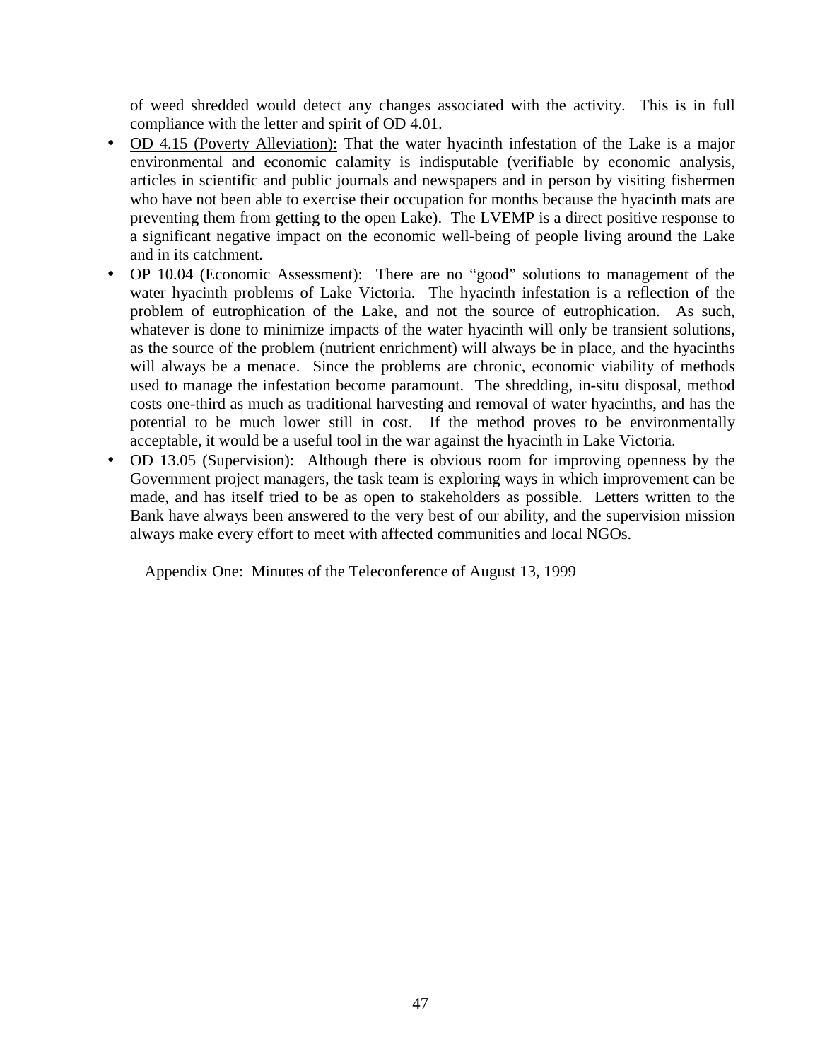of weed shredded would detect any changes associated with the activity. This is in full compliance with the letter and spirit of OD 4.01.

- OD 4.15 (Poverty Alleviation): That the water hyacinth infestation of the Lake is a major environmental and economic calamity is indisputable (verifiable by economic analysis, articles in scientific and public journals and newspapers and in person by visiting fishermen who have not been able to exercise their occupation for months because the hyacinth mats are preventing them from getting to the open Lake). The LVEMP is a direct positive response to a significant negative impact on the economic well-being of people living around the Lake and in its catchment.
- OP 10.04 (Economic Assessment): There are no "good" solutions to management of the water hyacinth problems of Lake Victoria. The hyacinth infestation is a reflection of the problem of eutrophication of the Lake, and not the source of eutrophication. As such, whatever is done to minimize impacts of the water hyacinth will only be transient solutions, as the source of the problem (nutrient enrichment) will always be in place, and the hyacinths will always be a menace. Since the problems are chronic, economic viability of methods used to manage the infestation become paramount. The shredding, in-situ disposal, method costs one-third as much as traditional harvesting and removal of water hyacinths, and has the potential to be much lower still in cost. If the method proves to be environmentally acceptable, it would be a useful tool in the war against the hyacinth in Lake Victoria.
- OD 13.05 (Supervision): Although there is obvious room for improving openness by the Government project managers, the task team is exploring ways in which improvement can be made, and has itself tried to be as open to stakeholders as possible. Letters written to the Bank have always been answered to the very best of our ability, and the supervision mission always make every effort to meet with affected communities and local NGOs.

Appendix One: Minutes of the Teleconference of August 13, 1999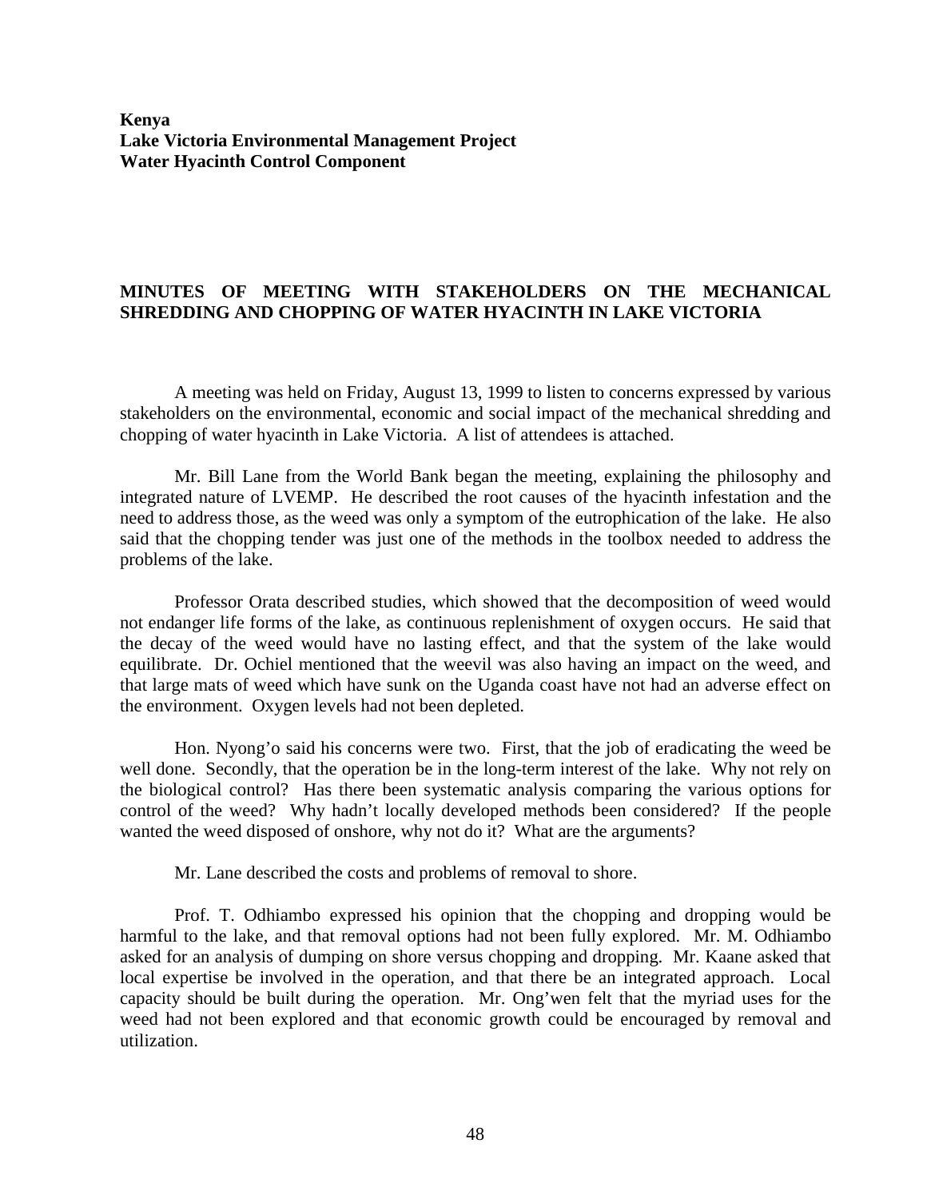**Kenya**
**Lake Victoria Environmental Management Project**
**Water Hyacinth Control Component**

## MINUTES OF MEETING WITH STAKEHOLDERS ON THE MECHANICAL SHREDDING AND CHOPPING OF WATER HYACINTH IN LAKE VICTORIA

A meeting was held on Friday, August 13, 1999 to listen to concerns expressed by various stakeholders on the environmental, economic and social impact of the mechanical shredding and chopping of water hyacinth in Lake Victoria. A list of attendees is attached.

Mr. Bill Lane from the World Bank began the meeting, explaining the philosophy and integrated nature of LVEMP. He described the root causes of the hyacinth infestation and the need to address those, as the weed was only a symptom of the eutrophication of the lake. He also said that the chopping tender was just one of the methods in the toolbox needed to address the problems of the lake.

Professor Orata described studies, which showed that the decomposition of weed would not endanger life forms of the lake, as continuous replenishment of oxygen occurs. He said that the decay of the weed would have no lasting effect, and that the system of the lake would equilibrate. Dr. Ochiel mentioned that the weevil was also having an impact on the weed, and that large mats of weed which have sunk on the Uganda coast have not had an adverse effect on the environment. Oxygen levels had not been depleted.

Hon. Nyong'o said his concerns were two. First, that the job of eradicating the weed be well done. Secondly, that the operation be in the long-term interest of the lake. Why not rely on the biological control? Has there been systematic analysis comparing the various options for control of the weed? Why hadn't locally developed methods been considered? If the people wanted the weed disposed of onshore, why not do it? What are the arguments?

Mr. Lane described the costs and problems of removal to shore.

Prof. T. Odhiambo expressed his opinion that the chopping and dropping would be harmful to the lake, and that removal options had not been fully explored. Mr. M. Odhiambo asked for an analysis of dumping on shore versus chopping and dropping. Mr. Kaane asked that local expertise be involved in the operation, and that there be an integrated approach. Local capacity should be built during the operation. Mr. Ong'wen felt that the myriad uses for the weed had not been explored and that economic growth could be encouraged by removal and utilization.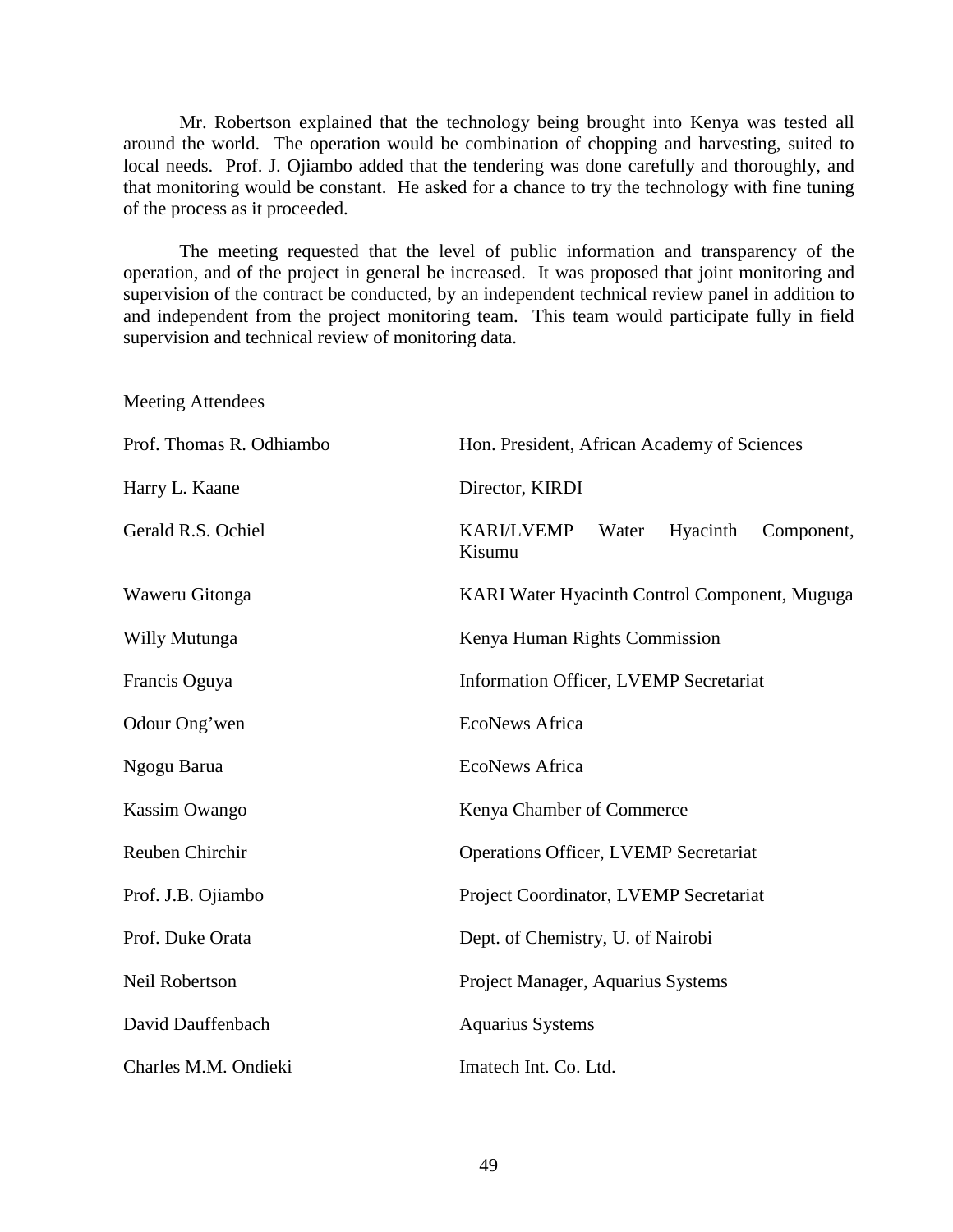Mr. Robertson explained that the technology being brought into Kenya was tested all around the world. The operation would be combination of chopping and harvesting, suited to local needs. Prof. J. Ojiambo added that the tendering was done carefully and thoroughly, and that monitoring would be constant. He asked for a chance to try the technology with fine tuning of the process as it proceeded.

The meeting requested that the level of public information and transparency of the operation, and of the project in general be increased. It was proposed that joint monitoring and supervision of the contract be conducted, by an independent technical review panel in addition to and independent from the project monitoring team. This team would participate fully in field supervision and technical review of monitoring data.

Meeting Attendees

| | |
|---|---|
| Prof. Thomas R. Odhiambo | Hon. President, African Academy of Sciences |
| Harry L. Kaane | Director, KIRDI |
| Gerald R.S. Ochiel | KARI/LVEMP Water Hyacinth Component, Kisumu |
| Waweru Gitonga | KARI Water Hyacinth Control Component, Muguga |
| Willy Mutunga | Kenya Human Rights Commission |
| Francis Oguya | Information Officer, LVEMP Secretariat |
| Odour Ong'wen | EcoNews Africa |
| Ngogu Barua | EcoNews Africa |
| Kassim Owango | Kenya Chamber of Commerce |
| Reuben Chirchir | Operations Officer, LVEMP Secretariat |
| Prof. J.B. Ojiambo | Project Coordinator, LVEMP Secretariat |
| Prof. Duke Orata | Dept. of Chemistry, U. of Nairobi |
| Neil Robertson | Project Manager, Aquarius Systems |
| David Dauffenbach | Aquarius Systems |
| Charles M.M. Ondieki | Imatech Int. Co. Ltd. |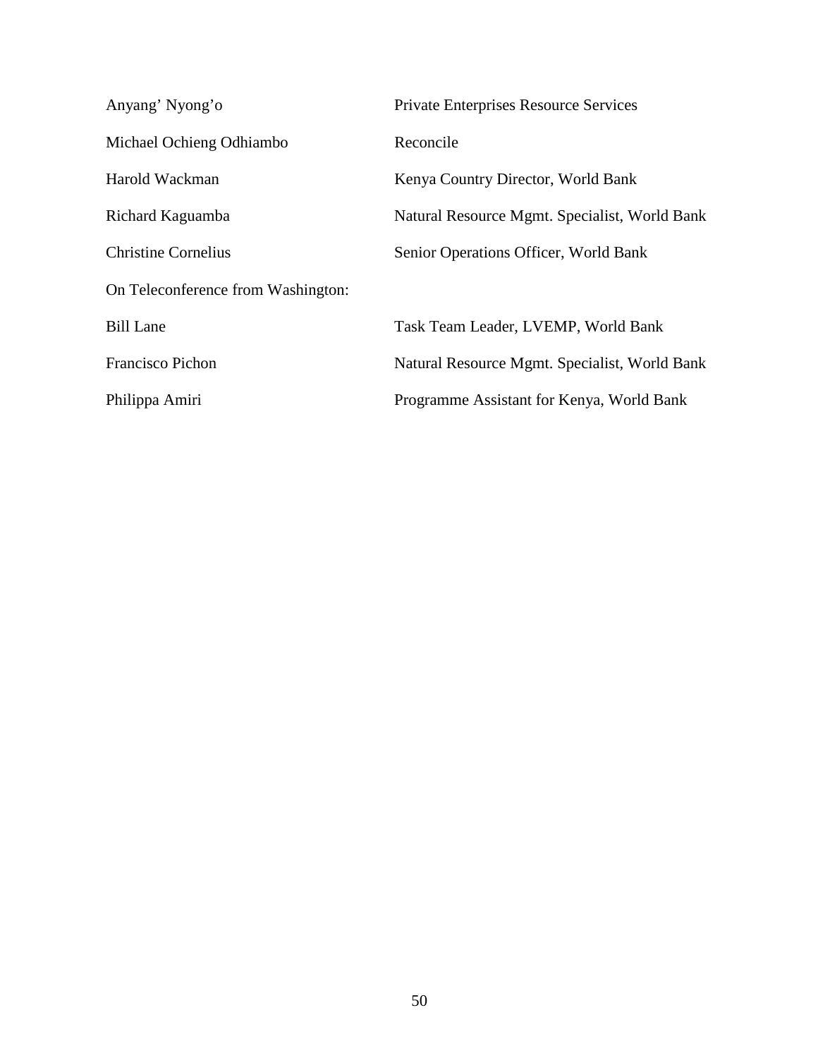| | |
|---|---|
| Anyang' Nyong'o | Private Enterprises Resource Services |
| Michael Ochieng Odhiambo | Reconcile |
| Harold Wackman | Kenya Country Director, World Bank |
| Richard Kaguamba | Natural Resource Mgmt. Specialist, World Bank |
| Christine Cornelius | Senior Operations Officer, World Bank |
| On Teleconference from Washington: | |
| Bill Lane | Task Team Leader, LVEMP, World Bank |
| Francisco Pichon | Natural Resource Mgmt. Specialist, World Bank |
| Philippa Amiri | Programme Assistant for Kenya, World Bank |